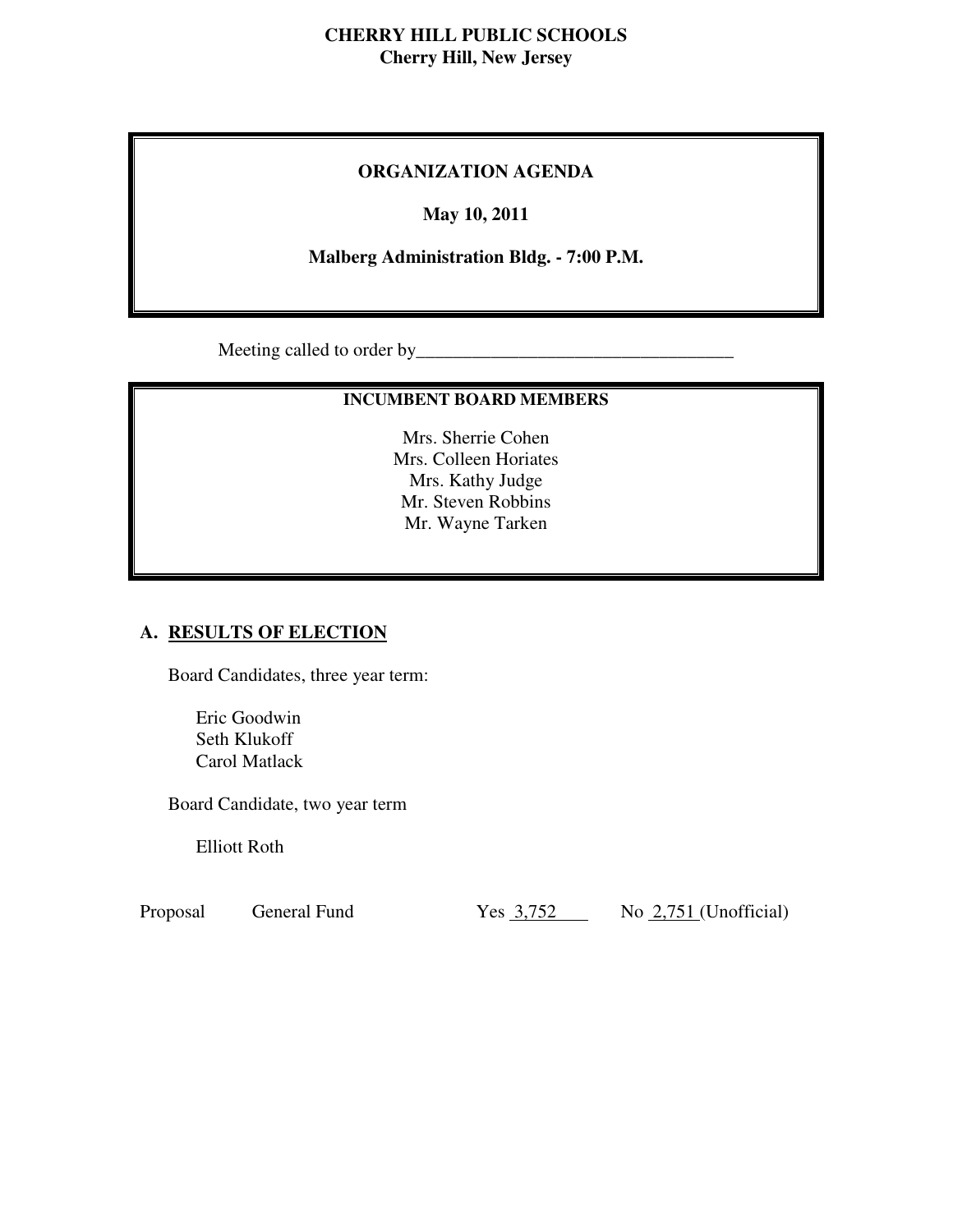**CHERRY HILL PUBLIC SCHOOLS**
**Cherry Hill, New Jersey**

# ORGANIZATION AGENDA

**May 10, 2011**

**Malberg Administration Bldg. - 7:00 P.M.**

Meeting called to order by___________________________________

**INCUMBENT BOARD MEMBERS**

Mrs. Sherrie Cohen
Mrs. Colleen Horiates
Mrs. Kathy Judge
Mr. Steven Robbins
Mr. Wayne Tarken

## A. RESULTS OF ELECTION

Board Candidates, three year term:

Eric Goodwin
Seth Klukoff
Carol Matlack

Board Candidate, two year term

Elliott Roth

| Proposal | General Fund | Yes 3,752 | No 2,751 (Unofficial) |
|---|---|---|---|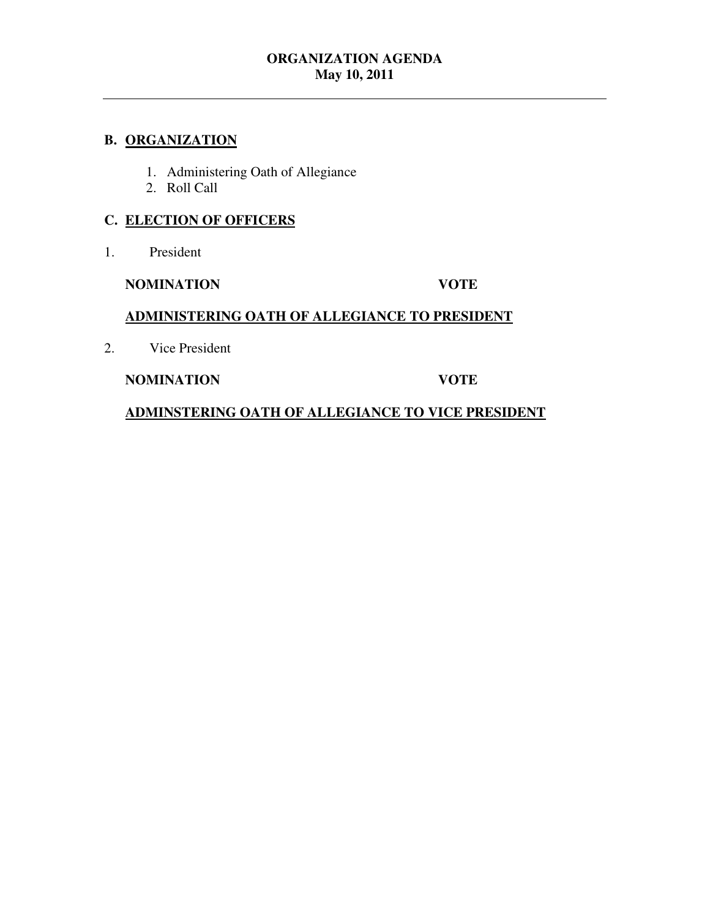**ORGANIZATION AGENDA**
**May 10, 2011**

---

## B. ORGANIZATION

1. Administering Oath of Allegiance
2. Roll Call

## C. ELECTION OF OFFICERS

1. President

**NOMINATION** **VOTE**

**ADMINISTERING OATH OF ALLEGIANCE TO PRESIDENT**

2. Vice President

**NOMINATION** **VOTE**

**ADMINSTERING OATH OF ALLEGIANCE TO VICE PRESIDENT**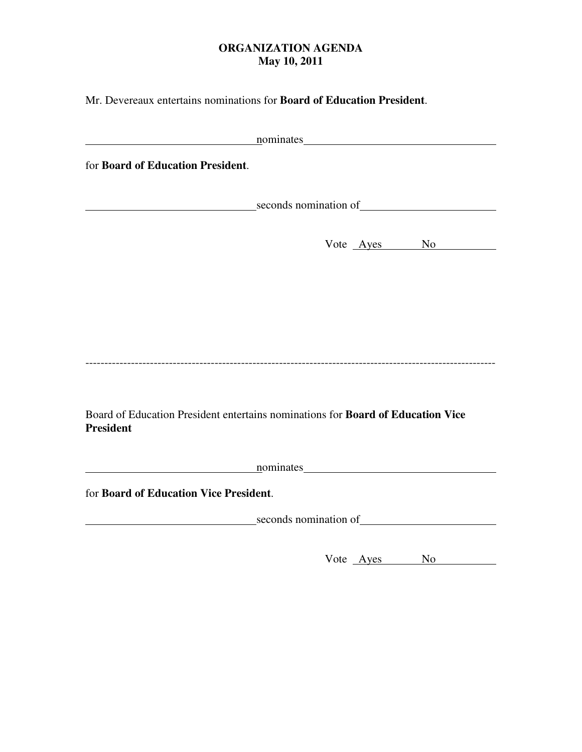**ORGANIZATION AGENDA**
**May 10, 2011**

Mr. Devereaux entertains nominations for **Board of Education President**.

______________________________ nominates ________________________________

for **Board of Education President**.

______________________________ seconds nomination of ______________________

Vote ___Ayes__________No__________

---

Board of Education President entertains nominations for **Board of Education Vice President**

______________________________ nominates ________________________________

for **Board of Education Vice President**.

______________________________ seconds nomination of ______________________

Vote ___Ayes__________No__________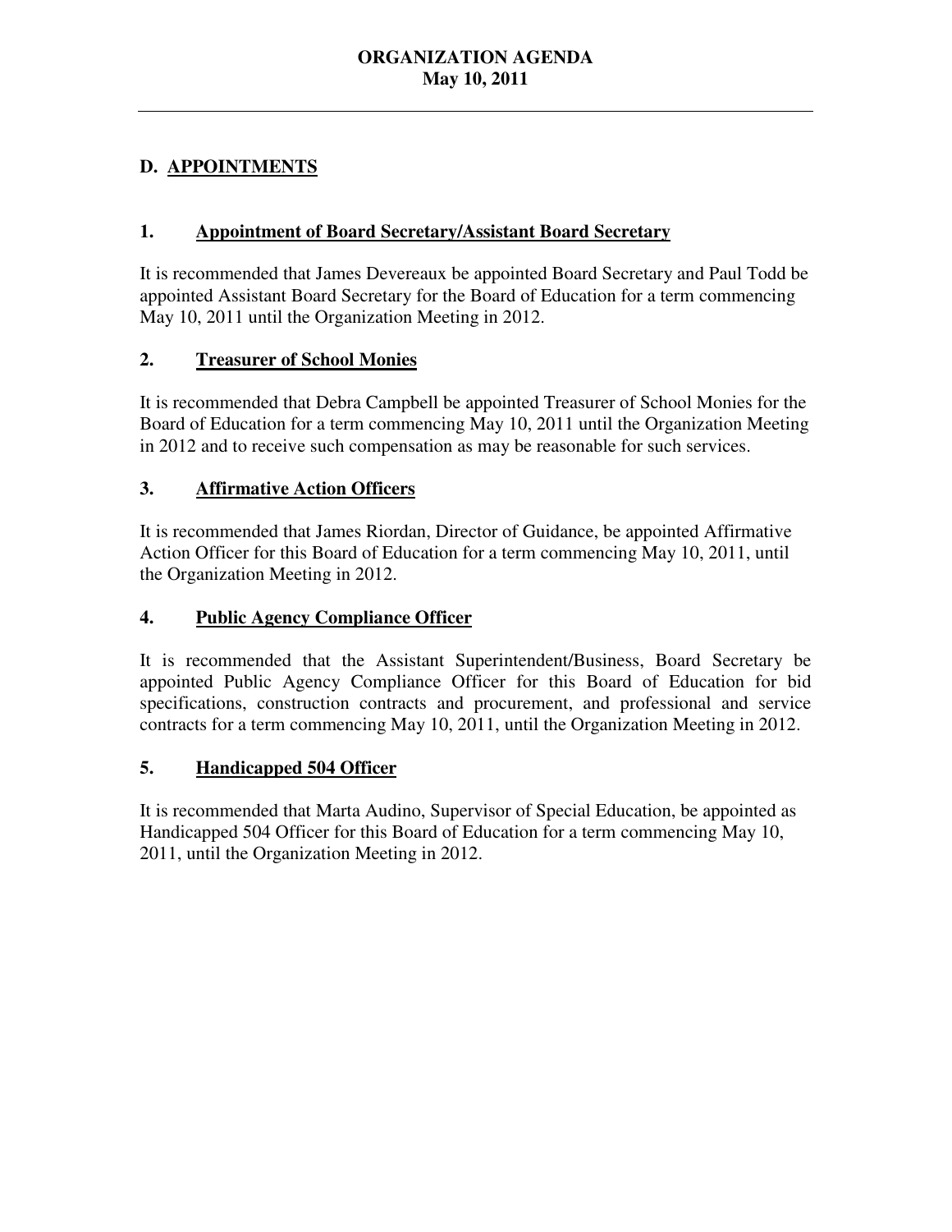## D. APPOINTMENTS

### 1. Appointment of Board Secretary/Assistant Board Secretary

It is recommended that James Devereaux be appointed Board Secretary and Paul Todd be appointed Assistant Board Secretary for the Board of Education for a term commencing May 10, 2011 until the Organization Meeting in 2012.

### 2. Treasurer of School Monies

It is recommended that Debra Campbell be appointed Treasurer of School Monies for the Board of Education for a term commencing May 10, 2011 until the Organization Meeting in 2012 and to receive such compensation as may be reasonable for such services.

### 3. Affirmative Action Officers

It is recommended that James Riordan, Director of Guidance, be appointed Affirmative Action Officer for this Board of Education for a term commencing May 10, 2011, until the Organization Meeting in 2012.

### 4. Public Agency Compliance Officer

It is recommended that the Assistant Superintendent/Business, Board Secretary be appointed Public Agency Compliance Officer for this Board of Education for bid specifications, construction contracts and procurement, and professional and service contracts for a term commencing May 10, 2011, until the Organization Meeting in 2012.

### 5. Handicapped 504 Officer

It is recommended that Marta Audino, Supervisor of Special Education, be appointed as Handicapped 504 Officer for this Board of Education for a term commencing May 10, 2011, until the Organization Meeting in 2012.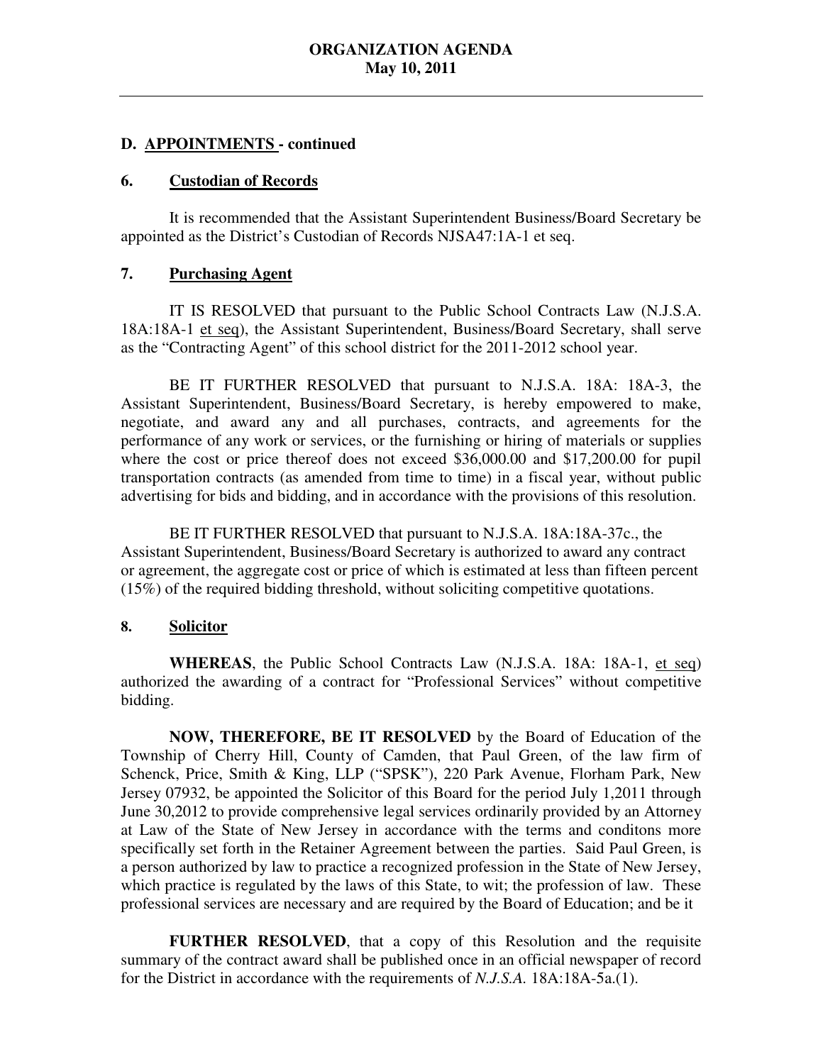## D. APPOINTMENTS - continued

### 6. Custodian of Records

It is recommended that the Assistant Superintendent Business/Board Secretary be appointed as the District's Custodian of Records NJSA47:1A-1 et seq.

### 7. Purchasing Agent

IT IS RESOLVED that pursuant to the Public School Contracts Law (N.J.S.A. 18A:18A-1 et seq), the Assistant Superintendent, Business/Board Secretary, shall serve as the "Contracting Agent" of this school district for the 2011-2012 school year.

BE IT FURTHER RESOLVED that pursuant to N.J.S.A. 18A: 18A-3, the Assistant Superintendent, Business/Board Secretary, is hereby empowered to make, negotiate, and award any and all purchases, contracts, and agreements for the performance of any work or services, or the furnishing or hiring of materials or supplies where the cost or price thereof does not exceed $36,000.00 and $17,200.00 for pupil transportation contracts (as amended from time to time) in a fiscal year, without public advertising for bids and bidding, and in accordance with the provisions of this resolution.

BE IT FURTHER RESOLVED that pursuant to N.J.S.A. 18A:18A-37c., the Assistant Superintendent, Business/Board Secretary is authorized to award any contract or agreement, the aggregate cost or price of which is estimated at less than fifteen percent (15%) of the required bidding threshold, without soliciting competitive quotations.

### 8. Solicitor

**WHEREAS**, the Public School Contracts Law (N.J.S.A. 18A: 18A-1, et seq) authorized the awarding of a contract for "Professional Services" without competitive bidding.

**NOW, THEREFORE, BE IT RESOLVED** by the Board of Education of the Township of Cherry Hill, County of Camden, that Paul Green, of the law firm of Schenck, Price, Smith & King, LLP ("SPSK"), 220 Park Avenue, Florham Park, New Jersey 07932, be appointed the Solicitor of this Board for the period July 1,2011 through June 30,2012 to provide comprehensive legal services ordinarily provided by an Attorney at Law of the State of New Jersey in accordance with the terms and conditons more specifically set forth in the Retainer Agreement between the parties. Said Paul Green, is a person authorized by law to practice a recognized profession in the State of New Jersey, which practice is regulated by the laws of this State, to wit; the profession of law. These professional services are necessary and are required by the Board of Education; and be it

**FURTHER RESOLVED**, that a copy of this Resolution and the requisite summary of the contract award shall be published once in an official newspaper of record for the District in accordance with the requirements of *N.J.S.A.* 18A:18A-5a.(1).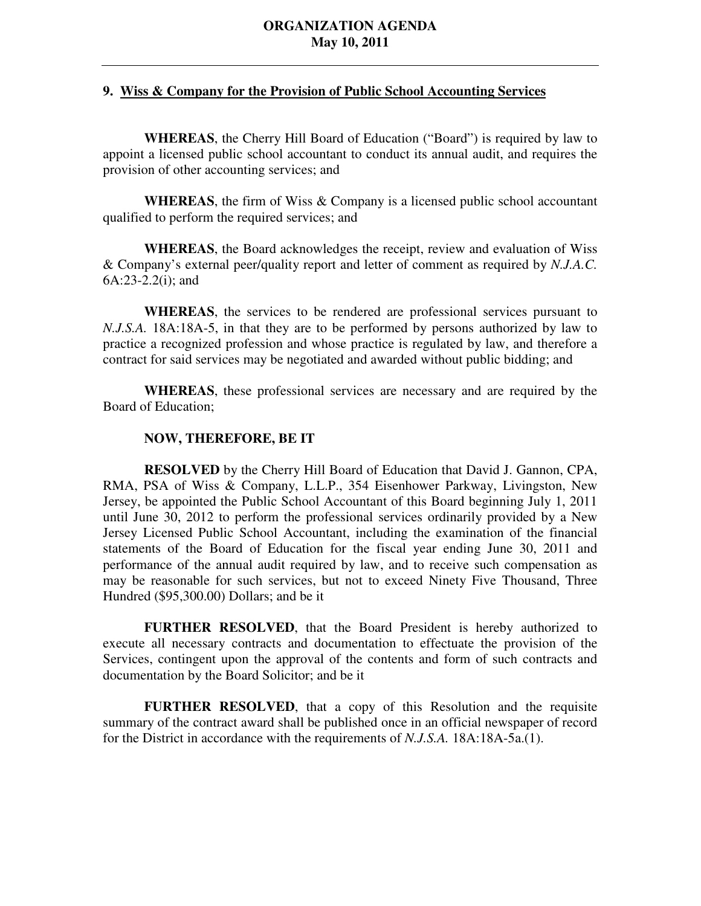## 9. Wiss & Company for the Provision of Public School Accounting Services

**WHEREAS**, the Cherry Hill Board of Education ("Board") is required by law to appoint a licensed public school accountant to conduct its annual audit, and requires the provision of other accounting services; and

**WHEREAS**, the firm of Wiss & Company is a licensed public school accountant qualified to perform the required services; and

**WHEREAS**, the Board acknowledges the receipt, review and evaluation of Wiss & Company's external peer/quality report and letter of comment as required by *N.J.A.C.* 6A:23-2.2(i); and

**WHEREAS**, the services to be rendered are professional services pursuant to *N.J.S.A.* 18A:18A-5, in that they are to be performed by persons authorized by law to practice a recognized profession and whose practice is regulated by law, and therefore a contract for said services may be negotiated and awarded without public bidding; and

**WHEREAS**, these professional services are necessary and are required by the Board of Education;

**NOW, THEREFORE, BE IT**

**RESOLVED** by the Cherry Hill Board of Education that David J. Gannon, CPA, RMA, PSA of Wiss & Company, L.L.P., 354 Eisenhower Parkway, Livingston, New Jersey, be appointed the Public School Accountant of this Board beginning July 1, 2011 until June 30, 2012 to perform the professional services ordinarily provided by a New Jersey Licensed Public School Accountant, including the examination of the financial statements of the Board of Education for the fiscal year ending June 30, 2011 and performance of the annual audit required by law, and to receive such compensation as may be reasonable for such services, but not to exceed Ninety Five Thousand, Three Hundred ($95,300.00) Dollars; and be it

**FURTHER RESOLVED**, that the Board President is hereby authorized to execute all necessary contracts and documentation to effectuate the provision of the Services, contingent upon the approval of the contents and form of such contracts and documentation by the Board Solicitor; and be it

**FURTHER RESOLVED**, that a copy of this Resolution and the requisite summary of the contract award shall be published once in an official newspaper of record for the District in accordance with the requirements of *N.J.S.A.* 18A:18A-5a.(1).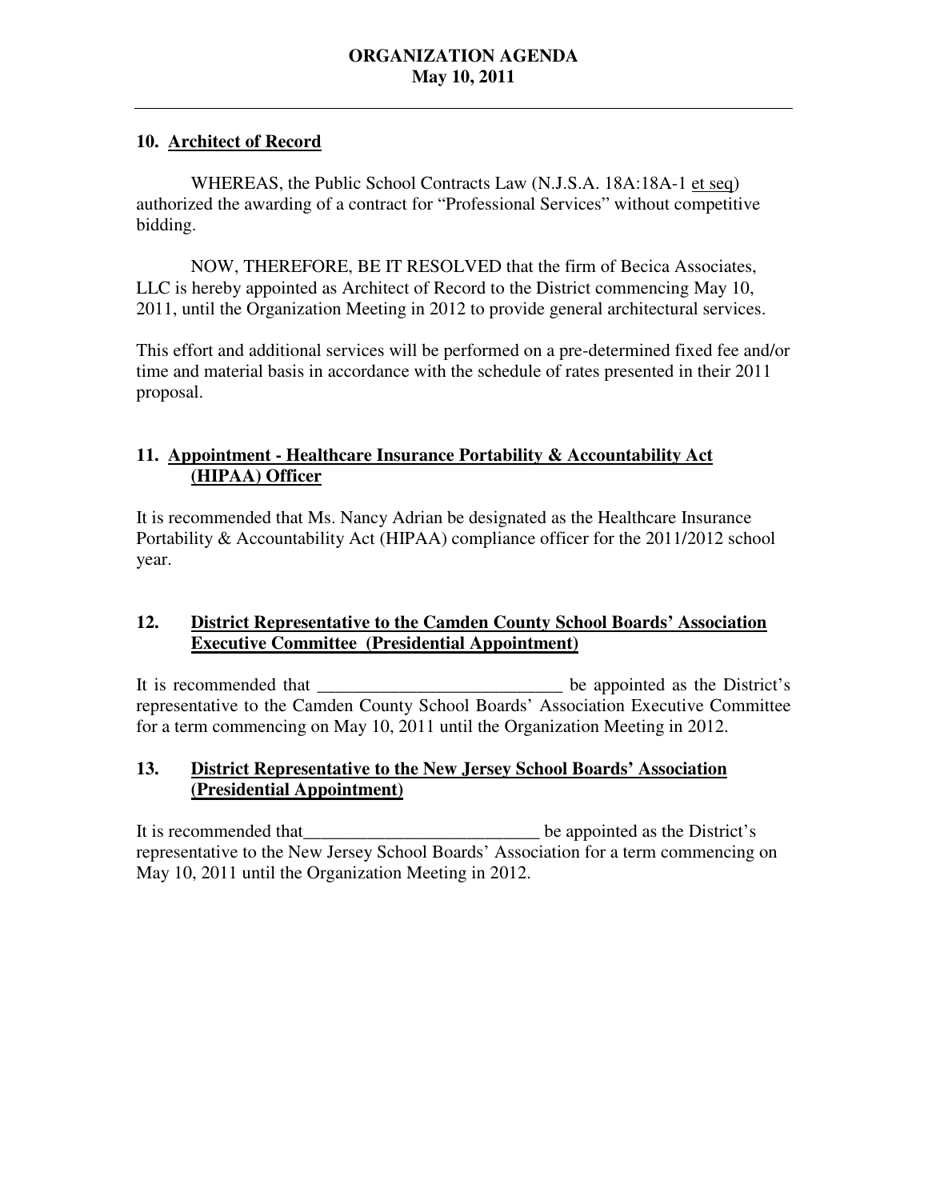## 10. Architect of Record

WHEREAS, the Public School Contracts Law (N.J.S.A. 18A:18A-1 et seq) authorized the awarding of a contract for "Professional Services" without competitive bidding.

NOW, THEREFORE, BE IT RESOLVED that the firm of Becica Associates, LLC is hereby appointed as Architect of Record to the District commencing May 10, 2011, until the Organization Meeting in 2012 to provide general architectural services.

This effort and additional services will be performed on a pre-determined fixed fee and/or time and material basis in accordance with the schedule of rates presented in their 2011 proposal.

## 11. Appointment - Healthcare Insurance Portability & Accountability Act (HIPAA) Officer

It is recommended that Ms. Nancy Adrian be designated as the Healthcare Insurance Portability & Accountability Act (HIPAA) compliance officer for the 2011/2012 school year.

## 12. District Representative to the Camden County School Boards' Association Executive Committee (Presidential Appointment)

It is recommended that ___________________________ be appointed as the District's representative to the Camden County School Boards' Association Executive Committee for a term commencing on May 10, 2011 until the Organization Meeting in 2012.

## 13. District Representative to the New Jersey School Boards' Association (Presidential Appointment)

It is recommended that__________________________ be appointed as the District's representative to the New Jersey School Boards' Association for a term commencing on May 10, 2011 until the Organization Meeting in 2012.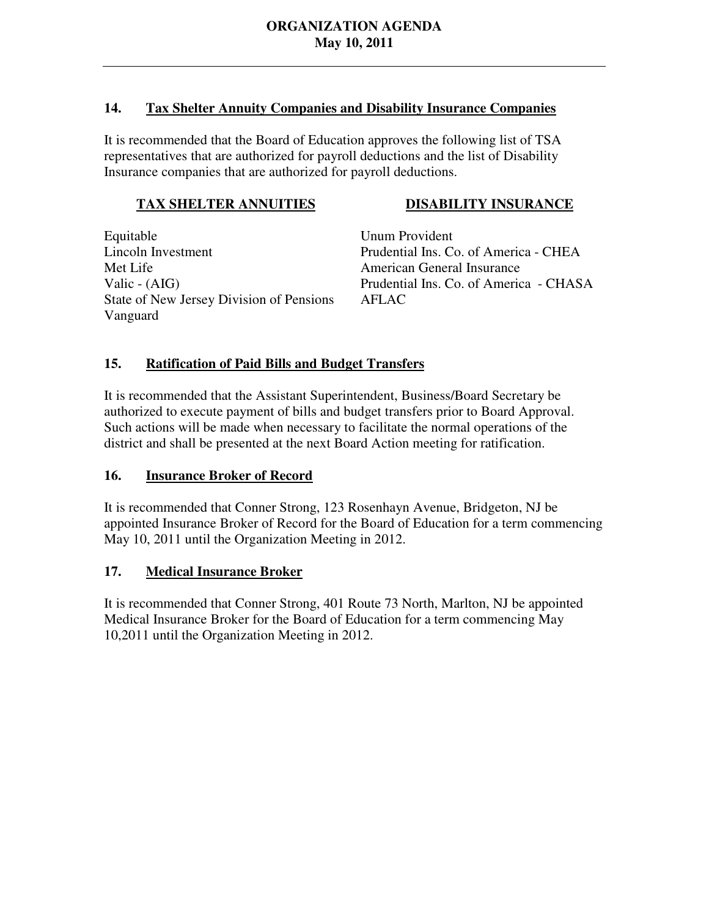## 14. Tax Shelter Annuity Companies and Disability Insurance Companies

It is recommended that the Board of Education approves the following list of TSA representatives that are authorized for payroll deductions and the list of Disability Insurance companies that are authorized for payroll deductions.

| TAX SHELTER ANNUITIES | DISABILITY INSURANCE |
|---|---|
| Equitable | Unum Provident |
| Lincoln Investment | Prudential Ins. Co. of America - CHEA |
| Met Life | American General Insurance |
| Valic - (AIG) | Prudential Ins. Co. of America - CHASA |
| State of New Jersey Division of Pensions | AFLAC |
| Vanguard | |

## 15. Ratification of Paid Bills and Budget Transfers

It is recommended that the Assistant Superintendent, Business/Board Secretary be authorized to execute payment of bills and budget transfers prior to Board Approval. Such actions will be made when necessary to facilitate the normal operations of the district and shall be presented at the next Board Action meeting for ratification.

## 16. Insurance Broker of Record

It is recommended that Conner Strong, 123 Rosenhayn Avenue, Bridgeton, NJ be appointed Insurance Broker of Record for the Board of Education for a term commencing May 10, 2011 until the Organization Meeting in 2012.

## 17. Medical Insurance Broker

It is recommended that Conner Strong, 401 Route 73 North, Marlton, NJ be appointed Medical Insurance Broker for the Board of Education for a term commencing May 10,2011 until the Organization Meeting in 2012.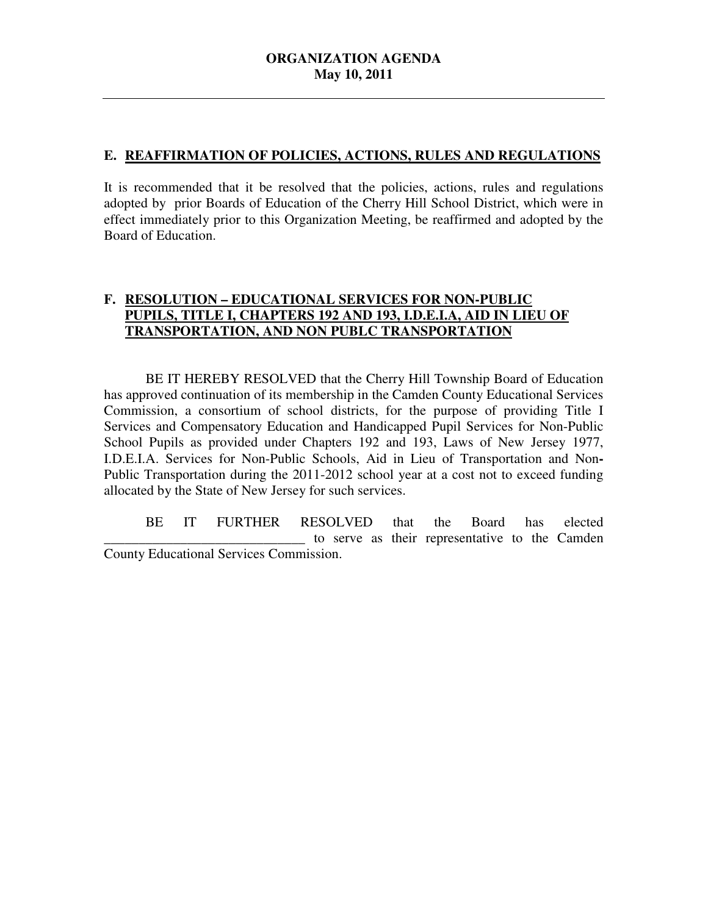## E. REAFFIRMATION OF POLICIES, ACTIONS, RULES AND REGULATIONS

It is recommended that it be resolved that the policies, actions, rules and regulations adopted by prior Boards of Education of the Cherry Hill School District, which were in effect immediately prior to this Organization Meeting, be reaffirmed and adopted by the Board of Education.

## F. RESOLUTION – EDUCATIONAL SERVICES FOR NON-PUBLIC PUPILS, TITLE I, CHAPTERS 192 AND 193, I.D.E.I.A, AID IN LIEU OF TRANSPORTATION, AND NON PUBLC TRANSPORTATION

BE IT HEREBY RESOLVED that the Cherry Hill Township Board of Education has approved continuation of its membership in the Camden County Educational Services Commission, a consortium of school districts, for the purpose of providing Title I Services and Compensatory Education and Handicapped Pupil Services for Non-Public School Pupils as provided under Chapters 192 and 193, Laws of New Jersey 1977, I.D.E.I.A. Services for Non-Public Schools, Aid in Lieu of Transportation and Non-Public Transportation during the 2011-2012 school year at a cost not to exceed funding allocated by the State of New Jersey for such services.

BE IT FURTHER RESOLVED that the Board has elected _____________________________ to serve as their representative to the Camden County Educational Services Commission.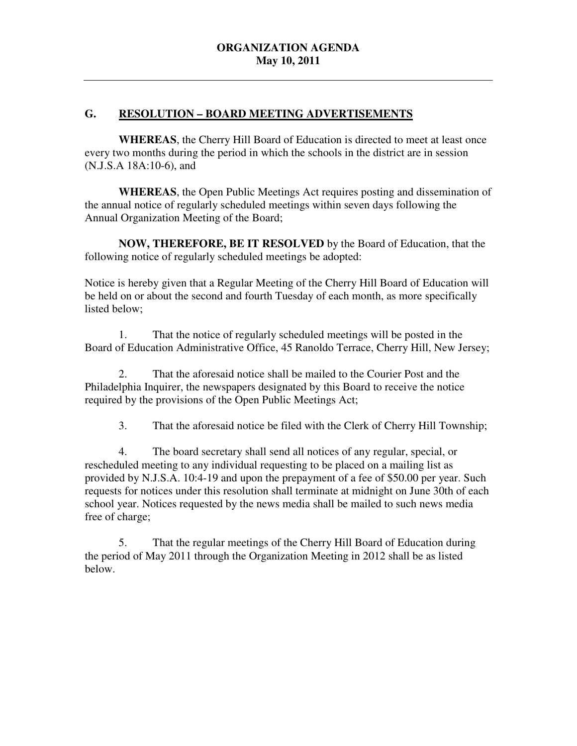# ORGANIZATION AGENDA
# May 10, 2011

## G. RESOLUTION – BOARD MEETING ADVERTISEMENTS

**WHEREAS**, the Cherry Hill Board of Education is directed to meet at least once every two months during the period in which the schools in the district are in session (N.J.S.A 18A:10-6), and

**WHEREAS**, the Open Public Meetings Act requires posting and dissemination of the annual notice of regularly scheduled meetings within seven days following the Annual Organization Meeting of the Board;

**NOW, THEREFORE, BE IT RESOLVED** by the Board of Education, that the following notice of regularly scheduled meetings be adopted:

Notice is hereby given that a Regular Meeting of the Cherry Hill Board of Education will be held on or about the second and fourth Tuesday of each month, as more specifically listed below;

1. That the notice of regularly scheduled meetings will be posted in the Board of Education Administrative Office, 45 Ranoldo Terrace, Cherry Hill, New Jersey;

2. That the aforesaid notice shall be mailed to the Courier Post and the Philadelphia Inquirer, the newspapers designated by this Board to receive the notice required by the provisions of the Open Public Meetings Act;

3. That the aforesaid notice be filed with the Clerk of Cherry Hill Township;

4. The board secretary shall send all notices of any regular, special, or rescheduled meeting to any individual requesting to be placed on a mailing list as provided by N.J.S.A. 10:4-19 and upon the prepayment of a fee of $50.00 per year. Such requests for notices under this resolution shall terminate at midnight on June 30th of each school year. Notices requested by the news media shall be mailed to such news media free of charge;

5. That the regular meetings of the Cherry Hill Board of Education during the period of May 2011 through the Organization Meeting in 2012 shall be as listed below.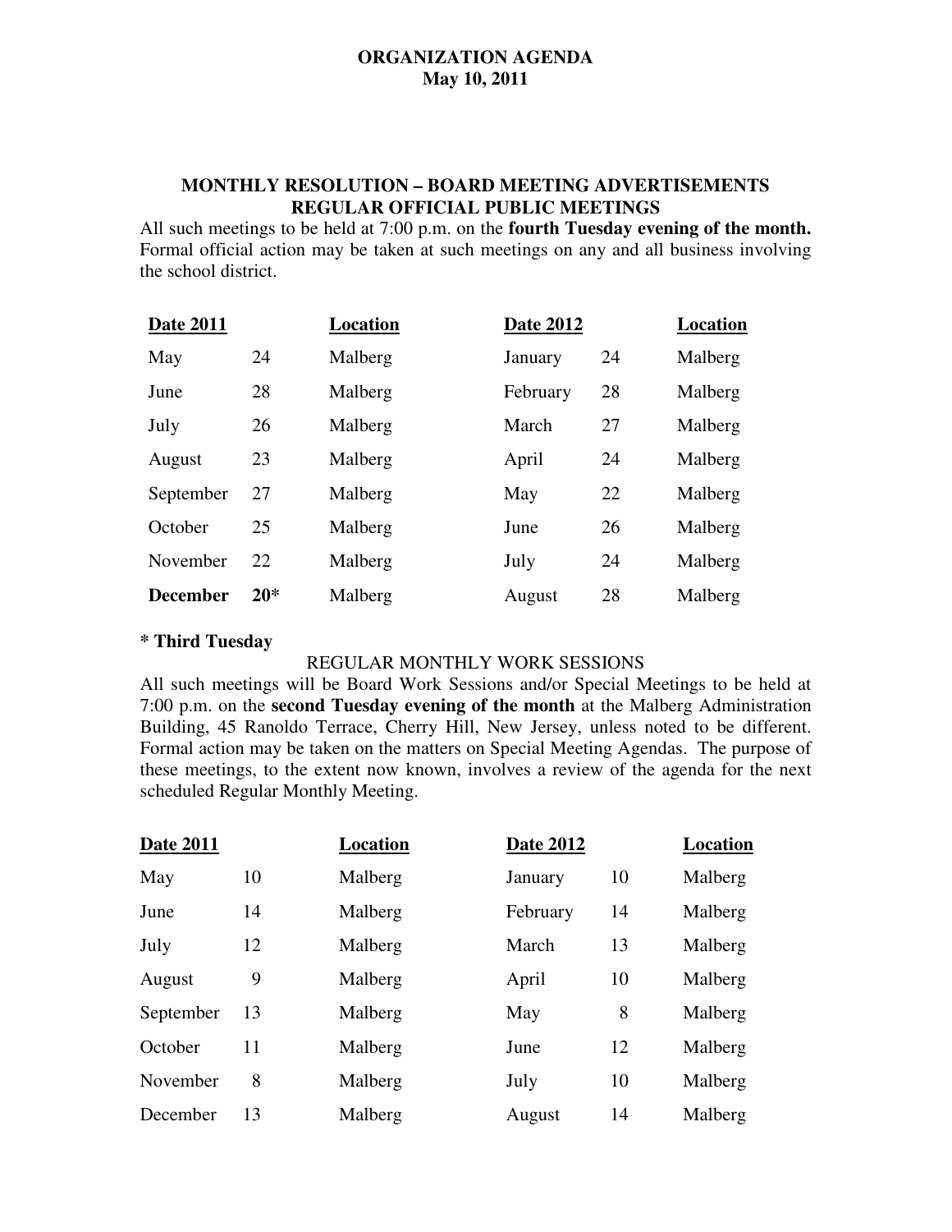**ORGANIZATION AGENDA**
**May 10, 2011**

## MONTHLY RESOLUTION – BOARD MEETING ADVERTISEMENTS
## REGULAR OFFICIAL PUBLIC MEETINGS

All such meetings to be held at 7:00 p.m. on the **fourth Tuesday evening of the month.** Formal official action may be taken at such meetings on any and all business involving the school district.

| Date 2011 | | Location | Date 2012 | | Location |
|---|---|---|---|---|---|
| May | 24 | Malberg | January | 24 | Malberg |
| June | 28 | Malberg | February | 28 | Malberg |
| July | 26 | Malberg | March | 27 | Malberg |
| August | 23 | Malberg | April | 24 | Malberg |
| September | 27 | Malberg | May | 22 | Malberg |
| October | 25 | Malberg | June | 26 | Malberg |
| November | 22 | Malberg | July | 24 | Malberg |
| **December** | **20*** | Malberg | August | 28 | Malberg |

**\* Third Tuesday**

REGULAR MONTHLY WORK SESSIONS

All such meetings will be Board Work Sessions and/or Special Meetings to be held at 7:00 p.m. on the **second Tuesday evening of the month** at the Malberg Administration Building, 45 Ranoldo Terrace, Cherry Hill, New Jersey, unless noted to be different. Formal action may be taken on the matters on Special Meeting Agendas. The purpose of these meetings, to the extent now known, involves a review of the agenda for the next scheduled Regular Monthly Meeting.

| Date 2011 | | Location | Date 2012 | | Location |
|---|---|---|---|---|---|
| May | 10 | Malberg | January | 10 | Malberg |
| June | 14 | Malberg | February | 14 | Malberg |
| July | 12 | Malberg | March | 13 | Malberg |
| August | 9 | Malberg | April | 10 | Malberg |
| September | 13 | Malberg | May | 8 | Malberg |
| October | 11 | Malberg | June | 12 | Malberg |
| November | 8 | Malberg | July | 10 | Malberg |
| December | 13 | Malberg | August | 14 | Malberg |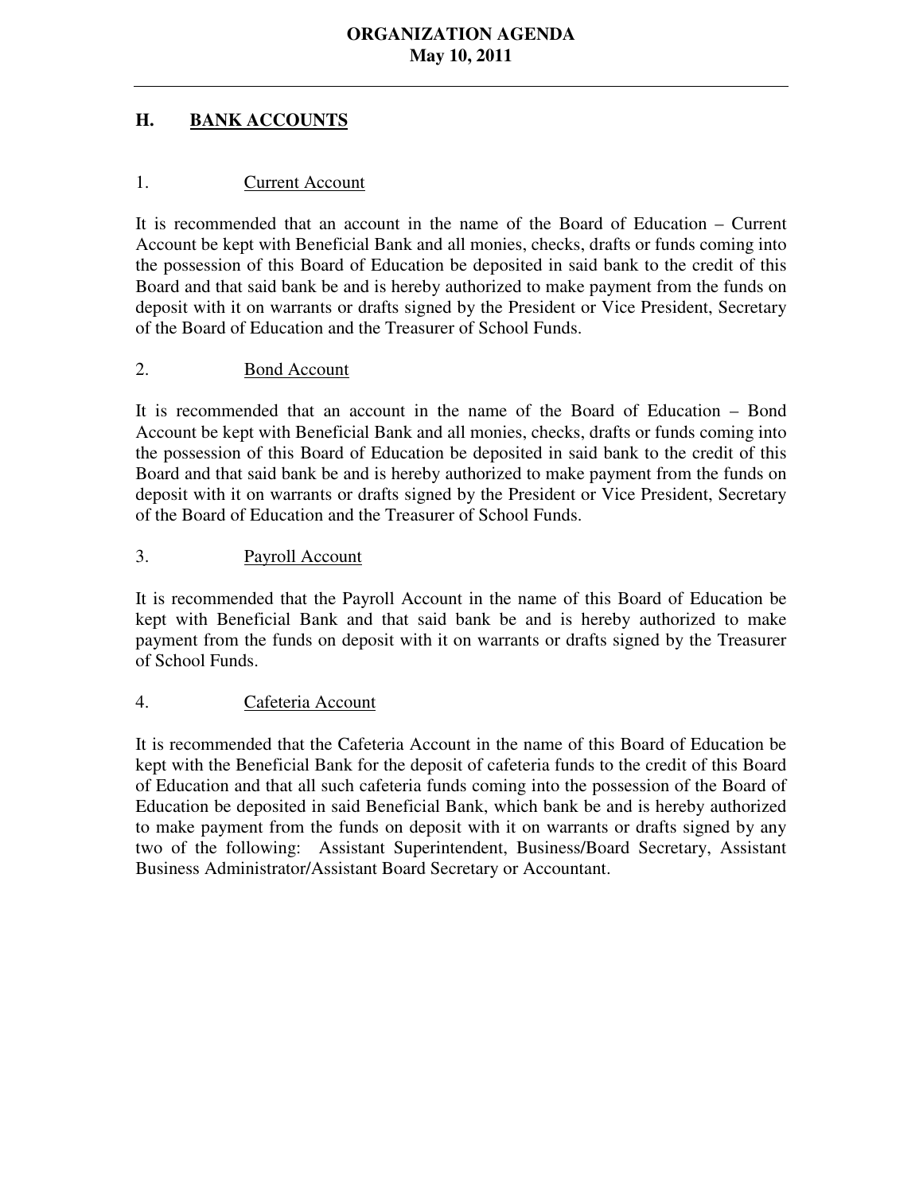## H. BANK ACCOUNTS

### 1. Current Account

It is recommended that an account in the name of the Board of Education – Current Account be kept with Beneficial Bank and all monies, checks, drafts or funds coming into the possession of this Board of Education be deposited in said bank to the credit of this Board and that said bank be and is hereby authorized to make payment from the funds on deposit with it on warrants or drafts signed by the President or Vice President, Secretary of the Board of Education and the Treasurer of School Funds.

### 2. Bond Account

It is recommended that an account in the name of the Board of Education – Bond Account be kept with Beneficial Bank and all monies, checks, drafts or funds coming into the possession of this Board of Education be deposited in said bank to the credit of this Board and that said bank be and is hereby authorized to make payment from the funds on deposit with it on warrants or drafts signed by the President or Vice President, Secretary of the Board of Education and the Treasurer of School Funds.

### 3. Payroll Account

It is recommended that the Payroll Account in the name of this Board of Education be kept with Beneficial Bank and that said bank be and is hereby authorized to make payment from the funds on deposit with it on warrants or drafts signed by the Treasurer of School Funds.

### 4. Cafeteria Account

It is recommended that the Cafeteria Account in the name of this Board of Education be kept with the Beneficial Bank for the deposit of cafeteria funds to the credit of this Board of Education and that all such cafeteria funds coming into the possession of the Board of Education be deposited in said Beneficial Bank, which bank be and is hereby authorized to make payment from the funds on deposit with it on warrants or drafts signed by any two of the following: Assistant Superintendent, Business/Board Secretary, Assistant Business Administrator/Assistant Board Secretary or Accountant.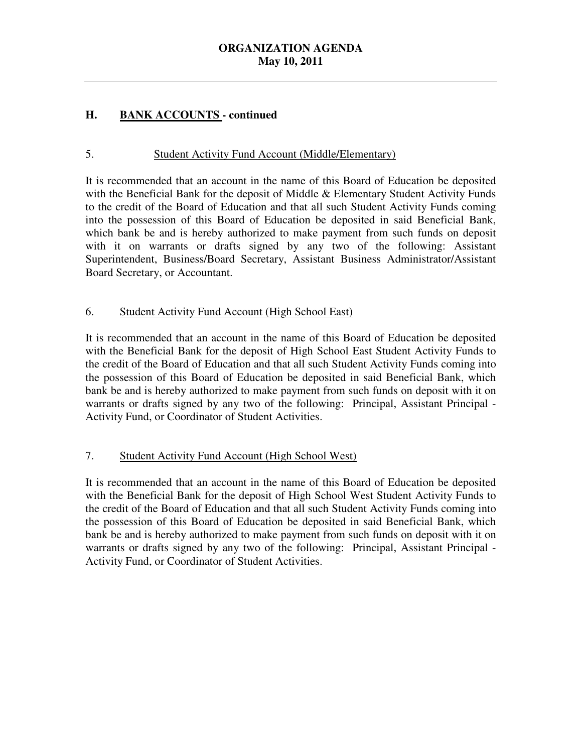## H. BANK ACCOUNTS - continued

### 5. Student Activity Fund Account (Middle/Elementary)

It is recommended that an account in the name of this Board of Education be deposited with the Beneficial Bank for the deposit of Middle & Elementary Student Activity Funds to the credit of the Board of Education and that all such Student Activity Funds coming into the possession of this Board of Education be deposited in said Beneficial Bank, which bank be and is hereby authorized to make payment from such funds on deposit with it on warrants or drafts signed by any two of the following: Assistant Superintendent, Business/Board Secretary, Assistant Business Administrator/Assistant Board Secretary, or Accountant.

### 6. Student Activity Fund Account (High School East)

It is recommended that an account in the name of this Board of Education be deposited with the Beneficial Bank for the deposit of High School East Student Activity Funds to the credit of the Board of Education and that all such Student Activity Funds coming into the possession of this Board of Education be deposited in said Beneficial Bank, which bank be and is hereby authorized to make payment from such funds on deposit with it on warrants or drafts signed by any two of the following: Principal, Assistant Principal - Activity Fund, or Coordinator of Student Activities.

### 7. Student Activity Fund Account (High School West)

It is recommended that an account in the name of this Board of Education be deposited with the Beneficial Bank for the deposit of High School West Student Activity Funds to the credit of the Board of Education and that all such Student Activity Funds coming into the possession of this Board of Education be deposited in said Beneficial Bank, which bank be and is hereby authorized to make payment from such funds on deposit with it on warrants or drafts signed by any two of the following: Principal, Assistant Principal - Activity Fund, or Coordinator of Student Activities.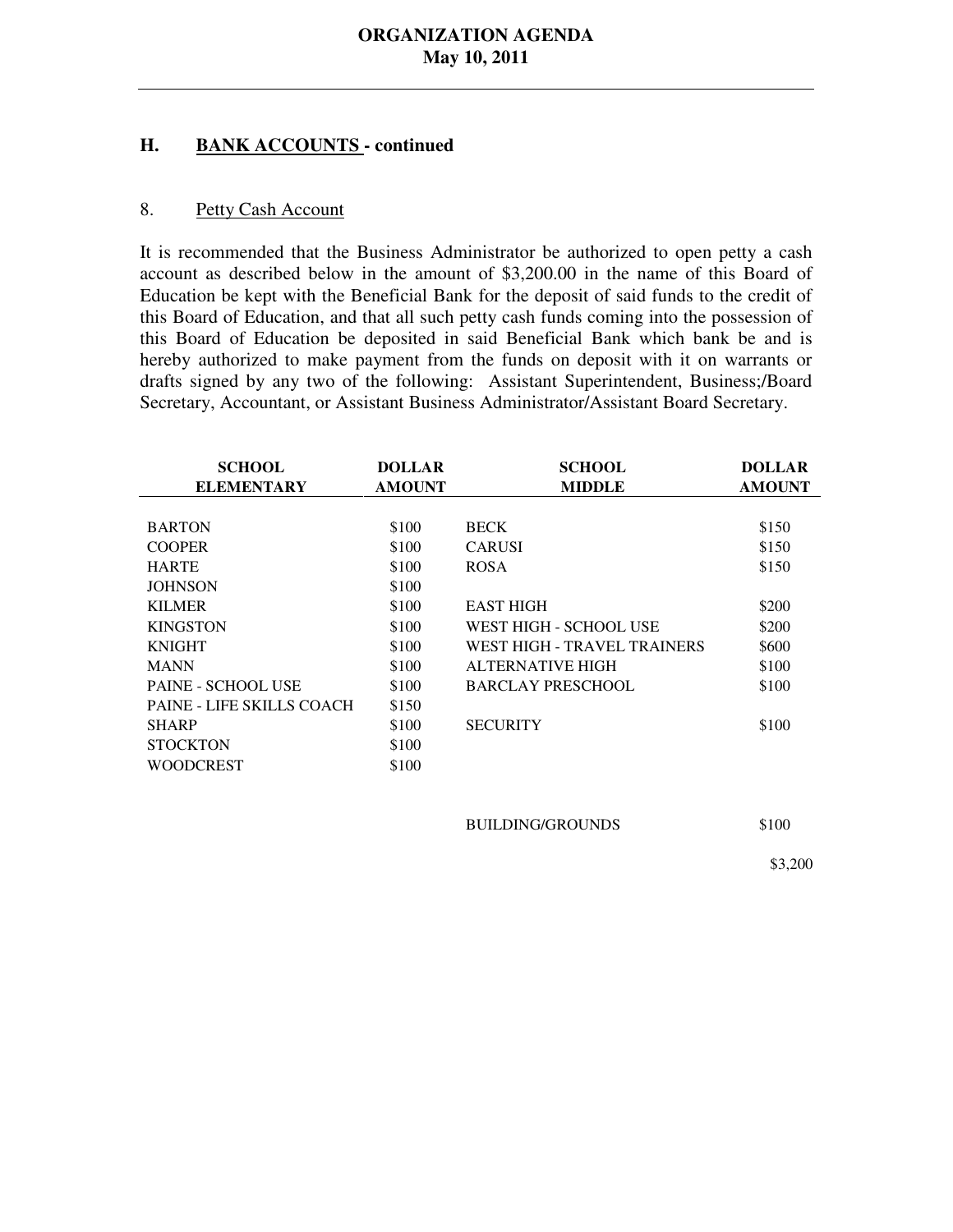## H. BANK ACCOUNTS - continued

### 8. Petty Cash Account

It is recommended that the Business Administrator be authorized to open petty a cash account as described below in the amount of $3,200.00 in the name of this Board of Education be kept with the Beneficial Bank for the deposit of said funds to the credit of this Board of Education, and that all such petty cash funds coming into the possession of this Board of Education be deposited in said Beneficial Bank which bank be and is hereby authorized to make payment from the funds on deposit with it on warrants or drafts signed by any two of the following: Assistant Superintendent, Business;/Board Secretary, Accountant, or Assistant Business Administrator/Assistant Board Secretary.

| SCHOOL ELEMENTARY | DOLLAR AMOUNT | SCHOOL MIDDLE | DOLLAR AMOUNT |
|---|---|---|---|
| BARTON | $100 | BECK | $150 |
| COOPER | $100 | CARUSI | $150 |
| HARTE | $100 | ROSA | $150 |
| JOHNSON | $100 | | |
| KILMER | $100 | EAST HIGH | $200 |
| KINGSTON | $100 | WEST HIGH - SCHOOL USE | $200 |
| KNIGHT | $100 | WEST HIGH - TRAVEL TRAINERS | $600 |
| MANN | $100 | ALTERNATIVE HIGH | $100 |
| PAINE - SCHOOL USE | $100 | BARCLAY PRESCHOOL | $100 |
| PAINE - LIFE SKILLS COACH | $150 | | |
| SHARP | $100 | SECURITY | $100 |
| STOCKTON | $100 | | |
| WOODCREST | $100 | | |
| | | BUILDING/GROUNDS | $100 |
| | | | $3,200 |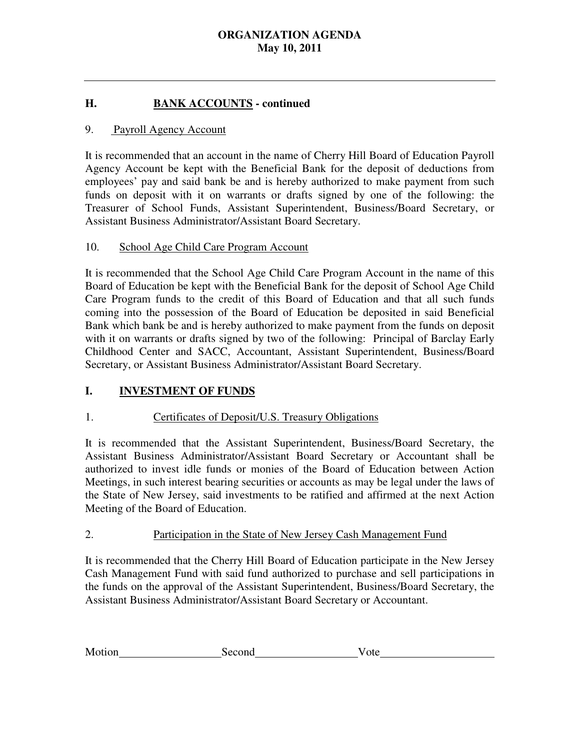## H. BANK ACCOUNTS - continued

9. Payroll Agency Account

It is recommended that an account in the name of Cherry Hill Board of Education Payroll Agency Account be kept with the Beneficial Bank for the deposit of deductions from employees' pay and said bank be and is hereby authorized to make payment from such funds on deposit with it on warrants or drafts signed by one of the following: the Treasurer of School Funds, Assistant Superintendent, Business/Board Secretary, or Assistant Business Administrator/Assistant Board Secretary.

10. School Age Child Care Program Account

It is recommended that the School Age Child Care Program Account in the name of this Board of Education be kept with the Beneficial Bank for the deposit of School Age Child Care Program funds to the credit of this Board of Education and that all such funds coming into the possession of the Board of Education be deposited in said Beneficial Bank which bank be and is hereby authorized to make payment from the funds on deposit with it on warrants or drafts signed by two of the following: Principal of Barclay Early Childhood Center and SACC, Accountant, Assistant Superintendent, Business/Board Secretary, or Assistant Business Administrator/Assistant Board Secretary.

## I. INVESTMENT OF FUNDS

1. Certificates of Deposit/U.S. Treasury Obligations

It is recommended that the Assistant Superintendent, Business/Board Secretary, the Assistant Business Administrator/Assistant Board Secretary or Accountant shall be authorized to invest idle funds or monies of the Board of Education between Action Meetings, in such interest bearing securities or accounts as may be legal under the laws of the State of New Jersey, said investments to be ratified and affirmed at the next Action Meeting of the Board of Education.

2. Participation in the State of New Jersey Cash Management Fund

It is recommended that the Cherry Hill Board of Education participate in the New Jersey Cash Management Fund with said fund authorized to purchase and sell participations in the funds on the approval of the Assistant Superintendent, Business/Board Secretary, the Assistant Business Administrator/Assistant Board Secretary or Accountant.

Motion\_\_\_\_\_\_\_\_\_\_\_\_\_\_\_\_\_\_ Second\_\_\_\_\_\_\_\_\_\_\_\_\_\_\_\_\_\_ Vote\_\_\_\_\_\_\_\_\_\_\_\_\_\_\_\_\_\_\_\_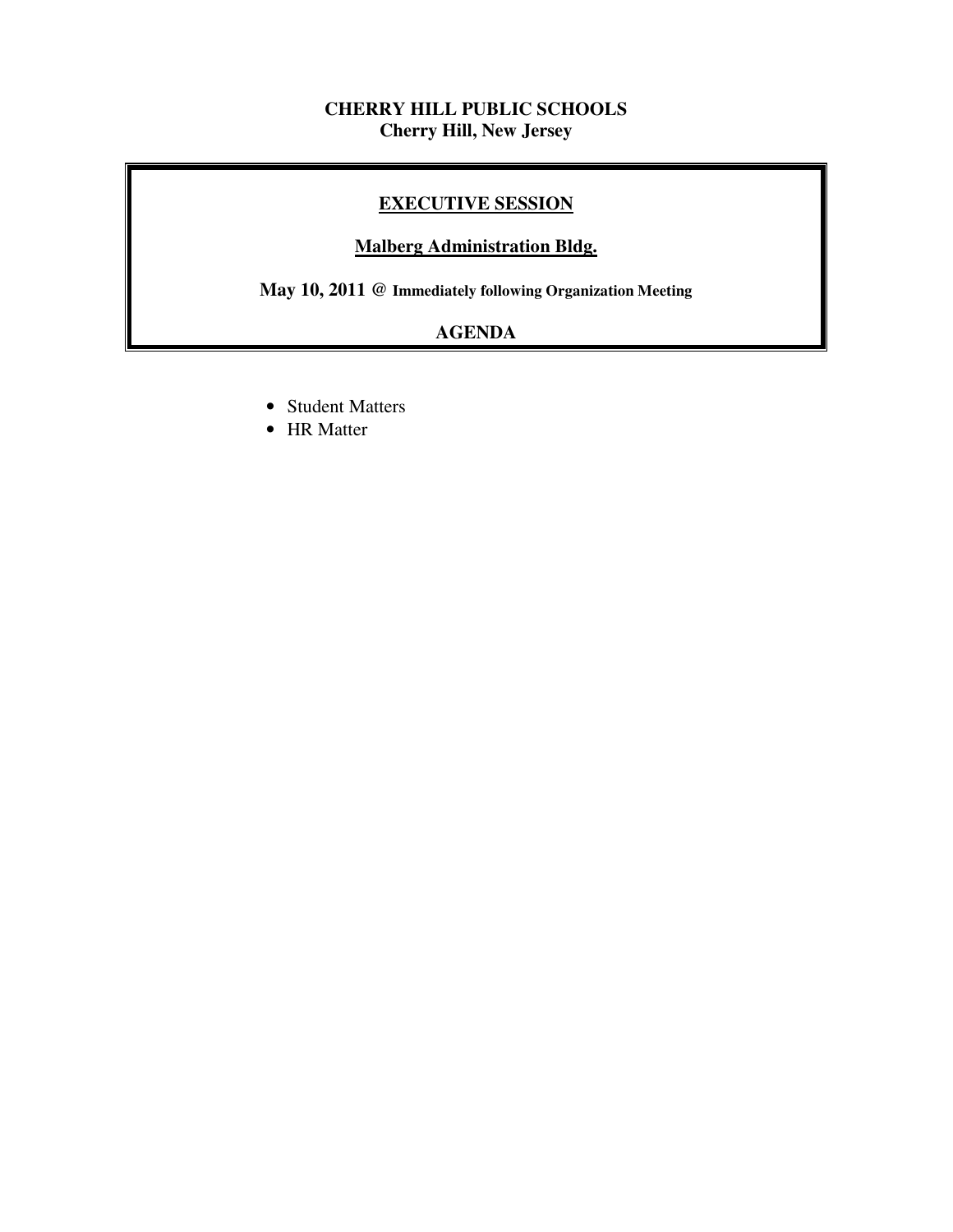**CHERRY HILL PUBLIC SCHOOLS**
**Cherry Hill, New Jersey**

## EXECUTIVE SESSION

**Malberg Administration Bldg.**

**May 10, 2011 @ Immediately following Organization Meeting**

**AGENDA**

- Student Matters
- HR Matter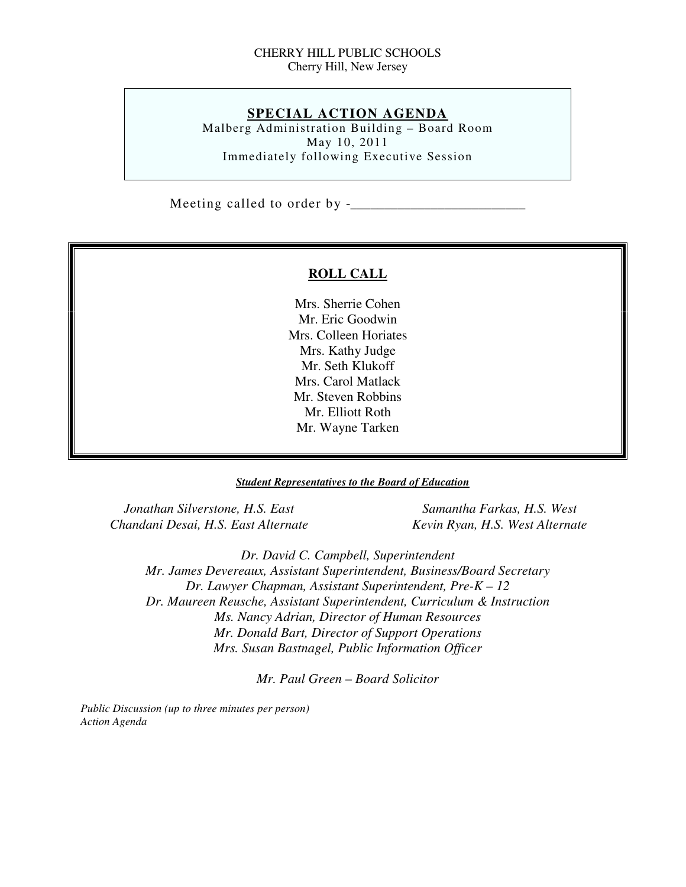CHERRY HILL PUBLIC SCHOOLS
Cherry Hill, New Jersey

## SPECIAL ACTION AGENDA

Malberg Administration Building – Board Room
May 10, 2011
Immediately following Executive Session

Meeting called to order by -_________________________

### ROLL CALL

Mrs. Sherrie Cohen
Mr. Eric Goodwin
Mrs. Colleen Horiates
Mrs. Kathy Judge
Mr. Seth Klukoff
Mrs. Carol Matlack
Mr. Steven Robbins
Mr. Elliott Roth
Mr. Wayne Tarken

***Student Representatives to the Board of Education***

*Jonathan Silverstone, H.S. East*
*Chandani Desai, H.S. East Alternate*
*Samantha Farkas, H.S. West*
*Kevin Ryan, H.S. West Alternate*

*Dr. David C. Campbell, Superintendent*
*Mr. James Devereaux, Assistant Superintendent, Business/Board Secretary*
*Dr. Lawyer Chapman, Assistant Superintendent, Pre-K – 12*
*Dr. Maureen Reusche, Assistant Superintendent, Curriculum & Instruction*
*Ms. Nancy Adrian, Director of Human Resources*
*Mr. Donald Bart, Director of Support Operations*
*Mrs. Susan Bastnagel, Public Information Officer*

*Mr. Paul Green – Board Solicitor*

*Public Discussion (up to three minutes per person)*
*Action Agenda*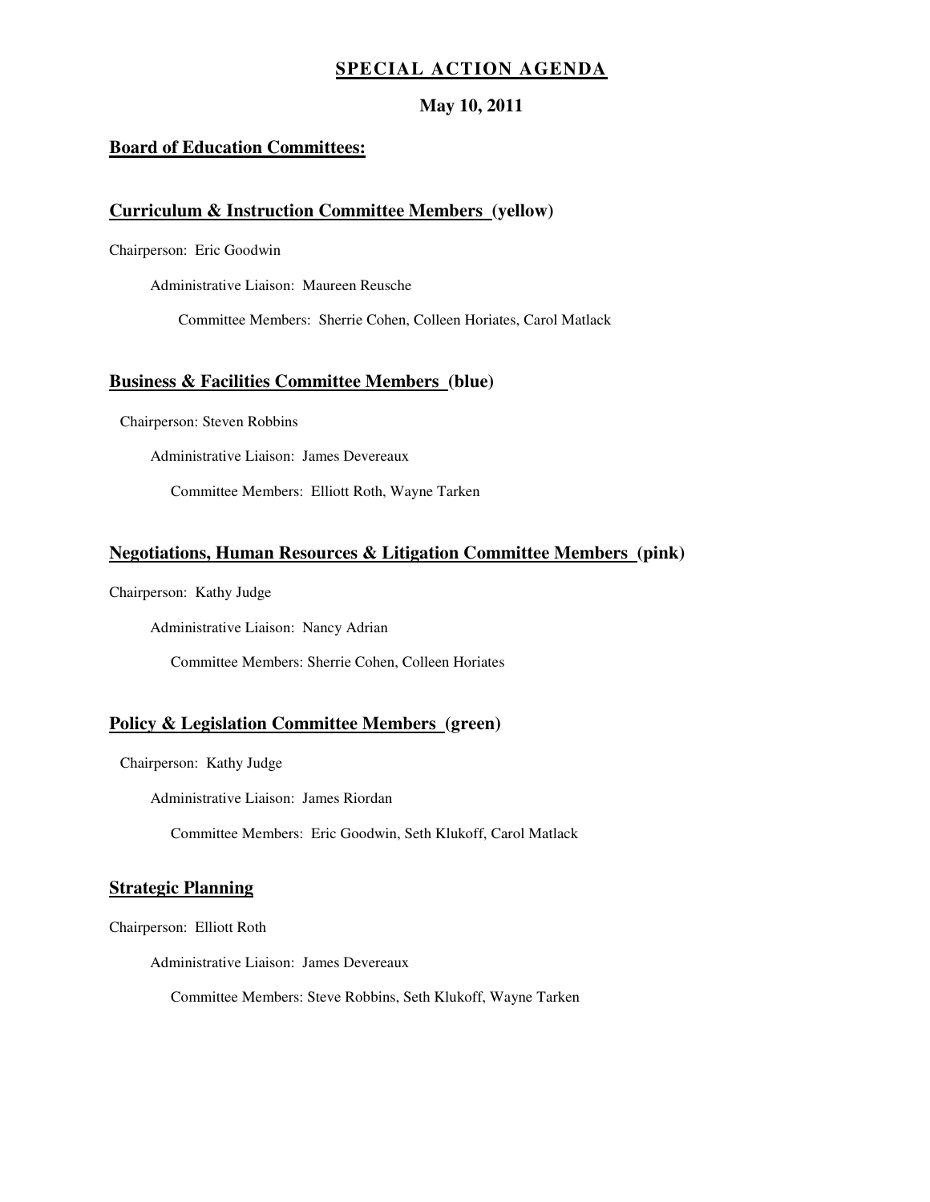# SPECIAL ACTION AGENDA

**May 10, 2011**

## Board of Education Committees:

### Curriculum & Instruction Committee Members (yellow)

Chairperson: Eric Goodwin

Administrative Liaison: Maureen Reusche

Committee Members: Sherrie Cohen, Colleen Horiates, Carol Matlack

### Business & Facilities Committee Members (blue)

Chairperson: Steven Robbins

Administrative Liaison: James Devereaux

Committee Members: Elliott Roth, Wayne Tarken

### Negotiations, Human Resources & Litigation Committee Members (pink)

Chairperson: Kathy Judge

Administrative Liaison: Nancy Adrian

Committee Members: Sherrie Cohen, Colleen Horiates

### Policy & Legislation Committee Members (green)

Chairperson: Kathy Judge

Administrative Liaison: James Riordan

Committee Members: Eric Goodwin, Seth Klukoff, Carol Matlack

### Strategic Planning

Chairperson: Elliott Roth

Administrative Liaison: James Devereaux

Committee Members: Steve Robbins, Seth Klukoff, Wayne Tarken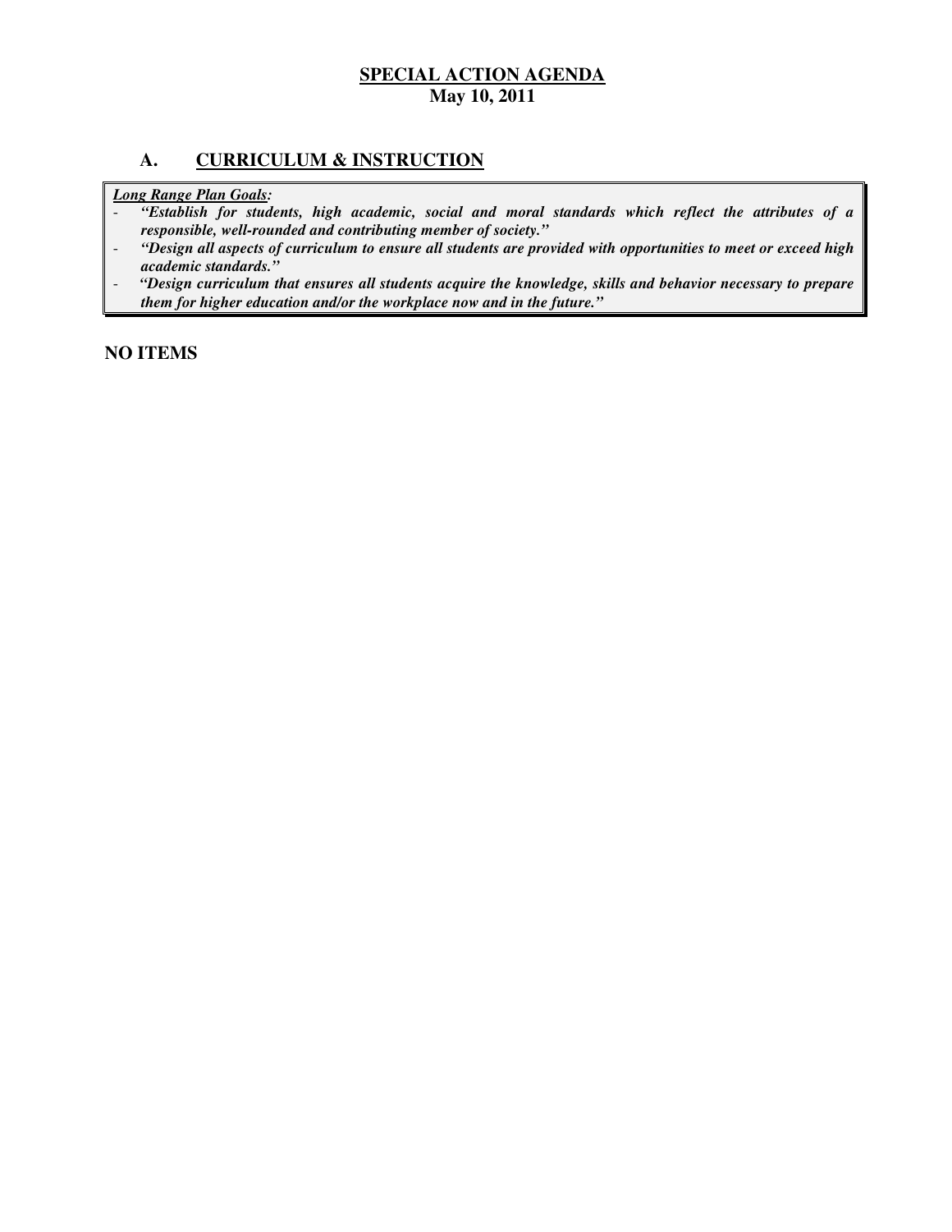## SPECIAL ACTION AGENDA

**May 10, 2011**

## A. CURRICULUM & INSTRUCTION

***Long Range Plan Goals:***

- ***"Establish for students, high academic, social and moral standards which reflect the attributes of a responsible, well-rounded and contributing member of society."***
- ***"Design all aspects of curriculum to ensure all students are provided with opportunities to meet or exceed high academic standards."***
- ***"Design curriculum that ensures all students acquire the knowledge, skills and behavior necessary to prepare them for higher education and/or the workplace now and in the future."***

**NO ITEMS**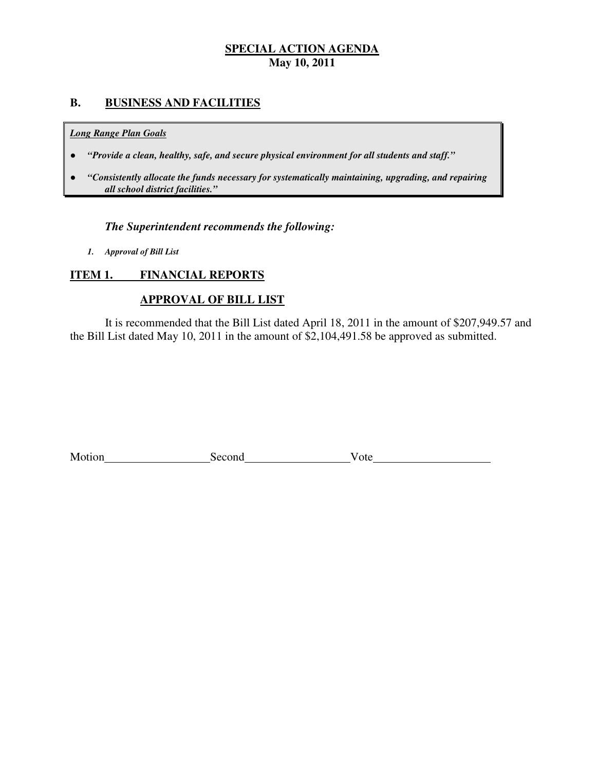## SPECIAL ACTION AGENDA
**May 10, 2011**

## B. BUSINESS AND FACILITIES

***Long Range Plan Goals***

- ***"Provide a clean, healthy, safe, and secure physical environment for all students and staff."***
- ***"Consistently allocate the funds necessary for systematically maintaining, upgrading, and repairing all school district facilities."***

***The Superintendent recommends the following:***

1. ***Approval of Bill List***

### ITEM 1. FINANCIAL REPORTS

### APPROVAL OF BILL LIST

It is recommended that the Bill List dated April 18, 2011 in the amount of $207,949.57 and the Bill List dated May 10, 2011 in the amount of $2,104,491.58 be approved as submitted.

Motion__________________ Second__________________ Vote____________________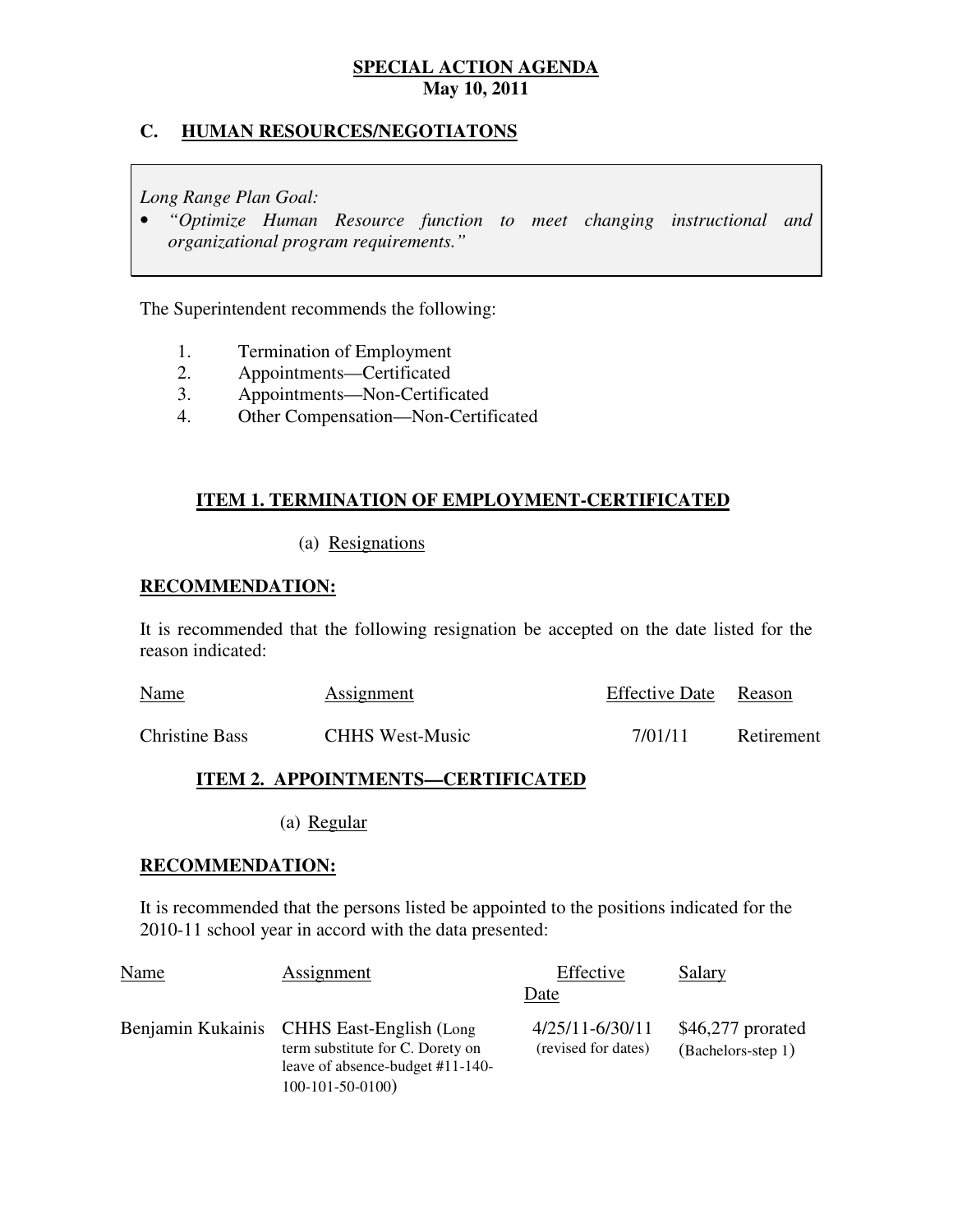**SPECIAL ACTION AGENDA**
**May 10, 2011**

## C. HUMAN RESOURCES/NEGOTIATONS

*Long Range Plan Goal:*

- *"Optimize Human Resource function to meet changing instructional and organizational program requirements."*

The Superintendent recommends the following:

1. Termination of Employment
2. Appointments—Certificated
3. Appointments—Non-Certificated
4. Other Compensation—Non-Certificated

### ITEM 1. TERMINATION OF EMPLOYMENT-CERTIFICATED

(a) Resignations

**RECOMMENDATION:**

It is recommended that the following resignation be accepted on the date listed for the reason indicated:

| Name | Assignment | Effective Date | Reason |
|---|---|---|---|
| Christine Bass | CHHS West-Music | 7/01/11 | Retirement |

### ITEM 2. APPOINTMENTS—CERTIFICATED

(a) Regular

**RECOMMENDATION:**

It is recommended that the persons listed be appointed to the positions indicated for the 2010-11 school year in accord with the data presented:

| Name | Assignment | Effective Date | Salary |
|---|---|---|---|
| Benjamin Kukainis | CHHS East-English (Long term substitute for C. Dorety on leave of absence-budget #11-140-100-101-50-0100) | 4/25/11-6/30/11 (revised for dates) | $46,277 prorated (Bachelors-step 1) |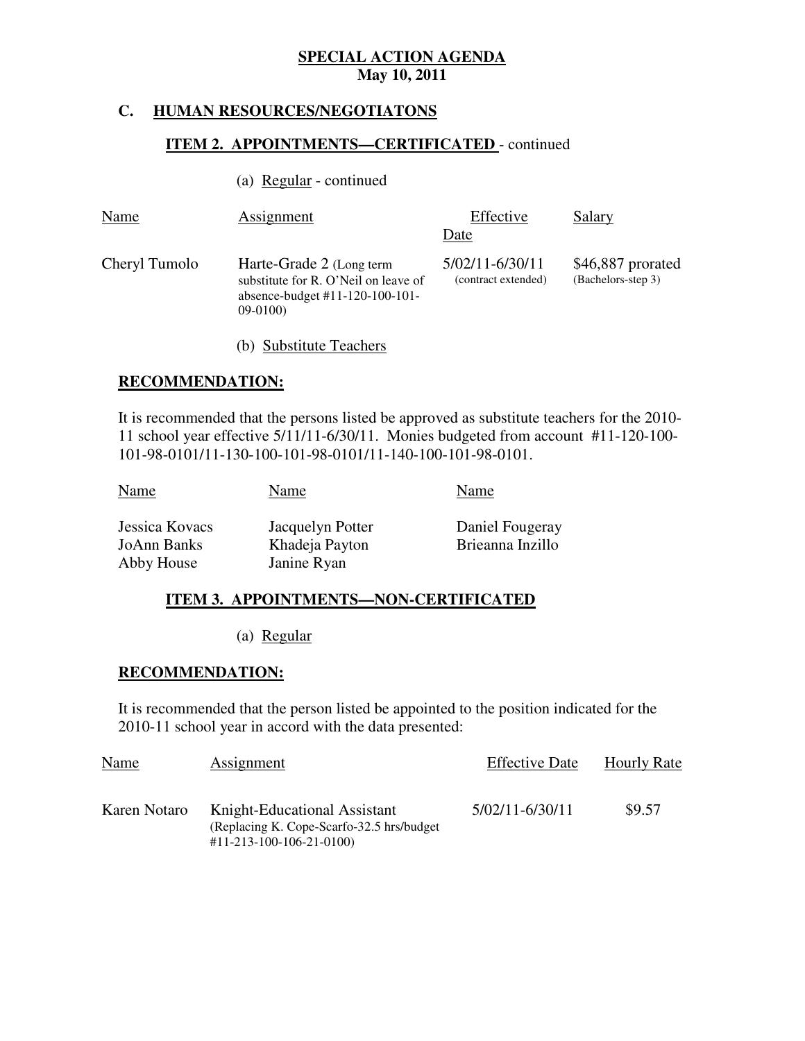**SPECIAL ACTION AGENDA**
**May 10, 2011**

## C. HUMAN RESOURCES/NEGOTIATONS

### ITEM 2. APPOINTMENTS—CERTIFICATED - continued

(a) Regular - continued

| Name | Assignment | Effective Date | Salary |
|---|---|---|---|
| Cheryl Tumolo | Harte-Grade 2 (Long term substitute for R. O'Neil on leave of absence-budget #11-120-100-101-09-0100) | 5/02/11-6/30/11 (contract extended) | $46,887 prorated (Bachelors-step 3) |

(b) Substitute Teachers

**RECOMMENDATION:**

It is recommended that the persons listed be approved as substitute teachers for the 2010-11 school year effective 5/11/11-6/30/11. Monies budgeted from account #11-120-100-101-98-0101/11-130-100-101-98-0101/11-140-100-101-98-0101.

| Name | Name | Name |
|---|---|---|
| Jessica Kovacs | Jacquelyn Potter | Daniel Fougeray |
| JoAnn Banks | Khadeja Payton | Brieanna Inzillo |
| Abby House | Janine Ryan | |

### ITEM 3. APPOINTMENTS—NON-CERTIFICATED

(a) Regular

**RECOMMENDATION:**

It is recommended that the person listed be appointed to the position indicated for the 2010-11 school year in accord with the data presented:

| Name | Assignment | Effective Date | Hourly Rate |
|---|---|---|---|
| Karen Notaro | Knight-Educational Assistant (Replacing K. Cope-Scarfo-32.5 hrs/budget #11-213-100-106-21-0100) | 5/02/11-6/30/11 | $9.57 |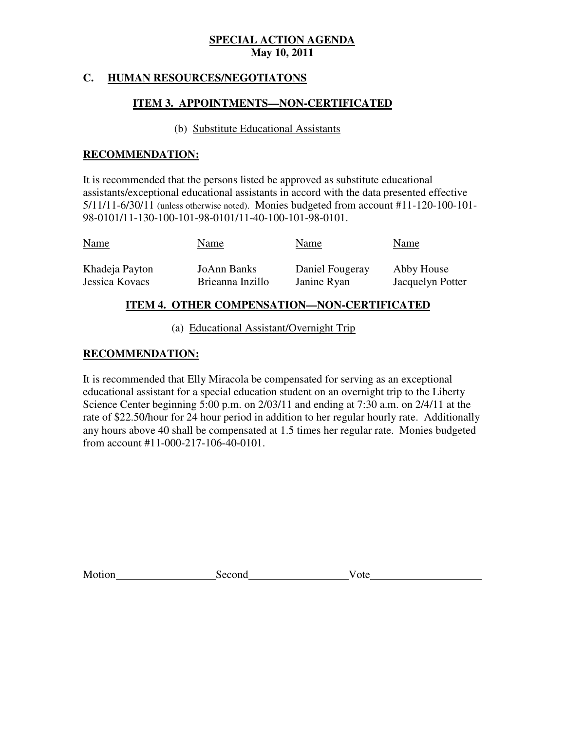**SPECIAL ACTION AGENDA**
**May 10, 2011**

## C. HUMAN RESOURCES/NEGOTIATONS

### ITEM 3. APPOINTMENTS—NON-CERTIFICATED

(b) Substitute Educational Assistants

**RECOMMENDATION:**

It is recommended that the persons listed be approved as substitute educational assistants/exceptional educational assistants in accord with the data presented effective 5/11/11-6/30/11 (unless otherwise noted). Monies budgeted from account #11-120-100-101-98-0101/11-130-100-101-98-0101/11-40-100-101-98-0101.

| Name | Name | Name | Name |
|---|---|---|---|
| Khadeja Payton | JoAnn Banks | Daniel Fougeray | Abby House |
| Jessica Kovacs | Brieanna Inzillo | Janine Ryan | Jacquelyn Potter |

### ITEM 4. OTHER COMPENSATION—NON-CERTIFICATED

(a) Educational Assistant/Overnight Trip

**RECOMMENDATION:**

It is recommended that Elly Miracola be compensated for serving as an exceptional educational assistant for a special education student on an overnight trip to the Liberty Science Center beginning 5:00 p.m. on 2/03/11 and ending at 7:30 a.m. on 2/4/11 at the rate of $22.50/hour for 24 hour period in addition to her regular hourly rate. Additionally any hours above 40 shall be compensated at 1.5 times her regular rate. Monies budgeted from account #11-000-217-106-40-0101.

Motion__________________Second__________________Vote____________________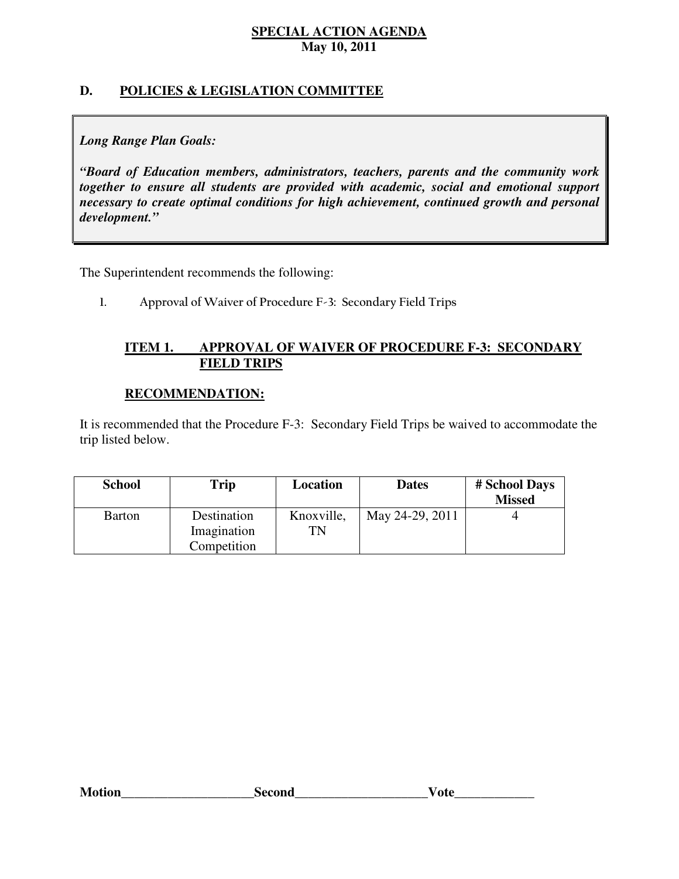**SPECIAL ACTION AGENDA**
**May 10, 2011**

## D. POLICIES & LEGISLATION COMMITTEE

***Long Range Plan Goals:***

***"Board of Education members, administrators, teachers, parents and the community work together to ensure all students are provided with academic, social and emotional support necessary to create optimal conditions for high achievement, continued growth and personal development."***

The Superintendent recommends the following:

1. Approval of Waiver of Procedure F-3: Secondary Field Trips

### ITEM 1. APPROVAL OF WAIVER OF PROCEDURE F-3: SECONDARY FIELD TRIPS

**RECOMMENDATION:**

It is recommended that the Procedure F-3: Secondary Field Trips be waived to accommodate the trip listed below.

| School | Trip | Location | Dates | # School Days Missed |
|---|---|---|---|---|
| Barton | Destination Imagination Competition | Knoxville, TN | May 24-29, 2011 | 4 |

**Motion**____________________**Second**____________________**Vote**____________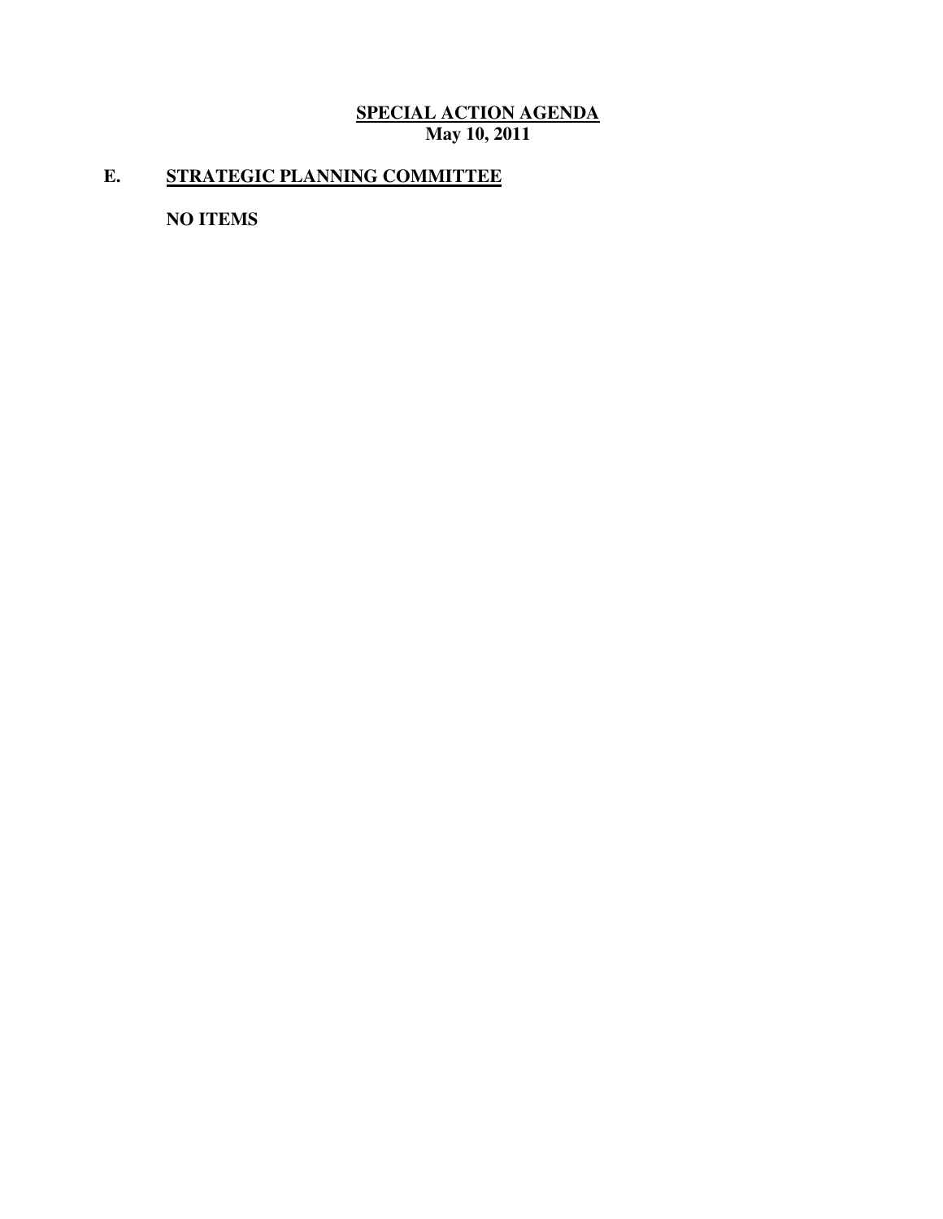**SPECIAL ACTION AGENDA**
**May 10, 2011**

## E. STRATEGIC PLANNING COMMITTEE

**NO ITEMS**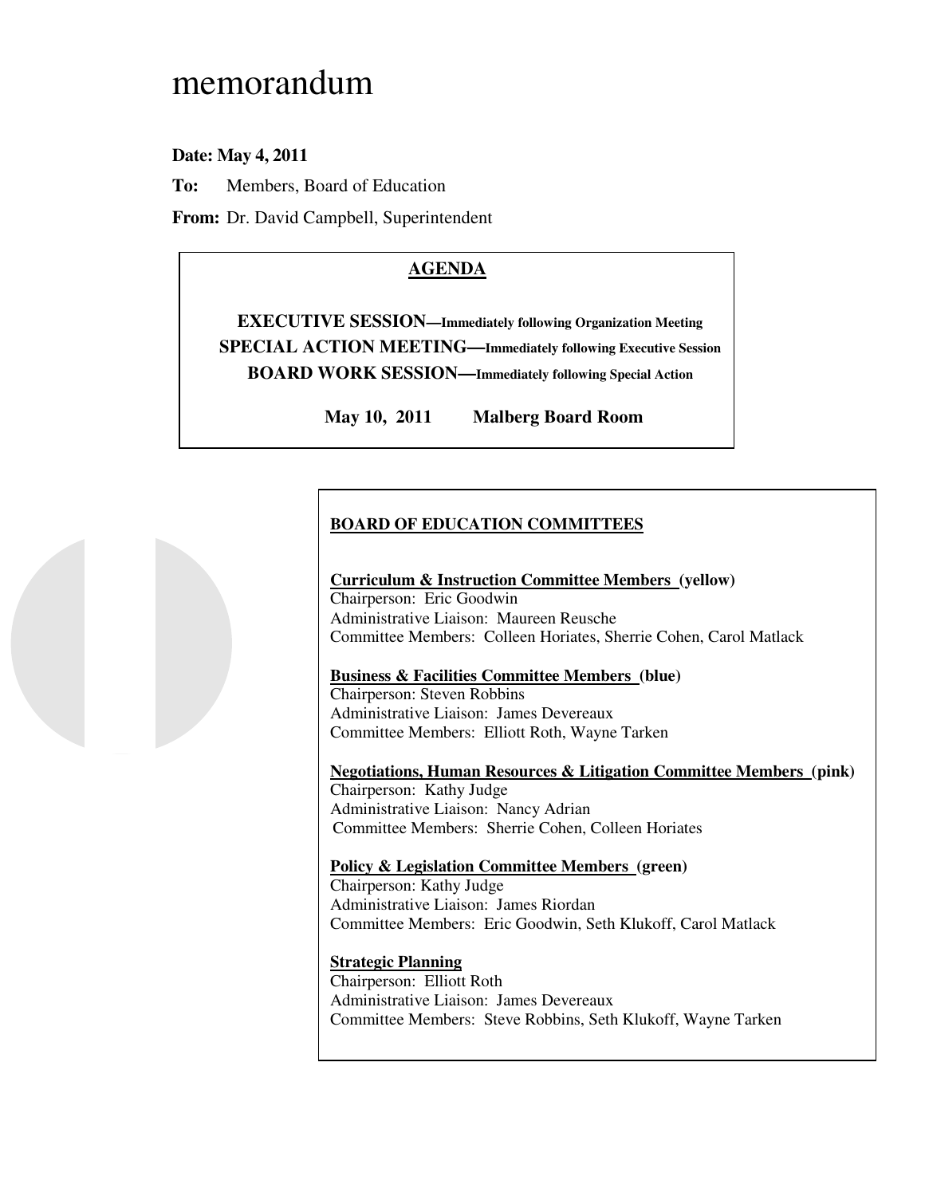# memorandum

**Date: May 4, 2011**

**To:** Members, Board of Education

**From:** Dr. David Campbell, Superintendent

## AGENDA

**EXECUTIVE SESSION—Immediately following Organization Meeting**

**SPECIAL ACTION MEETING—Immediately following Executive Session**

**BOARD WORK SESSION—Immediately following Special Action**

**May 10, 2011 Malberg Board Room**

## BOARD OF EDUCATION COMMITTEES

**Curriculum & Instruction Committee Members (yellow)**
Chairperson: Eric Goodwin
Administrative Liaison: Maureen Reusche
Committee Members: Colleen Horiates, Sherrie Cohen, Carol Matlack

**Business & Facilities Committee Members (blue)**
Chairperson: Steven Robbins
Administrative Liaison: James Devereaux
Committee Members: Elliott Roth, Wayne Tarken

**Negotiations, Human Resources & Litigation Committee Members (pink)**
Chairperson: Kathy Judge
Administrative Liaison: Nancy Adrian
Committee Members: Sherrie Cohen, Colleen Horiates

**Policy & Legislation Committee Members (green)**
Chairperson: Kathy Judge
Administrative Liaison: James Riordan
Committee Members: Eric Goodwin, Seth Klukoff, Carol Matlack

**Strategic Planning**
Chairperson: Elliott Roth
Administrative Liaison: James Devereaux
Committee Members: Steve Robbins, Seth Klukoff, Wayne Tarken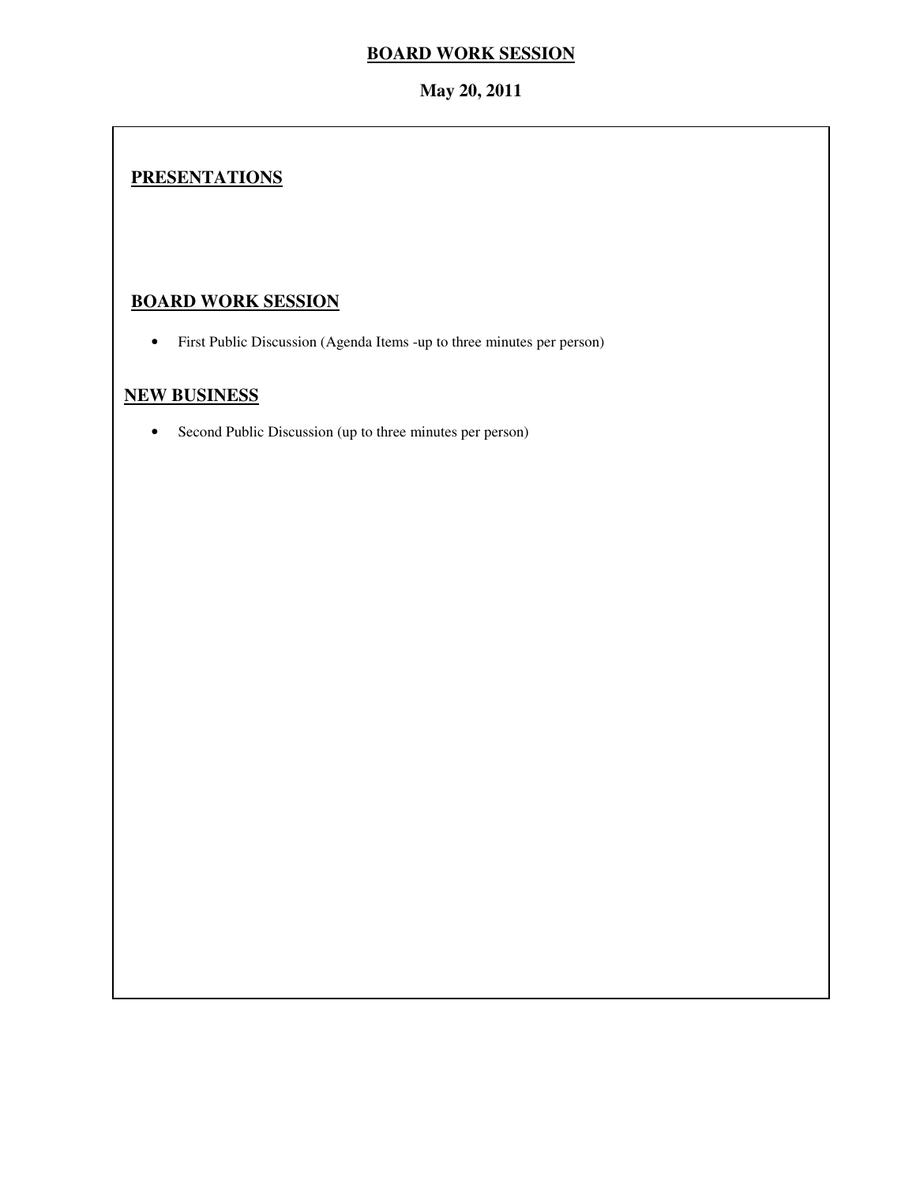# BOARD WORK SESSION

**May 20, 2011**

## PRESENTATIONS

## BOARD WORK SESSION

- First Public Discussion (Agenda Items -up to three minutes per person)

## NEW BUSINESS

- Second Public Discussion (up to three minutes per person)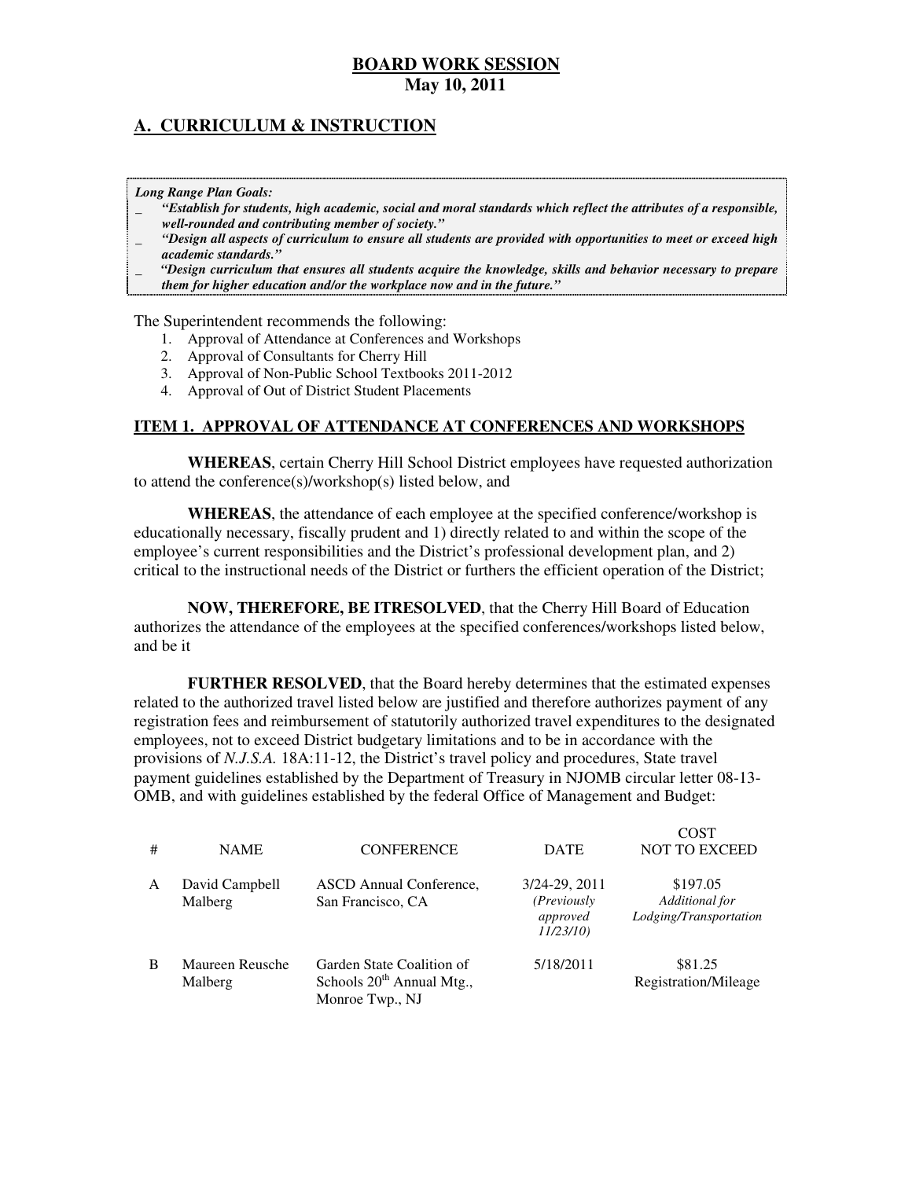**BOARD WORK SESSION**
**May 10, 2011**

## A. CURRICULUM & INSTRUCTION

***Long Range Plan Goals:***
- ***"Establish for students, high academic, social and moral standards which reflect the attributes of a responsible, well-rounded and contributing member of society."***
- ***"Design all aspects of curriculum to ensure all students are provided with opportunities to meet or exceed high academic standards."***
- ***"Design curriculum that ensures all students acquire the knowledge, skills and behavior necessary to prepare them for higher education and/or the workplace now and in the future."***

The Superintendent recommends the following:

1. Approval of Attendance at Conferences and Workshops
2. Approval of Consultants for Cherry Hill
3. Approval of Non-Public School Textbooks 2011-2012
4. Approval of Out of District Student Placements

### ITEM 1. APPROVAL OF ATTENDANCE AT CONFERENCES AND WORKSHOPS

**WHEREAS**, certain Cherry Hill School District employees have requested authorization to attend the conference(s)/workshop(s) listed below, and

**WHEREAS**, the attendance of each employee at the specified conference/workshop is educationally necessary, fiscally prudent and 1) directly related to and within the scope of the employee's current responsibilities and the District's professional development plan, and 2) critical to the instructional needs of the District or furthers the efficient operation of the District;

**NOW, THEREFORE, BE ITRESOLVED**, that the Cherry Hill Board of Education authorizes the attendance of the employees at the specified conferences/workshops listed below, and be it

**FURTHER RESOLVED**, that the Board hereby determines that the estimated expenses related to the authorized travel listed below are justified and therefore authorizes payment of any registration fees and reimbursement of statutorily authorized travel expenditures to the designated employees, not to exceed District budgetary limitations and to be in accordance with the provisions of *N.J.S.A.* 18A:11-12, the District's travel policy and procedures, State travel payment guidelines established by the Department of Treasury in NJOMB circular letter 08-13-OMB, and with guidelines established by the federal Office of Management and Budget:

| # | NAME | CONFERENCE | DATE | COST NOT TO EXCEED |
|---|---|---|---|---|
| A | David Campbell Malberg | ASCD Annual Conference, San Francisco, CA | 3/24-29, 2011 *(Previously approved 11/23/10)* | $197.05 *Additional for Lodging/Transportation* |
| B | Maureen Reusche Malberg | Garden State Coalition of Schools 20th Annual Mtg., Monroe Twp., NJ | 5/18/2011 | $81.25 Registration/Mileage |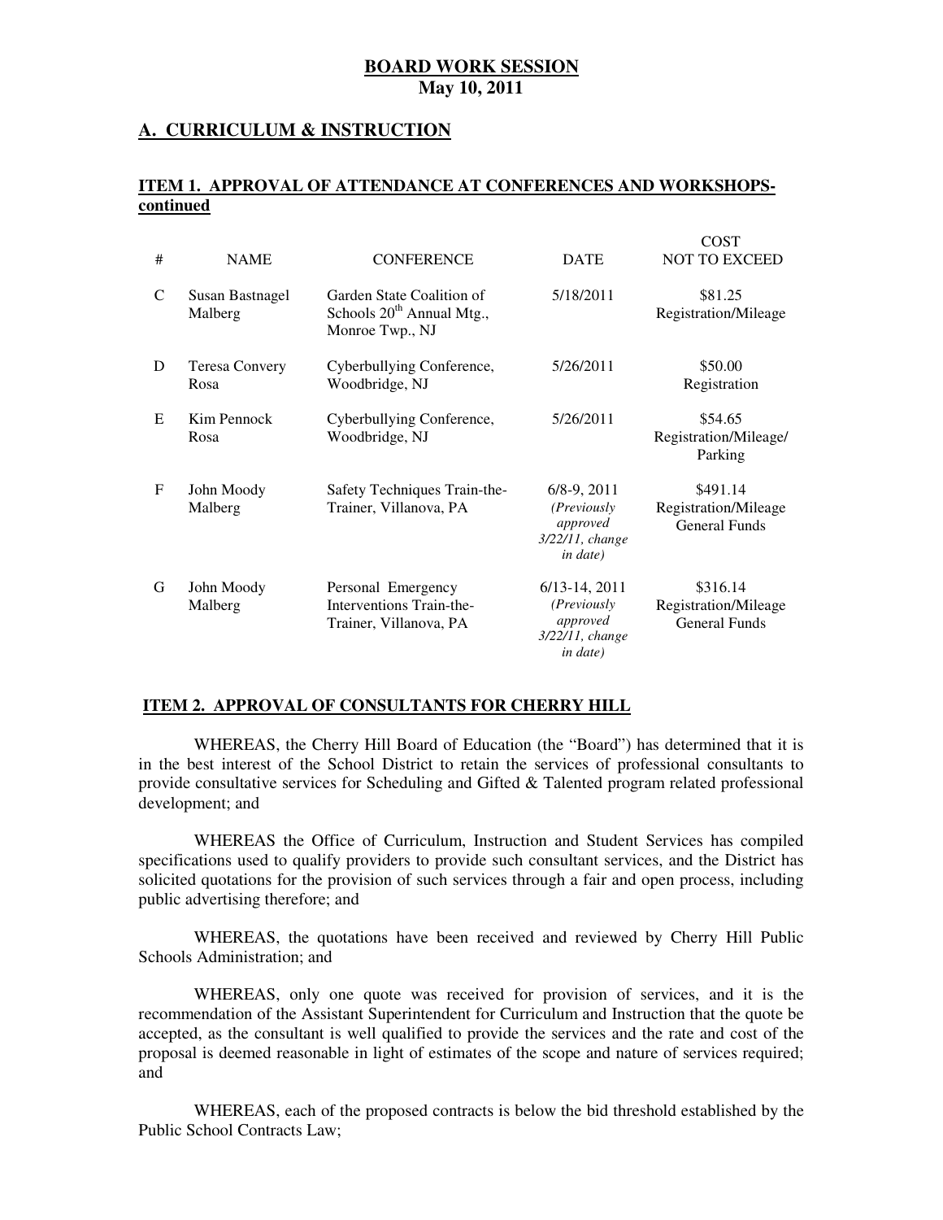**BOARD WORK SESSION**
**May 10, 2011**

## A. CURRICULUM & INSTRUCTION

### ITEM 1. APPROVAL OF ATTENDANCE AT CONFERENCES AND WORKSHOPS-continued

| # | NAME | CONFERENCE | DATE | COST NOT TO EXCEED |
|---|---|---|---|---|
| C | Susan Bastnagel Malberg | Garden State Coalition of Schools 20th Annual Mtg., Monroe Twp., NJ | 5/18/2011 | \$81.25 Registration/Mileage |
| D | Teresa Convery Rosa | Cyberbullying Conference, Woodbridge, NJ | 5/26/2011 | \$50.00 Registration |
| E | Kim Pennock Rosa | Cyberbullying Conference, Woodbridge, NJ | 5/26/2011 | \$54.65 Registration/Mileage/ Parking |
| F | John Moody Malberg | Safety Techniques Train-the-Trainer, Villanova, PA | 6/8-9, 2011 *(Previously approved 3/22/11, change in date)* | \$491.14 Registration/Mileage General Funds |
| G | John Moody Malberg | Personal Emergency Interventions Train-the-Trainer, Villanova, PA | 6/13-14, 2011 *(Previously approved 3/22/11, change in date)* | \$316.14 Registration/Mileage General Funds |

### ITEM 2. APPROVAL OF CONSULTANTS FOR CHERRY HILL

WHEREAS, the Cherry Hill Board of Education (the "Board") has determined that it is in the best interest of the School District to retain the services of professional consultants to provide consultative services for Scheduling and Gifted & Talented program related professional development; and

WHEREAS the Office of Curriculum, Instruction and Student Services has compiled specifications used to qualify providers to provide such consultant services, and the District has solicited quotations for the provision of such services through a fair and open process, including public advertising therefore; and

WHEREAS, the quotations have been received and reviewed by Cherry Hill Public Schools Administration; and

WHEREAS, only one quote was received for provision of services, and it is the recommendation of the Assistant Superintendent for Curriculum and Instruction that the quote be accepted, as the consultant is well qualified to provide the services and the rate and cost of the proposal is deemed reasonable in light of estimates of the scope and nature of services required; and

WHEREAS, each of the proposed contracts is below the bid threshold established by the Public School Contracts Law;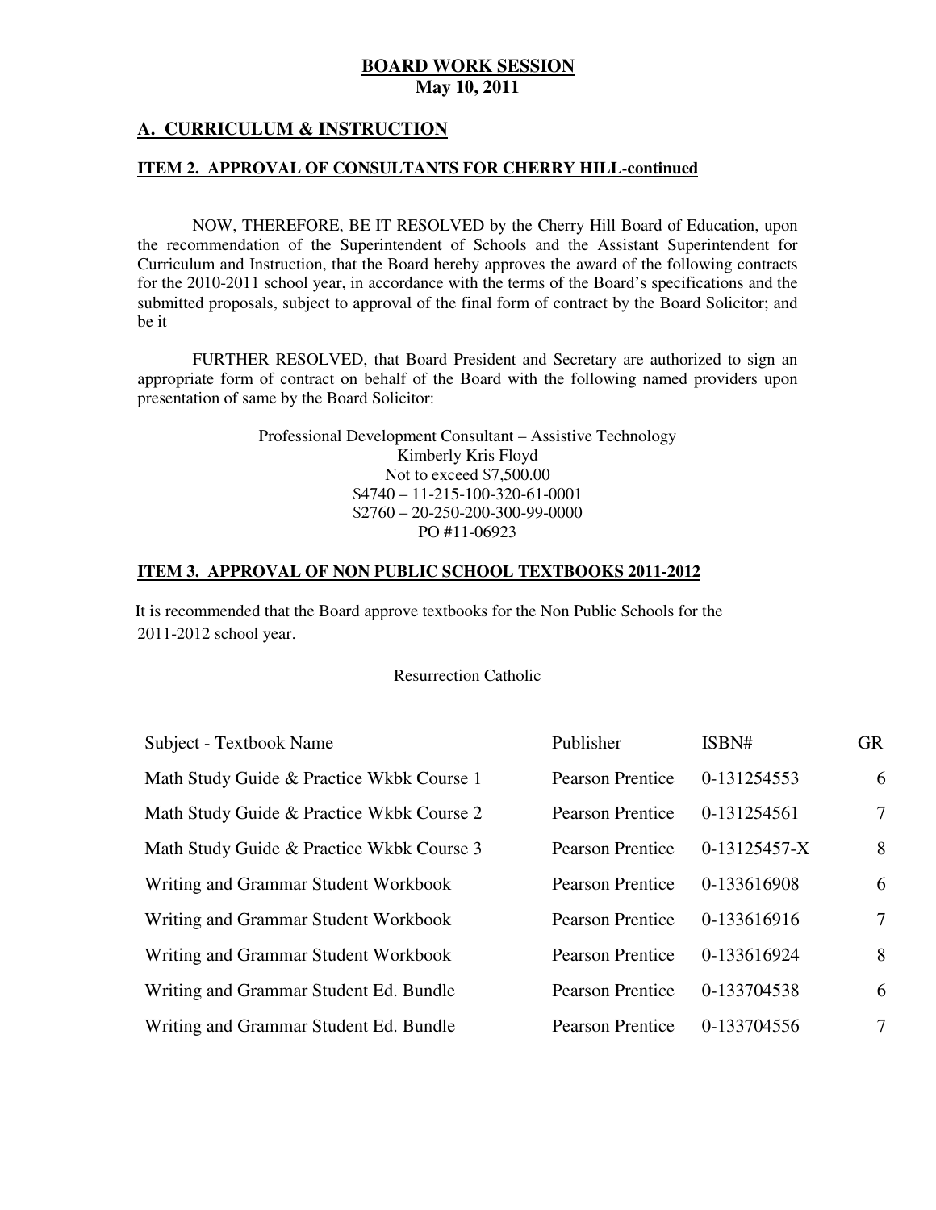**BOARD WORK SESSION**
**May 10, 2011**

## A. CURRICULUM & INSTRUCTION

### ITEM 2. APPROVAL OF CONSULTANTS FOR CHERRY HILL-continued

NOW, THEREFORE, BE IT RESOLVED by the Cherry Hill Board of Education, upon the recommendation of the Superintendent of Schools and the Assistant Superintendent for Curriculum and Instruction, that the Board hereby approves the award of the following contracts for the 2010-2011 school year, in accordance with the terms of the Board's specifications and the submitted proposals, subject to approval of the final form of contract by the Board Solicitor; and be it

FURTHER RESOLVED, that Board President and Secretary are authorized to sign an appropriate form of contract on behalf of the Board with the following named providers upon presentation of same by the Board Solicitor:

Professional Development Consultant – Assistive Technology
Kimberly Kris Floyd
Not to exceed $7,500.00
$4740 – 11-215-100-320-61-0001
$2760 – 20-250-200-300-99-0000
PO #11-06923

### ITEM 3. APPROVAL OF NON PUBLIC SCHOOL TEXTBOOKS 2011-2012

It is recommended that the Board approve textbooks for the Non Public Schools for the 2011-2012 school year.

Resurrection Catholic

| Subject - Textbook Name | Publisher | ISBN# | GR |
|---|---|---|---|
| Math Study Guide & Practice Wkbk Course 1 | Pearson Prentice | 0-131254553 | 6 |
| Math Study Guide & Practice Wkbk Course 2 | Pearson Prentice | 0-131254561 | 7 |
| Math Study Guide & Practice Wkbk Course 3 | Pearson Prentice | 0-13125457-X | 8 |
| Writing and Grammar Student Workbook | Pearson Prentice | 0-133616908 | 6 |
| Writing and Grammar Student Workbook | Pearson Prentice | 0-133616916 | 7 |
| Writing and Grammar Student Workbook | Pearson Prentice | 0-133616924 | 8 |
| Writing and Grammar Student Ed. Bundle | Pearson Prentice | 0-133704538 | 6 |
| Writing and Grammar Student Ed. Bundle | Pearson Prentice | 0-133704556 | 7 |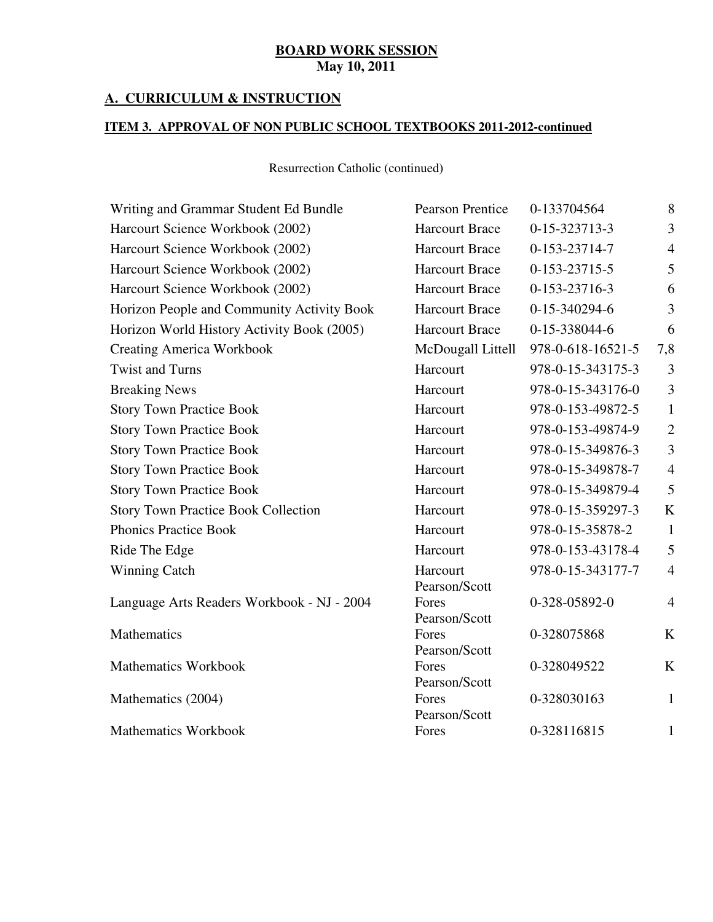**BOARD WORK SESSION**
**May 10, 2011**

## A. CURRICULUM & INSTRUCTION

### ITEM 3. APPROVAL OF NON PUBLIC SCHOOL TEXTBOOKS 2011-2012-continued

Resurrection Catholic (continued)

| | | | |
|---|---|---|---|
| Writing and Grammar Student Ed Bundle | Pearson Prentice | 0-133704564 | 8 |
| Harcourt Science Workbook (2002) | Harcourt Brace | 0-15-323713-3 | 3 |
| Harcourt Science Workbook (2002) | Harcourt Brace | 0-153-23714-7 | 4 |
| Harcourt Science Workbook (2002) | Harcourt Brace | 0-153-23715-5 | 5 |
| Harcourt Science Workbook (2002) | Harcourt Brace | 0-153-23716-3 | 6 |
| Horizon People and Community Activity Book | Harcourt Brace | 0-15-340294-6 | 3 |
| Horizon World History Activity Book (2005) | Harcourt Brace | 0-15-338044-6 | 6 |
| Creating America Workbook | McDougall Littell | 978-0-618-16521-5 | 7,8 |
| Twist and Turns | Harcourt | 978-0-15-343175-3 | 3 |
| Breaking News | Harcourt | 978-0-15-343176-0 | 3 |
| Story Town Practice Book | Harcourt | 978-0-153-49872-5 | 1 |
| Story Town Practice Book | Harcourt | 978-0-153-49874-9 | 2 |
| Story Town Practice Book | Harcourt | 978-0-15-349876-3 | 3 |
| Story Town Practice Book | Harcourt | 978-0-15-349878-7 | 4 |
| Story Town Practice Book | Harcourt | 978-0-15-349879-4 | 5 |
| Story Town Practice Book Collection | Harcourt | 978-0-15-359297-3 | K |
| Phonics Practice Book | Harcourt | 978-0-15-35878-2 | 1 |
| Ride The Edge | Harcourt | 978-0-153-43178-4 | 5 |
| Winning Catch | Harcourt | 978-0-15-343177-7 | 4 |
| Language Arts Readers Workbook - NJ - 2004 | Pearson/Scott Fores | 0-328-05892-0 | 4 |
| Mathematics | Pearson/Scott Fores | 0-328075868 | K |
| Mathematics Workbook | Pearson/Scott Fores | 0-328049522 | K |
| Mathematics (2004) | Pearson/Scott Fores | 0-328030163 | 1 |
| Mathematics Workbook | Pearson/Scott Fores | 0-328116815 | 1 |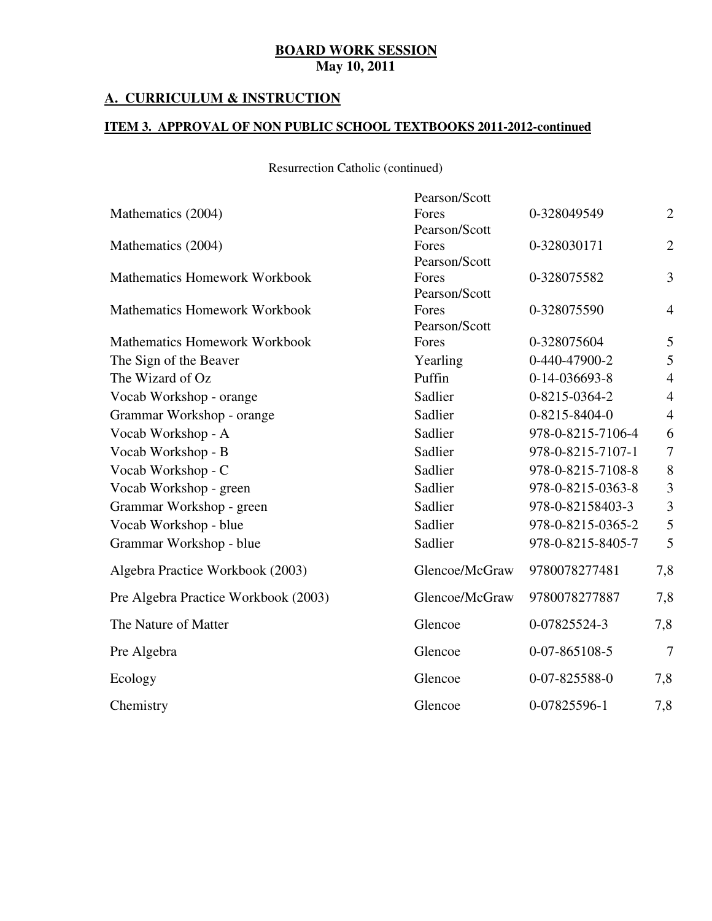**BOARD WORK SESSION**
**May 10, 2011**

## A. CURRICULUM & INSTRUCTION

### ITEM 3. APPROVAL OF NON PUBLIC SCHOOL TEXTBOOKS 2011-2012-continued

Resurrection Catholic (continued)

| | | | |
|---|---|---|---|
| Mathematics (2004) | Pearson/Scott Fores | 0-328049549 | 2 |
| Mathematics (2004) | Pearson/Scott Fores | 0-328030171 | 2 |
| Mathematics Homework Workbook | Pearson/Scott Fores | 0-328075582 | 3 |
| Mathematics Homework Workbook | Pearson/Scott Fores | 0-328075590 | 4 |
| Mathematics Homework Workbook | Pearson/Scott Fores | 0-328075604 | 5 |
| The Sign of the Beaver | Yearling | 0-440-47900-2 | 5 |
| The Wizard of Oz | Puffin | 0-14-036693-8 | 4 |
| Vocab Workshop - orange | Sadlier | 0-8215-0364-2 | 4 |
| Grammar Workshop - orange | Sadlier | 0-8215-8404-0 | 4 |
| Vocab Workshop - A | Sadlier | 978-0-8215-7106-4 | 6 |
| Vocab Workshop - B | Sadlier | 978-0-8215-7107-1 | 7 |
| Vocab Workshop - C | Sadlier | 978-0-8215-7108-8 | 8 |
| Vocab Workshop - green | Sadlier | 978-0-8215-0363-8 | 3 |
| Grammar Workshop - green | Sadlier | 978-0-82158403-3 | 3 |
| Vocab Workshop - blue | Sadlier | 978-0-8215-0365-2 | 5 |
| Grammar Workshop - blue | Sadlier | 978-0-8215-8405-7 | 5 |
| Algebra Practice Workbook (2003) | Glencoe/McGraw | 9780078277481 | 7,8 |
| Pre Algebra Practice Workbook (2003) | Glencoe/McGraw | 9780078277887 | 7,8 |
| The Nature of Matter | Glencoe | 0-07825524-3 | 7,8 |
| Pre Algebra | Glencoe | 0-07-865108-5 | 7 |
| Ecology | Glencoe | 0-07-825588-0 | 7,8 |
| Chemistry | Glencoe | 0-07825596-1 | 7,8 |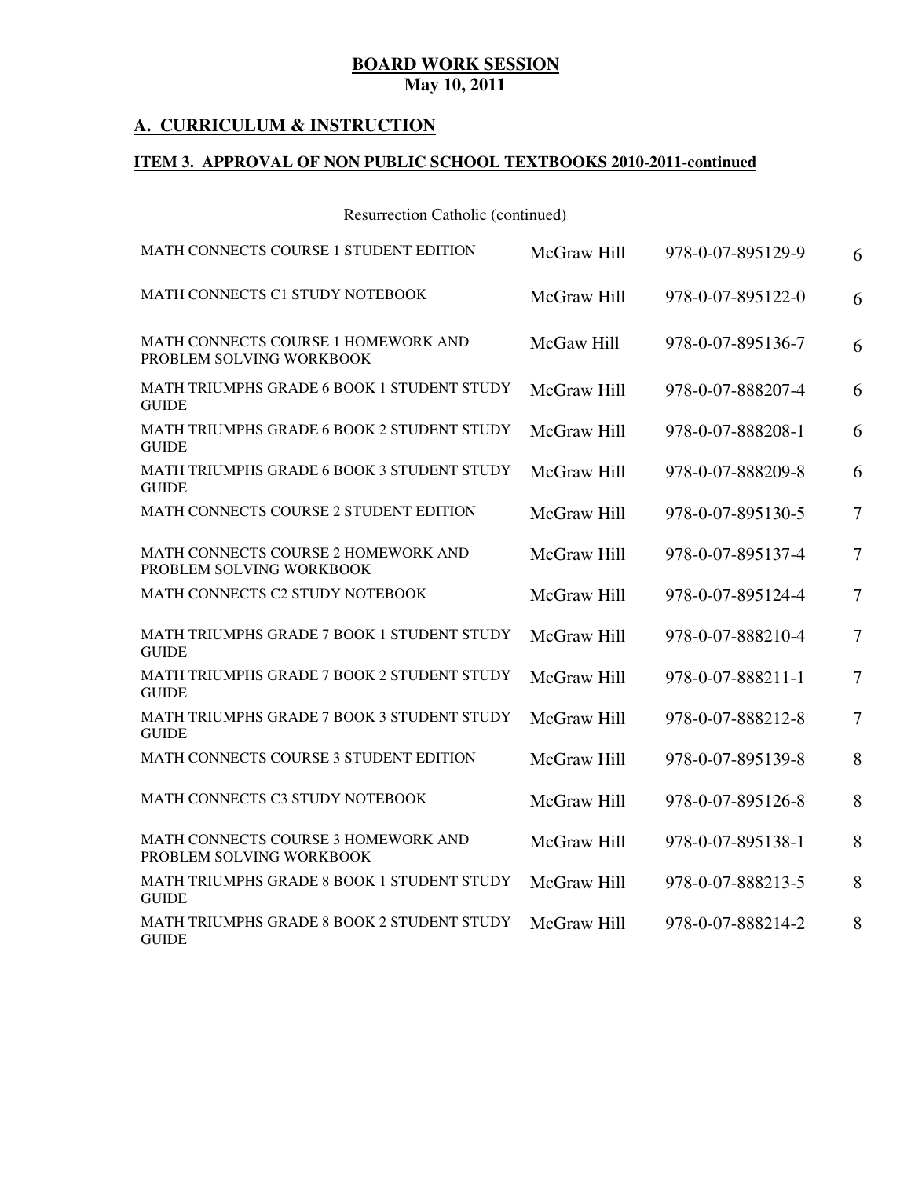# BOARD WORK SESSION
**May 10, 2011**

## A. CURRICULUM & INSTRUCTION

### ITEM 3. APPROVAL OF NON PUBLIC SCHOOL TEXTBOOKS 2010-2011-continued

Resurrection Catholic (continued)

| | | | |
|---|---|---|---|
| MATH CONNECTS COURSE 1 STUDENT EDITION | McGraw Hill | 978-0-07-895129-9 | 6 |
| MATH CONNECTS C1 STUDY NOTEBOOK | McGraw Hill | 978-0-07-895122-0 | 6 |
| MATH CONNECTS COURSE 1 HOMEWORK AND PROBLEM SOLVING WORKBOOK | McGaw Hill | 978-0-07-895136-7 | 6 |
| MATH TRIUMPHS GRADE 6 BOOK 1 STUDENT STUDY GUIDE | McGraw Hill | 978-0-07-888207-4 | 6 |
| MATH TRIUMPHS GRADE 6 BOOK 2 STUDENT STUDY GUIDE | McGraw Hill | 978-0-07-888208-1 | 6 |
| MATH TRIUMPHS GRADE 6 BOOK 3 STUDENT STUDY GUIDE | McGraw Hill | 978-0-07-888209-8 | 6 |
| MATH CONNECTS COURSE 2 STUDENT EDITION | McGraw Hill | 978-0-07-895130-5 | 7 |
| MATH CONNECTS COURSE 2 HOMEWORK AND PROBLEM SOLVING WORKBOOK | McGraw Hill | 978-0-07-895137-4 | 7 |
| MATH CONNECTS C2 STUDY NOTEBOOK | McGraw Hill | 978-0-07-895124-4 | 7 |
| MATH TRIUMPHS GRADE 7 BOOK 1 STUDENT STUDY GUIDE | McGraw Hill | 978-0-07-888210-4 | 7 |
| MATH TRIUMPHS GRADE 7 BOOK 2 STUDENT STUDY GUIDE | McGraw Hill | 978-0-07-888211-1 | 7 |
| MATH TRIUMPHS GRADE 7 BOOK 3 STUDENT STUDY GUIDE | McGraw Hill | 978-0-07-888212-8 | 7 |
| MATH CONNECTS COURSE 3 STUDENT EDITION | McGraw Hill | 978-0-07-895139-8 | 8 |
| MATH CONNECTS C3 STUDY NOTEBOOK | McGraw Hill | 978-0-07-895126-8 | 8 |
| MATH CONNECTS COURSE 3 HOMEWORK AND PROBLEM SOLVING WORKBOOK | McGraw Hill | 978-0-07-895138-1 | 8 |
| MATH TRIUMPHS GRADE 8 BOOK 1 STUDENT STUDY GUIDE | McGraw Hill | 978-0-07-888213-5 | 8 |
| MATH TRIUMPHS GRADE 8 BOOK 2 STUDENT STUDY GUIDE | McGraw Hill | 978-0-07-888214-2 | 8 |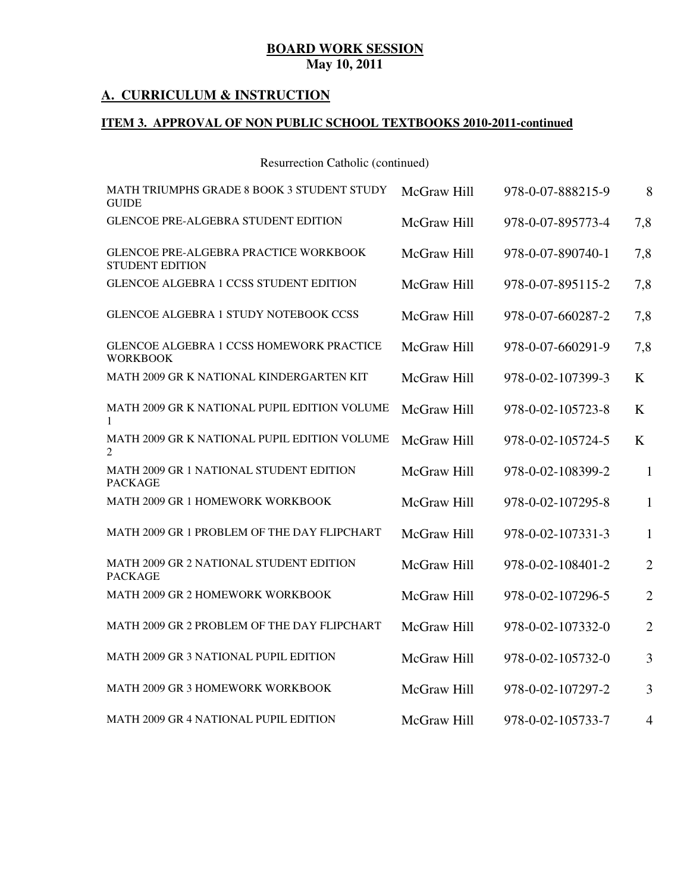**BOARD WORK SESSION**
**May 10, 2011**

## A. CURRICULUM & INSTRUCTION

### ITEM 3. APPROVAL OF NON PUBLIC SCHOOL TEXTBOOKS 2010-2011-continued

Resurrection Catholic (continued)

| | | | |
|---|---|---|---|
| MATH TRIUMPHS GRADE 8 BOOK 3 STUDENT STUDY GUIDE | McGraw Hill | 978-0-07-888215-9 | 8 |
| GLENCOE PRE-ALGEBRA STUDENT EDITION | McGraw Hill | 978-0-07-895773-4 | 7,8 |
| GLENCOE PRE-ALGEBRA PRACTICE WORKBOOK STUDENT EDITION | McGraw Hill | 978-0-07-890740-1 | 7,8 |
| GLENCOE ALGEBRA 1 CCSS STUDENT EDITION | McGraw Hill | 978-0-07-895115-2 | 7,8 |
| GLENCOE ALGEBRA 1 STUDY NOTEBOOK CCSS | McGraw Hill | 978-0-07-660287-2 | 7,8 |
| GLENCOE ALGEBRA 1 CCSS HOMEWORK PRACTICE WORKBOOK | McGraw Hill | 978-0-07-660291-9 | 7,8 |
| MATH 2009 GR K NATIONAL KINDERGARTEN KIT | McGraw Hill | 978-0-02-107399-3 | K |
| MATH 2009 GR K NATIONAL PUPIL EDITION VOLUME 1 | McGraw Hill | 978-0-02-105723-8 | K |
| MATH 2009 GR K NATIONAL PUPIL EDITION VOLUME 2 | McGraw Hill | 978-0-02-105724-5 | K |
| MATH 2009 GR 1 NATIONAL STUDENT EDITION PACKAGE | McGraw Hill | 978-0-02-108399-2 | 1 |
| MATH 2009 GR 1 HOMEWORK WORKBOOK | McGraw Hill | 978-0-02-107295-8 | 1 |
| MATH 2009 GR 1 PROBLEM OF THE DAY FLIPCHART | McGraw Hill | 978-0-02-107331-3 | 1 |
| MATH 2009 GR 2 NATIONAL STUDENT EDITION PACKAGE | McGraw Hill | 978-0-02-108401-2 | 2 |
| MATH 2009 GR 2 HOMEWORK WORKBOOK | McGraw Hill | 978-0-02-107296-5 | 2 |
| MATH 2009 GR 2 PROBLEM OF THE DAY FLIPCHART | McGraw Hill | 978-0-02-107332-0 | 2 |
| MATH 2009 GR 3 NATIONAL PUPIL EDITION | McGraw Hill | 978-0-02-105732-0 | 3 |
| MATH 2009 GR 3 HOMEWORK WORKBOOK | McGraw Hill | 978-0-02-107297-2 | 3 |
| MATH 2009 GR 4 NATIONAL PUPIL EDITION | McGraw Hill | 978-0-02-105733-7 | 4 |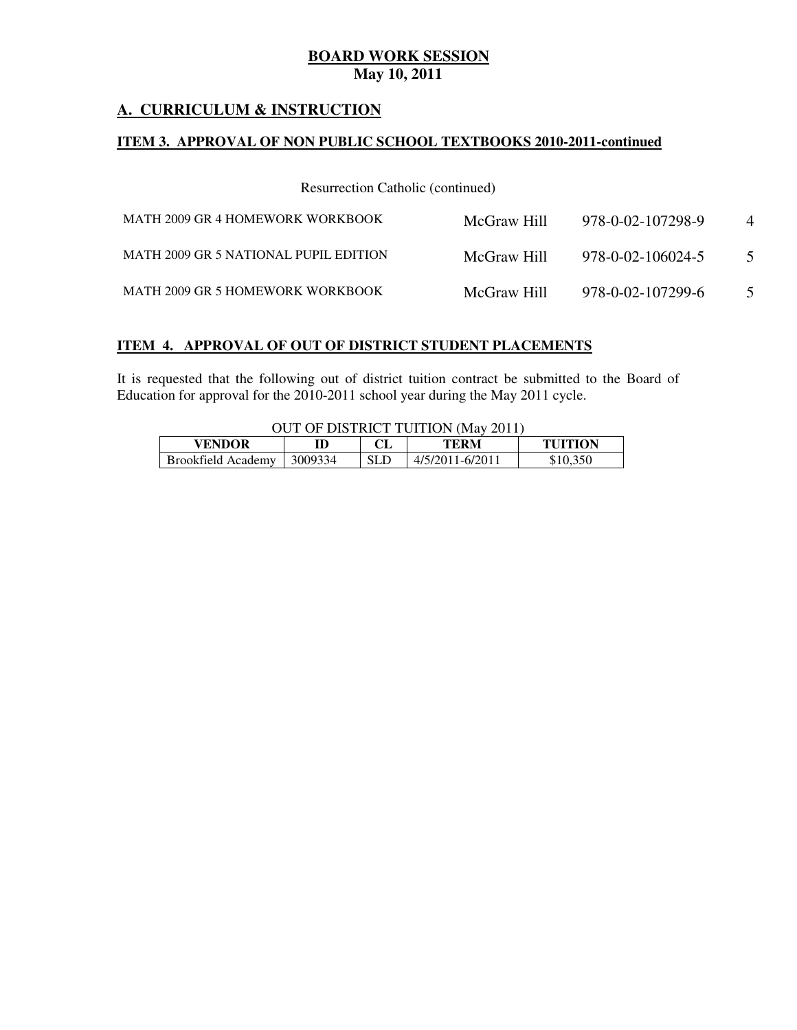**BOARD WORK SESSION**
**May 10, 2011**

## A. CURRICULUM & INSTRUCTION

### ITEM 3. APPROVAL OF NON PUBLIC SCHOOL TEXTBOOKS 2010-2011-continued

Resurrection Catholic (continued)

| | | | |
|---|---|---|---|
| MATH 2009 GR 4 HOMEWORK WORKBOOK | McGraw Hill | 978-0-02-107298-9 | 4 |
| MATH 2009 GR 5 NATIONAL PUPIL EDITION | McGraw Hill | 978-0-02-106024-5 | 5 |
| MATH 2009 GR 5 HOMEWORK WORKBOOK | McGraw Hill | 978-0-02-107299-6 | 5 |

### ITEM 4. APPROVAL OF OUT OF DISTRICT STUDENT PLACEMENTS

It is requested that the following out of district tuition contract be submitted to the Board of Education for approval for the 2010-2011 school year during the May 2011 cycle.

OUT OF DISTRICT TUITION (May 2011)

| VENDOR | ID | CL | TERM | TUITION |
|---|---|---|---|---|
| Brookfield Academy | 3009334 | SLD | 4/5/2011-6/2011 | $10,350 |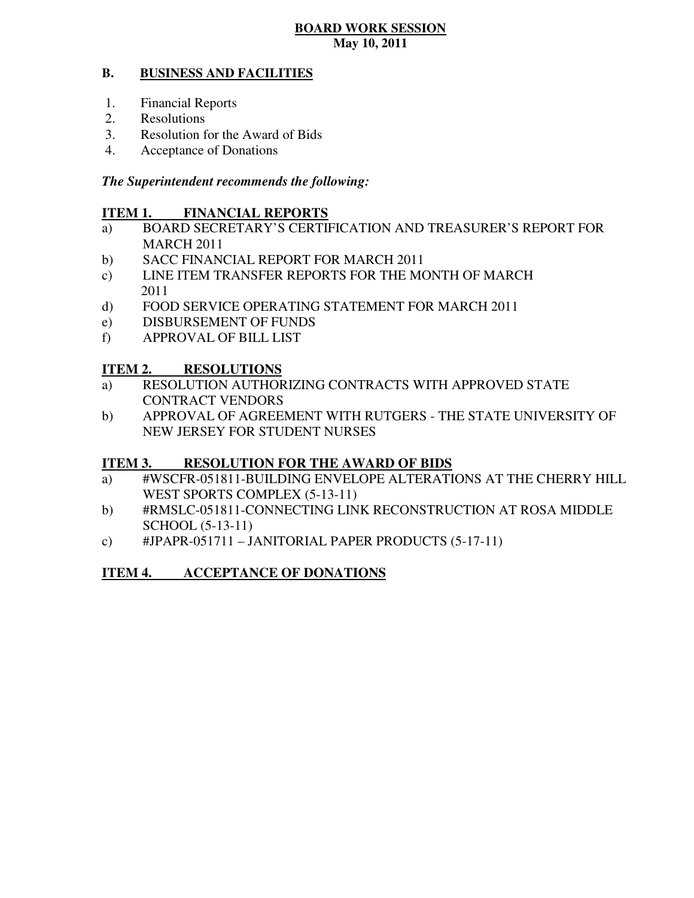**BOARD WORK SESSION**
**May 10, 2011**

## B. BUSINESS AND FACILITIES

1. Financial Reports
2. Resolutions
3. Resolution for the Award of Bids
4. Acceptance of Donations

***The Superintendent recommends the following:***

### ITEM 1. FINANCIAL REPORTS

a) BOARD SECRETARY'S CERTIFICATION AND TREASURER'S REPORT FOR MARCH 2011
b) SACC FINANCIAL REPORT FOR MARCH 2011
c) LINE ITEM TRANSFER REPORTS FOR THE MONTH OF MARCH 2011
d) FOOD SERVICE OPERATING STATEMENT FOR MARCH 2011
e) DISBURSEMENT OF FUNDS
f) APPROVAL OF BILL LIST

### ITEM 2. RESOLUTIONS

a) RESOLUTION AUTHORIZING CONTRACTS WITH APPROVED STATE CONTRACT VENDORS
b) APPROVAL OF AGREEMENT WITH RUTGERS - THE STATE UNIVERSITY OF NEW JERSEY FOR STUDENT NURSES

### ITEM 3. RESOLUTION FOR THE AWARD OF BIDS

a) #WSCFR-051811-BUILDING ENVELOPE ALTERATIONS AT THE CHERRY HILL WEST SPORTS COMPLEX (5-13-11)
b) #RMSLC-051811-CONNECTING LINK RECONSTRUCTION AT ROSA MIDDLE SCHOOL (5-13-11)
c) #JPAPR-051711 – JANITORIAL PAPER PRODUCTS (5-17-11)

### ITEM 4. ACCEPTANCE OF DONATIONS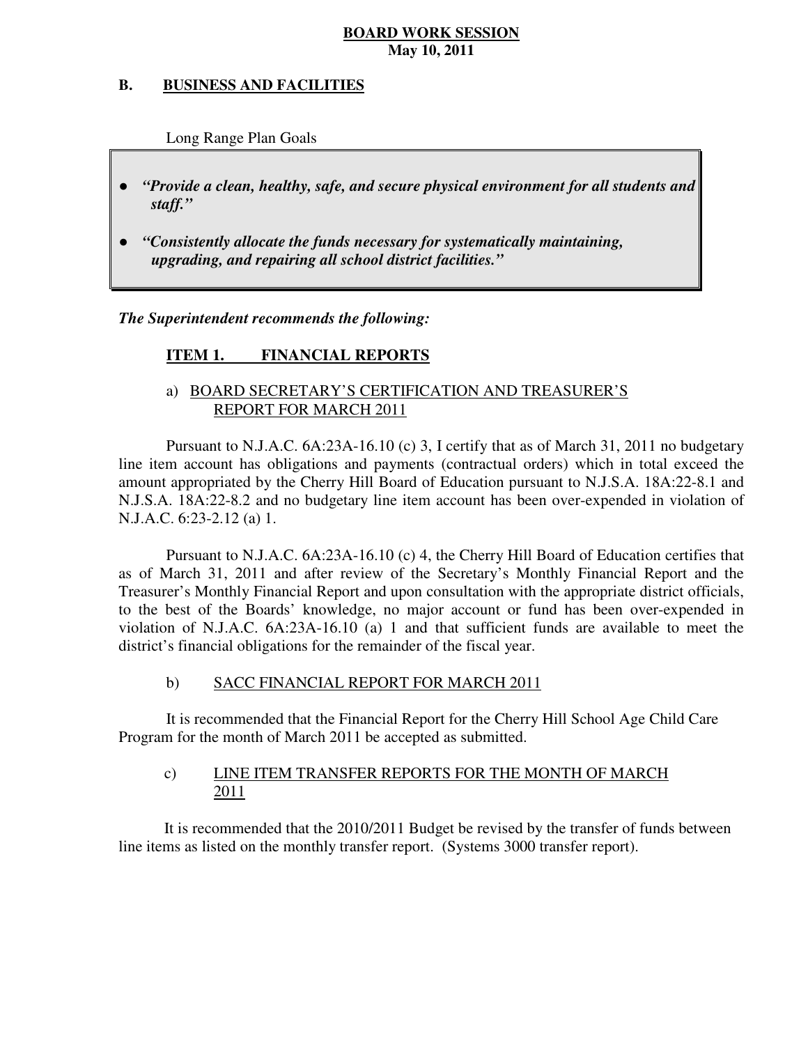**BOARD WORK SESSION**
**May 10, 2011**

## B. BUSINESS AND FACILITIES

Long Range Plan Goals

- ***"Provide a clean, healthy, safe, and secure physical environment for all students and staff."***
- ***"Consistently allocate the funds necessary for systematically maintaining, upgrading, and repairing all school district facilities."***

***The Superintendent recommends the following:***

### ITEM 1. FINANCIAL REPORTS

a) BOARD SECRETARY'S CERTIFICATION AND TREASURER'S REPORT FOR MARCH 2011

Pursuant to N.J.A.C. 6A:23A-16.10 (c) 3, I certify that as of March 31, 2011 no budgetary line item account has obligations and payments (contractual orders) which in total exceed the amount appropriated by the Cherry Hill Board of Education pursuant to N.J.S.A. 18A:22-8.1 and N.J.S.A. 18A:22-8.2 and no budgetary line item account has been over-expended in violation of N.J.A.C. 6:23-2.12 (a) 1.

Pursuant to N.J.A.C. 6A:23A-16.10 (c) 4, the Cherry Hill Board of Education certifies that as of March 31, 2011 and after review of the Secretary's Monthly Financial Report and the Treasurer's Monthly Financial Report and upon consultation with the appropriate district officials, to the best of the Boards' knowledge, no major account or fund has been over-expended in violation of N.J.A.C. 6A:23A-16.10 (a) 1 and that sufficient funds are available to meet the district's financial obligations for the remainder of the fiscal year.

b) SACC FINANCIAL REPORT FOR MARCH 2011

It is recommended that the Financial Report for the Cherry Hill School Age Child Care Program for the month of March 2011 be accepted as submitted.

c) LINE ITEM TRANSFER REPORTS FOR THE MONTH OF MARCH 2011

It is recommended that the 2010/2011 Budget be revised by the transfer of funds between line items as listed on the monthly transfer report. (Systems 3000 transfer report).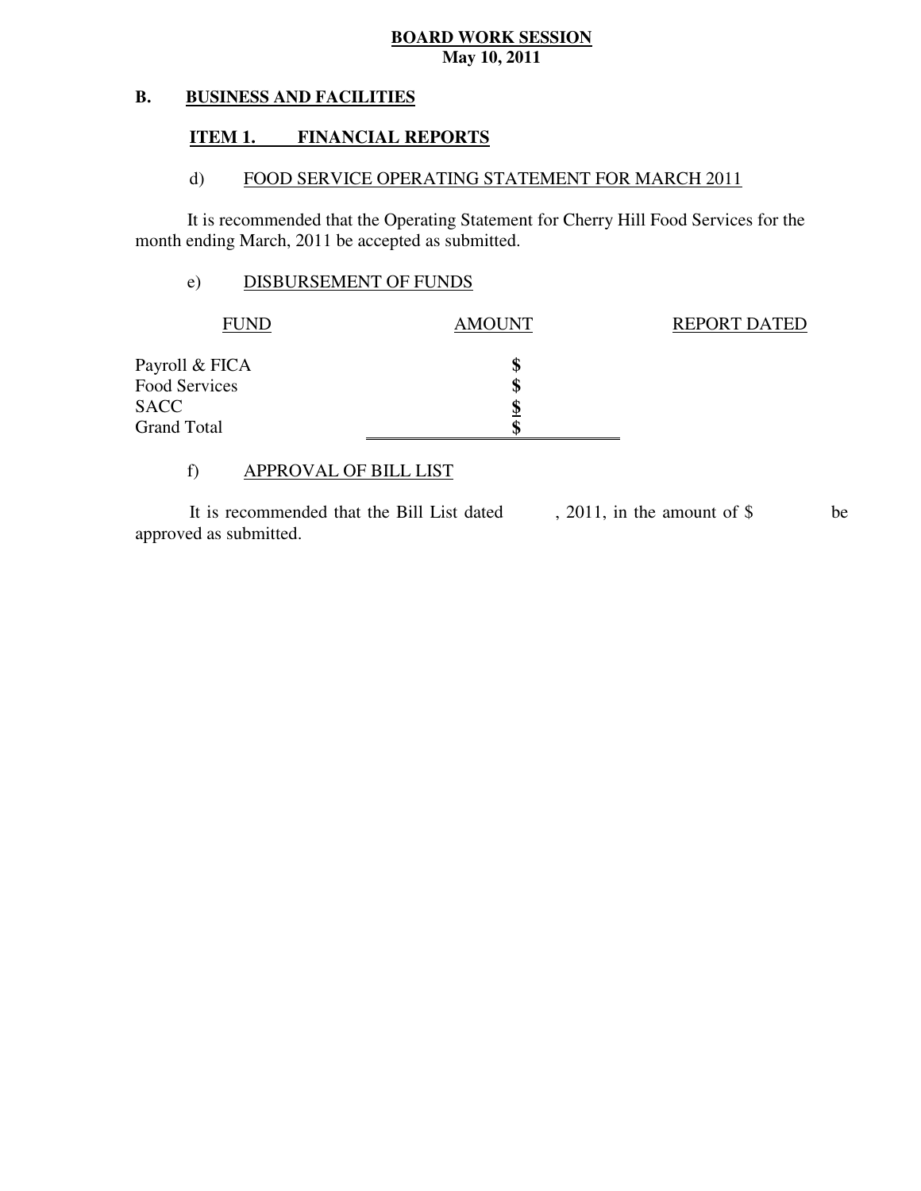**BOARD WORK SESSION**
**May 10, 2011**

**B. BUSINESS AND FACILITIES**

**ITEM 1. FINANCIAL REPORTS**

d) FOOD SERVICE OPERATING STATEMENT FOR MARCH 2011

It is recommended that the Operating Statement for Cherry Hill Food Services for the month ending March, 2011 be accepted as submitted.

e) DISBURSEMENT OF FUNDS

| FUND | AMOUNT | REPORT DATED |
|---|---|---|
| Payroll & FICA | **$** | |
| Food Services | **$** | |
| SACC | **$** | |
| Grand Total | **$** | |

f) APPROVAL OF BILL LIST

It is recommended that the Bill List dated , 2011, in the amount of $ be approved as submitted.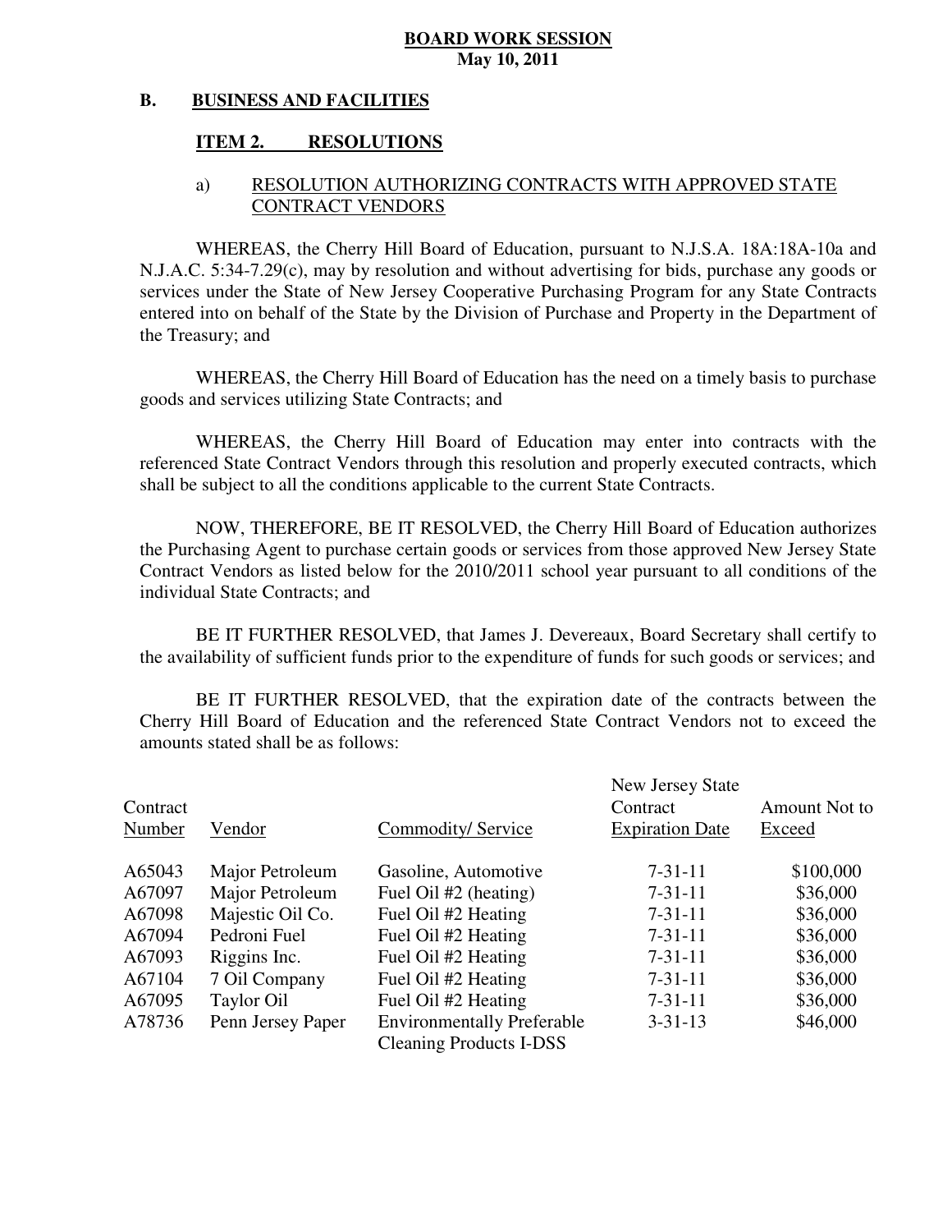**BOARD WORK SESSION**
**May 10, 2011**

**B. BUSINESS AND FACILITIES**

**ITEM 2. RESOLUTIONS**

a) RESOLUTION AUTHORIZING CONTRACTS WITH APPROVED STATE CONTRACT VENDORS

WHEREAS, the Cherry Hill Board of Education, pursuant to N.J.S.A. 18A:18A-10a and N.J.A.C. 5:34-7.29(c), may by resolution and without advertising for bids, purchase any goods or services under the State of New Jersey Cooperative Purchasing Program for any State Contracts entered into on behalf of the State by the Division of Purchase and Property in the Department of the Treasury; and

WHEREAS, the Cherry Hill Board of Education has the need on a timely basis to purchase goods and services utilizing State Contracts; and

WHEREAS, the Cherry Hill Board of Education may enter into contracts with the referenced State Contract Vendors through this resolution and properly executed contracts, which shall be subject to all the conditions applicable to the current State Contracts.

NOW, THEREFORE, BE IT RESOLVED, the Cherry Hill Board of Education authorizes the Purchasing Agent to purchase certain goods or services from those approved New Jersey State Contract Vendors as listed below for the 2010/2011 school year pursuant to all conditions of the individual State Contracts; and

BE IT FURTHER RESOLVED, that James J. Devereaux, Board Secretary shall certify to the availability of sufficient funds prior to the expenditure of funds for such goods or services; and

BE IT FURTHER RESOLVED, that the expiration date of the contracts between the Cherry Hill Board of Education and the referenced State Contract Vendors not to exceed the amounts stated shall be as follows:

| Contract Number | Vendor | Commodity/ Service | New Jersey State Contract Expiration Date | Amount Not to Exceed |
|---|---|---|---|---|
| A65043 | Major Petroleum | Gasoline, Automotive | 7-31-11 | $100,000 |
| A67097 | Major Petroleum | Fuel Oil #2 (heating) | 7-31-11 | $36,000 |
| A67098 | Majestic Oil Co. | Fuel Oil #2 Heating | 7-31-11 | $36,000 |
| A67094 | Pedroni Fuel | Fuel Oil #2 Heating | 7-31-11 | $36,000 |
| A67093 | Riggins Inc. | Fuel Oil #2 Heating | 7-31-11 | $36,000 |
| A67104 | 7 Oil Company | Fuel Oil #2 Heating | 7-31-11 | $36,000 |
| A67095 | Taylor Oil | Fuel Oil #2 Heating | 7-31-11 | $36,000 |
| A78736 | Penn Jersey Paper | Environmentally Preferable Cleaning Products I-DSS | 3-31-13 | $46,000 |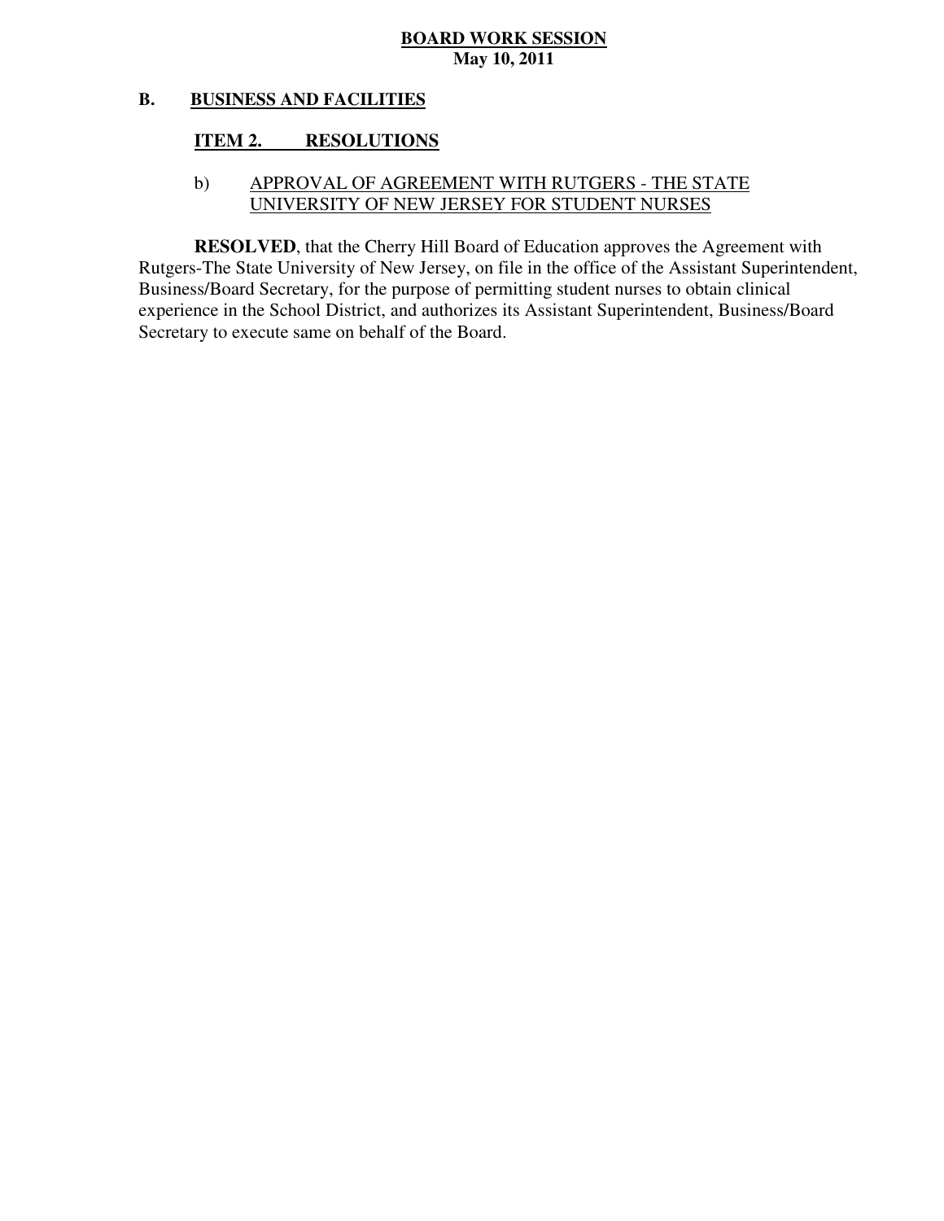**BOARD WORK SESSION**
**May 10, 2011**

## B. BUSINESS AND FACILITIES

### ITEM 2. RESOLUTIONS

b) APPROVAL OF AGREEMENT WITH RUTGERS - THE STATE UNIVERSITY OF NEW JERSEY FOR STUDENT NURSES

**RESOLVED**, that the Cherry Hill Board of Education approves the Agreement with Rutgers-The State University of New Jersey, on file in the office of the Assistant Superintendent, Business/Board Secretary, for the purpose of permitting student nurses to obtain clinical experience in the School District, and authorizes its Assistant Superintendent, Business/Board Secretary to execute same on behalf of the Board.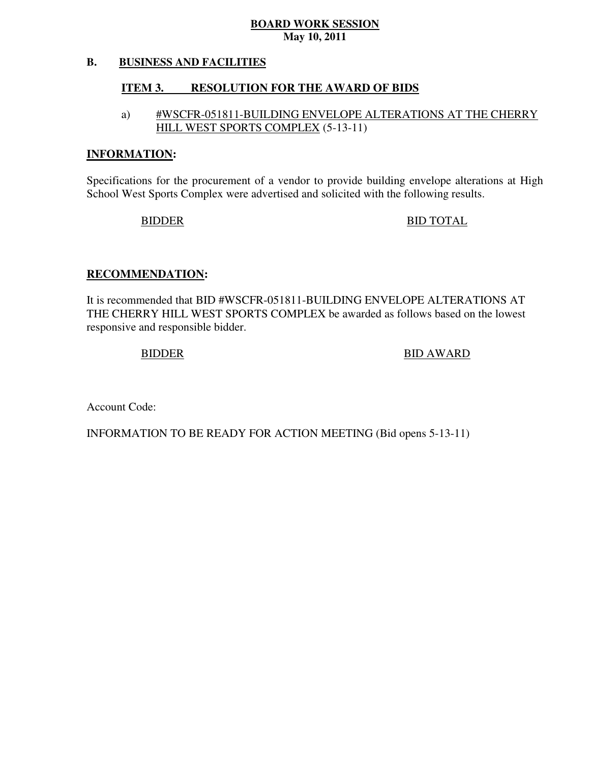**BOARD WORK SESSION**
**May 10, 2011**

**B. BUSINESS AND FACILITIES**

**ITEM 3. RESOLUTION FOR THE AWARD OF BIDS**

a) #WSCFR-051811-BUILDING ENVELOPE ALTERATIONS AT THE CHERRY HILL WEST SPORTS COMPLEX (5-13-11)

**INFORMATION:**

Specifications for the procurement of a vendor to provide building envelope alterations at High School West Sports Complex were advertised and solicited with the following results.

| BIDDER | BID TOTAL |
|---|---|

**RECOMMENDATION:**

It is recommended that BID #WSCFR-051811-BUILDING ENVELOPE ALTERATIONS AT THE CHERRY HILL WEST SPORTS COMPLEX be awarded as follows based on the lowest responsive and responsible bidder.

| BIDDER | BID AWARD |
|---|---|

Account Code:

INFORMATION TO BE READY FOR ACTION MEETING (Bid opens 5-13-11)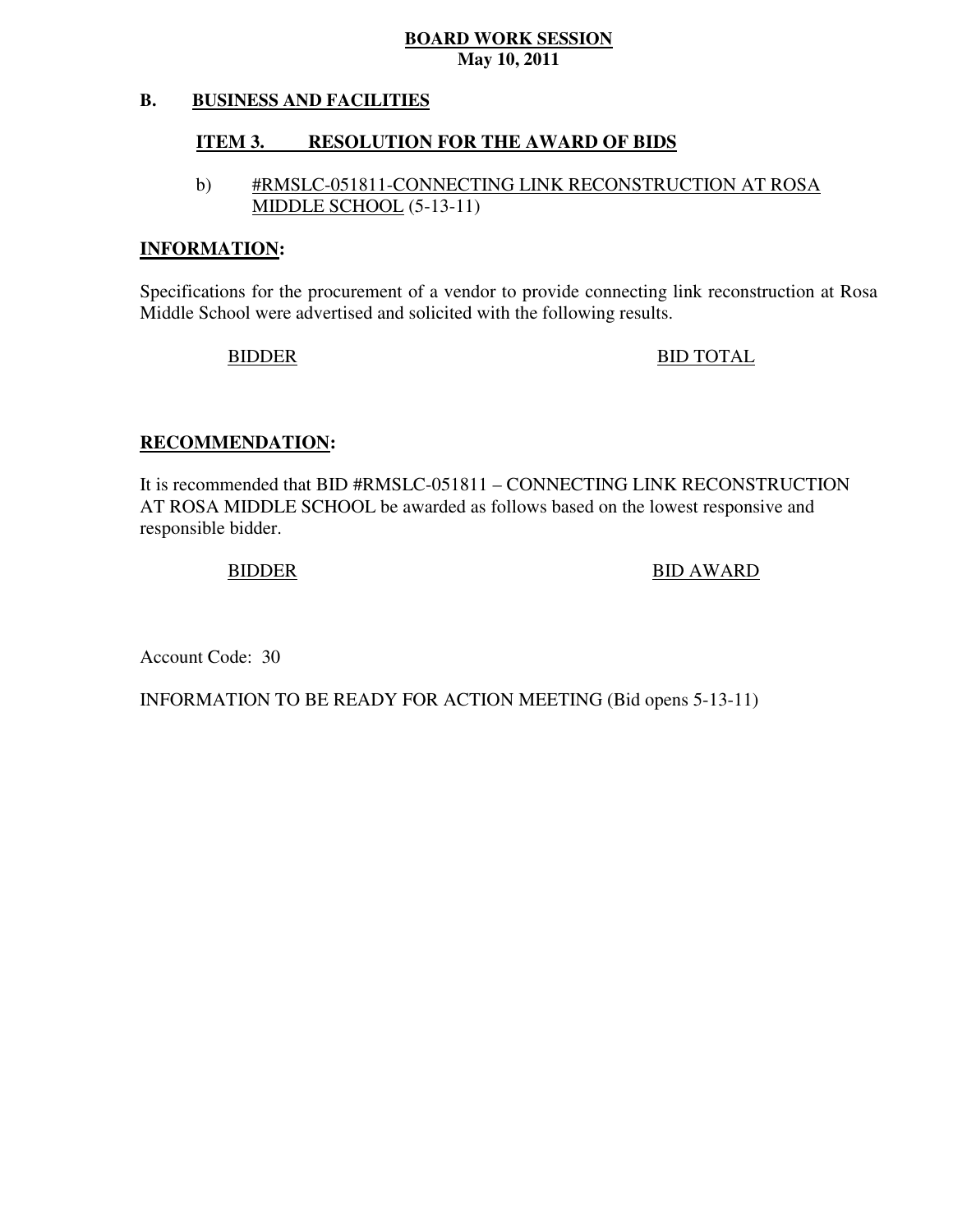**BOARD WORK SESSION**
**May 10, 2011**

**B. BUSINESS AND FACILITIES**

**ITEM 3. RESOLUTION FOR THE AWARD OF BIDS**

b) #RMSLC-051811-CONNECTING LINK RECONSTRUCTION AT ROSA MIDDLE SCHOOL (5-13-11)

**INFORMATION:**

Specifications for the procurement of a vendor to provide connecting link reconstruction at Rosa Middle School were advertised and solicited with the following results.

| BIDDER | BID TOTAL |
|---|---|

**RECOMMENDATION:**

It is recommended that BID #RMSLC-051811 – CONNECTING LINK RECONSTRUCTION AT ROSA MIDDLE SCHOOL be awarded as follows based on the lowest responsive and responsible bidder.

| BIDDER | BID AWARD |
|---|---|

Account Code: 30

INFORMATION TO BE READY FOR ACTION MEETING (Bid opens 5-13-11)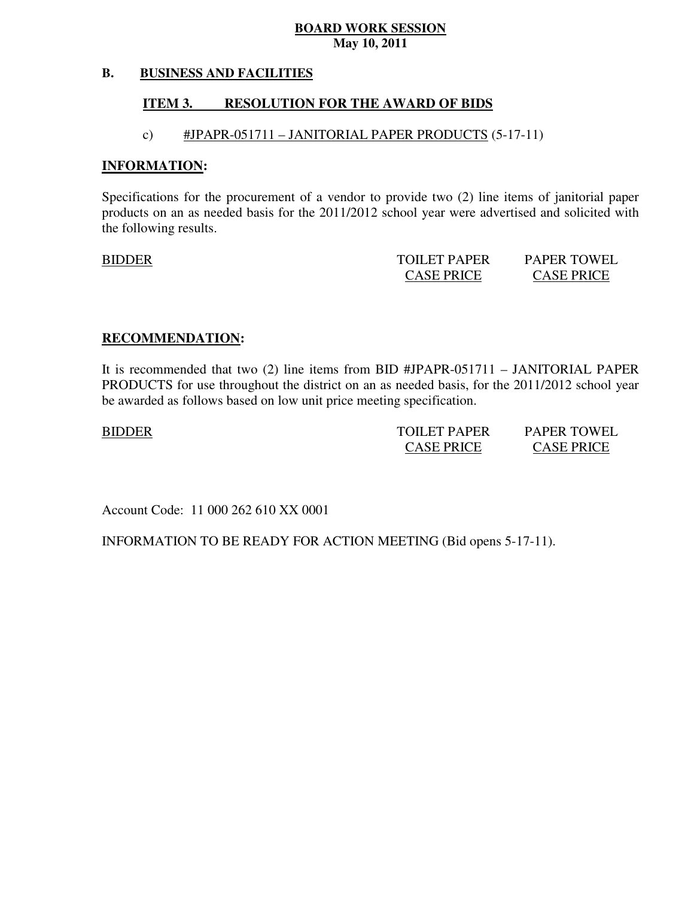**BOARD WORK SESSION**
**May 10, 2011**

**B. BUSINESS AND FACILITIES**

**ITEM 3. RESOLUTION FOR THE AWARD OF BIDS**

c) #JPAPR-051711 – JANITORIAL PAPER PRODUCTS (5-17-11)

**INFORMATION:**

Specifications for the procurement of a vendor to provide two (2) line items of janitorial paper products on an as needed basis for the 2011/2012 school year were advertised and solicited with the following results.

| BIDDER | TOILET PAPER CASE PRICE | PAPER TOWEL CASE PRICE |
|---|---|---|

**RECOMMENDATION:**

It is recommended that two (2) line items from BID #JPAPR-051711 – JANITORIAL PAPER PRODUCTS for use throughout the district on an as needed basis, for the 2011/2012 school year be awarded as follows based on low unit price meeting specification.

| BIDDER | TOILET PAPER CASE PRICE | PAPER TOWEL CASE PRICE |
|---|---|---|

Account Code: 11 000 262 610 XX 0001

INFORMATION TO BE READY FOR ACTION MEETING (Bid opens 5-17-11).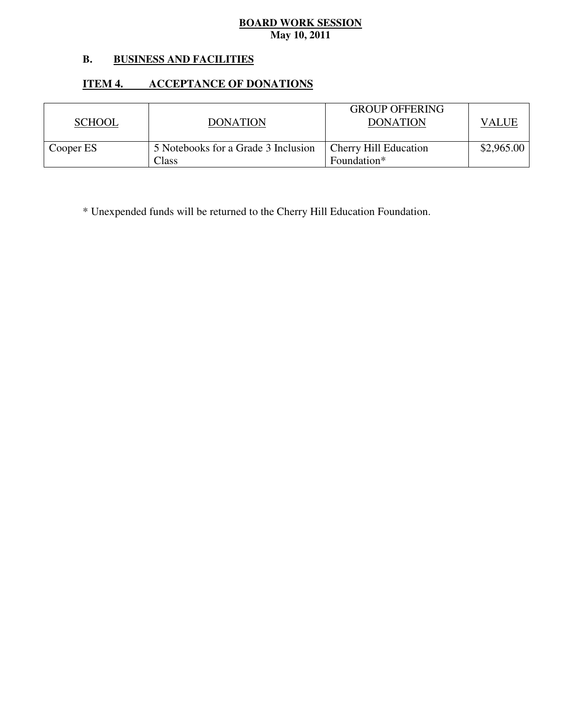**BOARD WORK SESSION**
**May 10, 2011**

## B. BUSINESS AND FACILITIES

### ITEM 4. ACCEPTANCE OF DONATIONS

| SCHOOL | DONATION | GROUP OFFERING DONATION | VALUE |
|---|---|---|---|
| Cooper ES | 5 Notebooks for a Grade 3 Inclusion Class | Cherry Hill Education Foundation* | $2,965.00 |

* Unexpended funds will be returned to the Cherry Hill Education Foundation.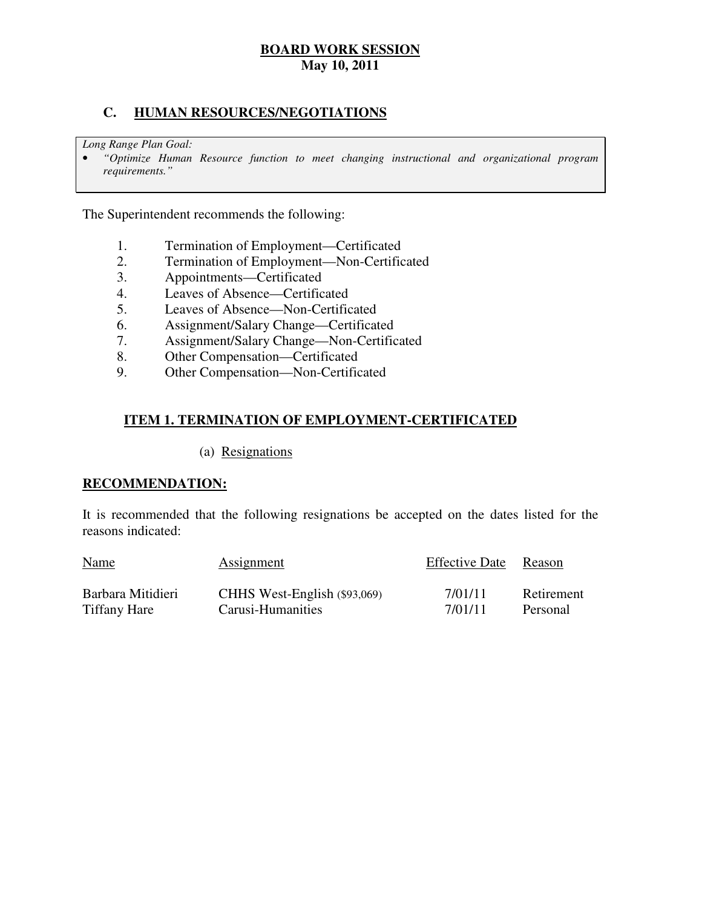**BOARD WORK SESSION**
**May 10, 2011**

## C. HUMAN RESOURCES/NEGOTIATIONS

*Long Range Plan Goal:*

- *"Optimize Human Resource function to meet changing instructional and organizational program requirements."*

The Superintendent recommends the following:

1. Termination of Employment—Certificated
2. Termination of Employment—Non-Certificated
3. Appointments—Certificated
4. Leaves of Absence—Certificated
5. Leaves of Absence—Non-Certificated
6. Assignment/Salary Change—Certificated
7. Assignment/Salary Change—Non-Certificated
8. Other Compensation—Certificated
9. Other Compensation—Non-Certificated

### ITEM 1. TERMINATION OF EMPLOYMENT-CERTIFICATED

(a) Resignations

**RECOMMENDATION:**

It is recommended that the following resignations be accepted on the dates listed for the reasons indicated:

| Name | Assignment | Effective Date | Reason |
|---|---|---|---|
| Barbara Mitidieri | CHHS West-English ($93,069) | 7/01/11 | Retirement |
| Tiffany Hare | Carusi-Humanities | 7/01/11 | Personal |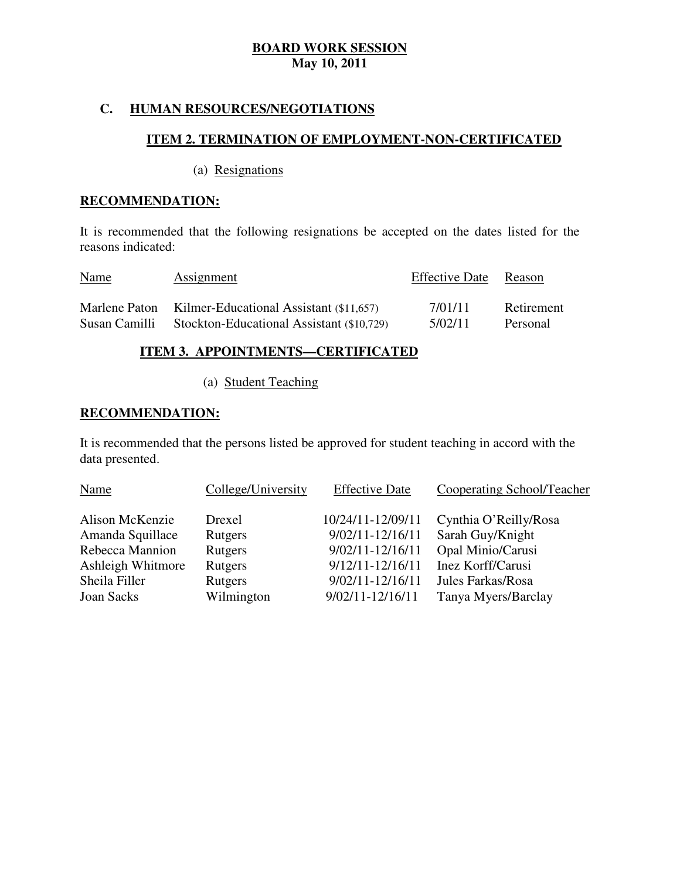**BOARD WORK SESSION**
**May 10, 2011**

## C. HUMAN RESOURCES/NEGOTIATIONS

### ITEM 2. TERMINATION OF EMPLOYMENT-NON-CERTIFICATED

(a) Resignations

**RECOMMENDATION:**

It is recommended that the following resignations be accepted on the dates listed for the reasons indicated:

| Name | Assignment | Effective Date | Reason |
|---|---|---|---|
| Marlene Paton | Kilmer-Educational Assistant ($11,657) | 7/01/11 | Retirement |
| Susan Camilli | Stockton-Educational Assistant ($10,729) | 5/02/11 | Personal |

### ITEM 3. APPOINTMENTS—CERTIFICATED

(a) Student Teaching

**RECOMMENDATION:**

It is recommended that the persons listed be approved for student teaching in accord with the data presented.

| Name | College/University | Effective Date | Cooperating School/Teacher |
|---|---|---|---|
| Alison McKenzie | Drexel | 10/24/11-12/09/11 | Cynthia O'Reilly/Rosa |
| Amanda Squillace | Rutgers | 9/02/11-12/16/11 | Sarah Guy/Knight |
| Rebecca Mannion | Rutgers | 9/02/11-12/16/11 | Opal Minio/Carusi |
| Ashleigh Whitmore | Rutgers | 9/12/11-12/16/11 | Inez Korff/Carusi |
| Sheila Filler | Rutgers | 9/02/11-12/16/11 | Jules Farkas/Rosa |
| Joan Sacks | Wilmington | 9/02/11-12/16/11 | Tanya Myers/Barclay |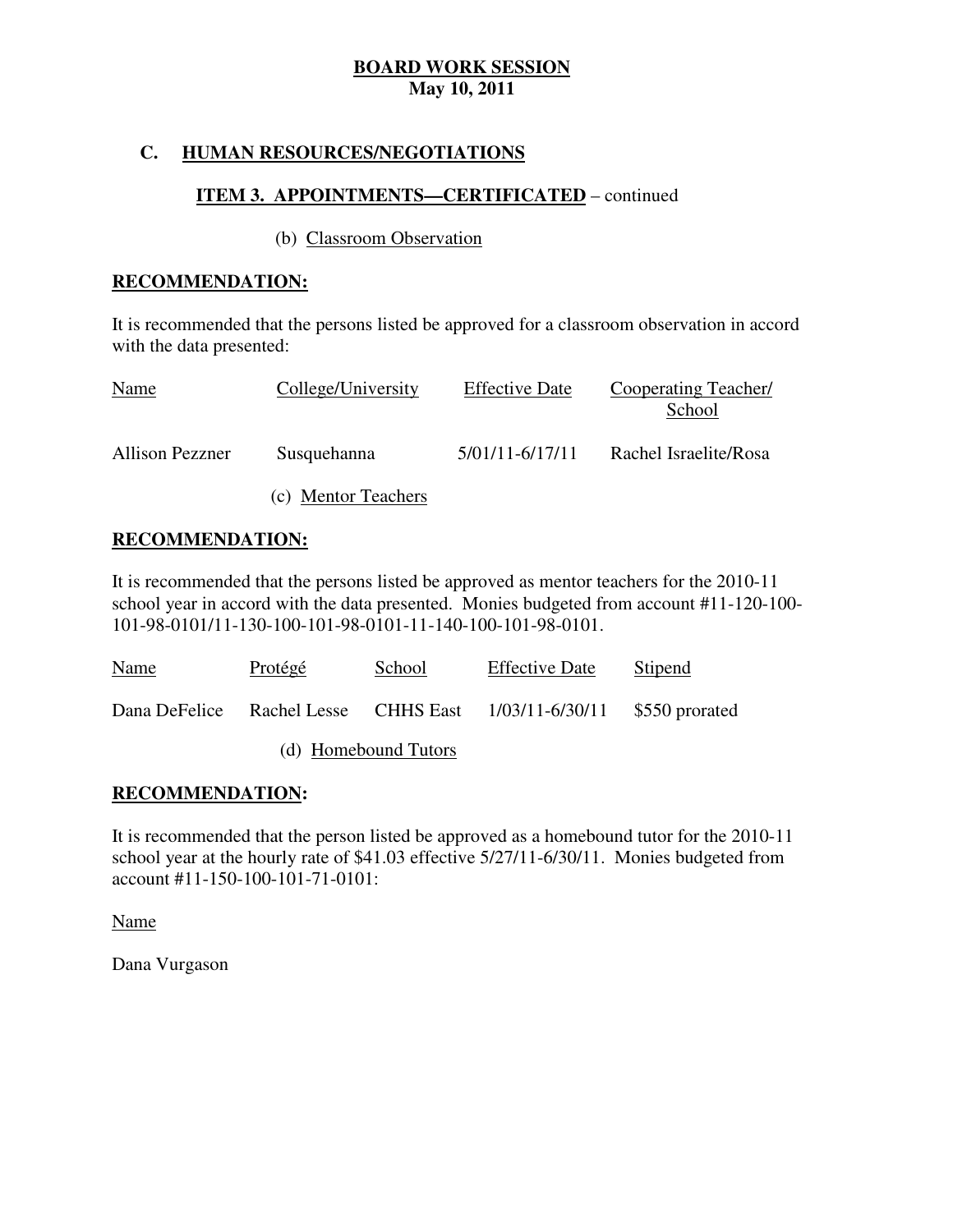**BOARD WORK SESSION**
**May 10, 2011**

## C. HUMAN RESOURCES/NEGOTIATIONS

### ITEM 3. APPOINTMENTS—CERTIFICATED – continued

(b) Classroom Observation

**RECOMMENDATION:**

It is recommended that the persons listed be approved for a classroom observation in accord with the data presented:

| Name | College/University | Effective Date | Cooperating Teacher/ School |
|---|---|---|---|
| Allison Pezzner | Susquehanna | 5/01/11-6/17/11 | Rachel Israelite/Rosa |

(c) Mentor Teachers

**RECOMMENDATION:**

It is recommended that the persons listed be approved as mentor teachers for the 2010-11 school year in accord with the data presented. Monies budgeted from account #11-120-100-101-98-0101/11-130-100-101-98-0101-11-140-100-101-98-0101.

| Name | Protégé | School | Effective Date | Stipend |
|---|---|---|---|---|
| Dana DeFelice | Rachel Lesse | CHHS East | 1/03/11-6/30/11 | $550 prorated |

(d) Homebound Tutors

**RECOMMENDATION:**

It is recommended that the person listed be approved as a homebound tutor for the 2010-11 school year at the hourly rate of $41.03 effective 5/27/11-6/30/11. Monies budgeted from account #11-150-100-101-71-0101:

Name

Dana Vurgason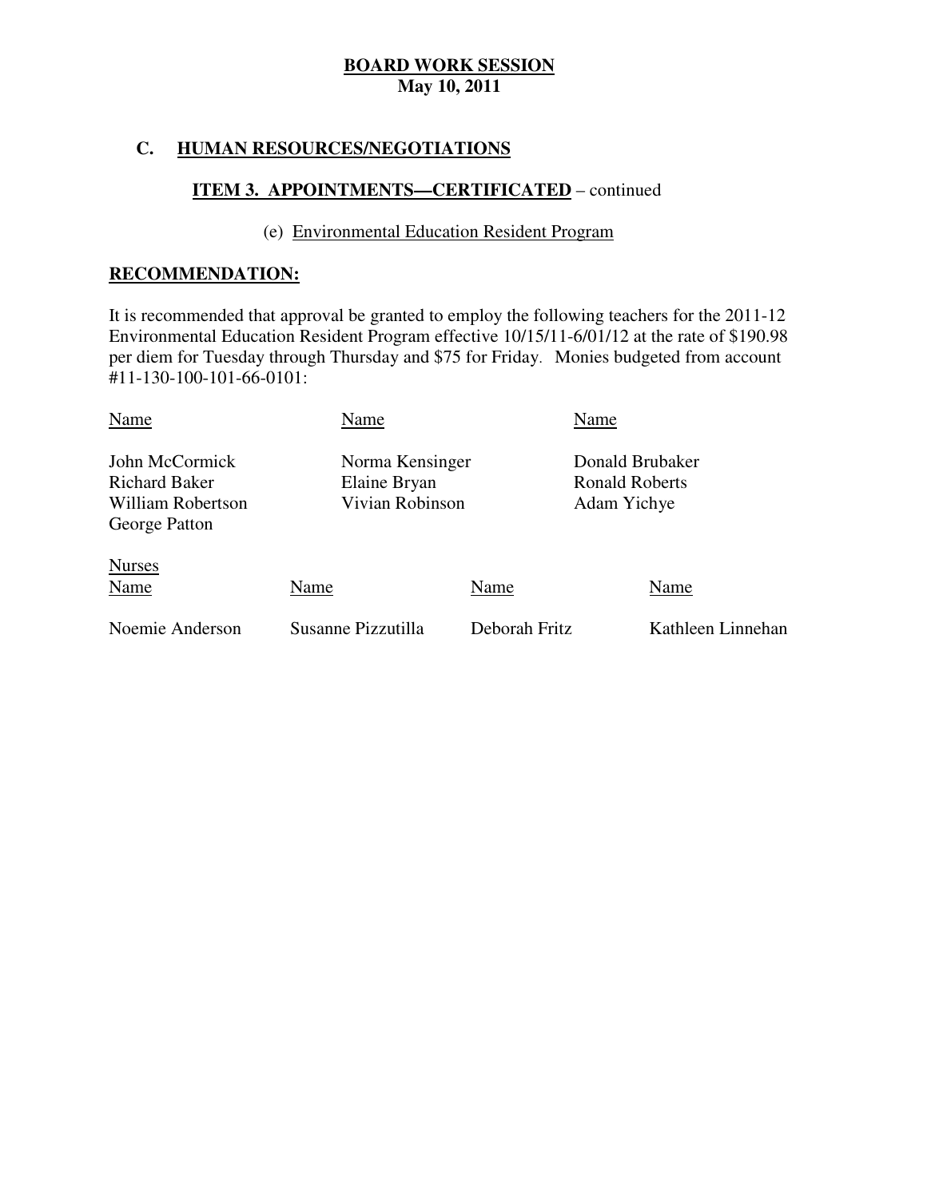**BOARD WORK SESSION**
**May 10, 2011**

## C. HUMAN RESOURCES/NEGOTIATIONS

### ITEM 3. APPOINTMENTS—CERTIFICATED – continued

(e) Environmental Education Resident Program

**RECOMMENDATION:**

It is recommended that approval be granted to employ the following teachers for the 2011-12 Environmental Education Resident Program effective 10/15/11-6/01/12 at the rate of $190.98 per diem for Tuesday through Thursday and $75 for Friday. Monies budgeted from account #11-130-100-101-66-0101:

| Name | Name | Name |
|---|---|---|
| John McCormick | Norma Kensinger | Donald Brubaker |
| Richard Baker | Elaine Bryan | Ronald Roberts |
| William Robertson | Vivian Robinson | Adam Yichye |
| George Patton | | |

Nurses

| Name | Name | Name | Name |
|---|---|---|---|
| Noemie Anderson | Susanne Pizzutilla | Deborah Fritz | Kathleen Linnehan |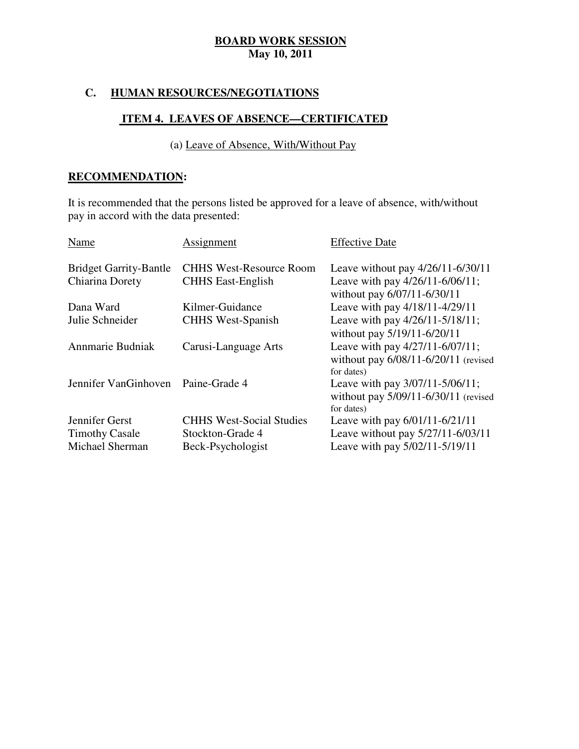**BOARD WORK SESSION**
**May 10, 2011**

## C. HUMAN RESOURCES/NEGOTIATIONS

### ITEM 4. LEAVES OF ABSENCE—CERTIFICATED

(a) Leave of Absence, With/Without Pay

**RECOMMENDATION:**

It is recommended that the persons listed be approved for a leave of absence, with/without pay in accord with the data presented:

| Name | Assignment | Effective Date |
|---|---|---|
| Bridget Garrity-Bantle | CHHS West-Resource Room | Leave without pay 4/26/11-6/30/11 |
| Chiarina Dorety | CHHS East-English | Leave with pay 4/26/11-6/06/11; without pay 6/07/11-6/30/11 |
| Dana Ward | Kilmer-Guidance | Leave with pay 4/18/11-4/29/11 |
| Julie Schneider | CHHS West-Spanish | Leave with pay 4/26/11-5/18/11; without pay 5/19/11-6/20/11 |
| Annmarie Budniak | Carusi-Language Arts | Leave with pay 4/27/11-6/07/11; without pay 6/08/11-6/20/11 (revised for dates) |
| Jennifer VanGinhoven | Paine-Grade 4 | Leave with pay 3/07/11-5/06/11; without pay 5/09/11-6/30/11 (revised for dates) |
| Jennifer Gerst | CHHS West-Social Studies | Leave with pay 6/01/11-6/21/11 |
| Timothy Casale | Stockton-Grade 4 | Leave without pay 5/27/11-6/03/11 |
| Michael Sherman | Beck-Psychologist | Leave with pay 5/02/11-5/19/11 |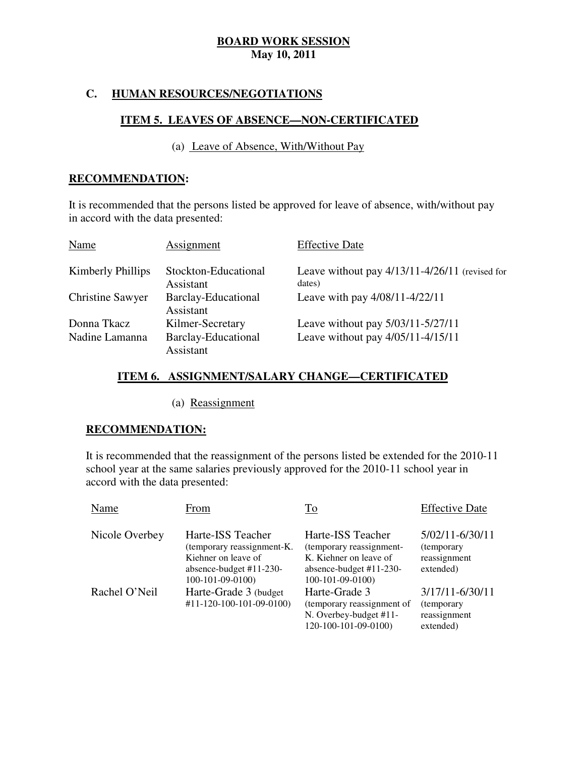**BOARD WORK SESSION**
**May 10, 2011**

## C. HUMAN RESOURCES/NEGOTIATIONS

### ITEM 5. LEAVES OF ABSENCE—NON-CERTIFICATED

(a) Leave of Absence, With/Without Pay

**RECOMMENDATION:**

It is recommended that the persons listed be approved for leave of absence, with/without pay in accord with the data presented:

| Name | Assignment | Effective Date |
|---|---|---|
| Kimberly Phillips | Stockton-Educational Assistant | Leave without pay 4/13/11-4/26/11 (revised for dates) |
| Christine Sawyer | Barclay-Educational Assistant | Leave with pay 4/08/11-4/22/11 |
| Donna Tkacz | Kilmer-Secretary | Leave without pay 5/03/11-5/27/11 |
| Nadine Lamanna | Barclay-Educational Assistant | Leave without pay 4/05/11-4/15/11 |

### ITEM 6. ASSIGNMENT/SALARY CHANGE—CERTIFICATED

(a) Reassignment

**RECOMMENDATION:**

It is recommended that the reassignment of the persons listed be extended for the 2010-11 school year at the same salaries previously approved for the 2010-11 school year in accord with the data presented:

| Name | From | To | Effective Date |
|---|---|---|---|
| Nicole Overbey | Harte-ISS Teacher (temporary reassignment-K. Kiehner on leave of absence-budget #11-230-100-101-09-0100) | Harte-ISS Teacher (temporary reassignment-K. Kiehner on leave of absence-budget #11-230-100-101-09-0100) | 5/02/11-6/30/11 (temporary reassignment extended) |
| Rachel O'Neil | Harte-Grade 3 (budget #11-120-100-101-09-0100) | Harte-Grade 3 (temporary reassignment of N. Overbey-budget #11-120-100-101-09-0100) | 3/17/11-6/30/11 (temporary reassignment extended) |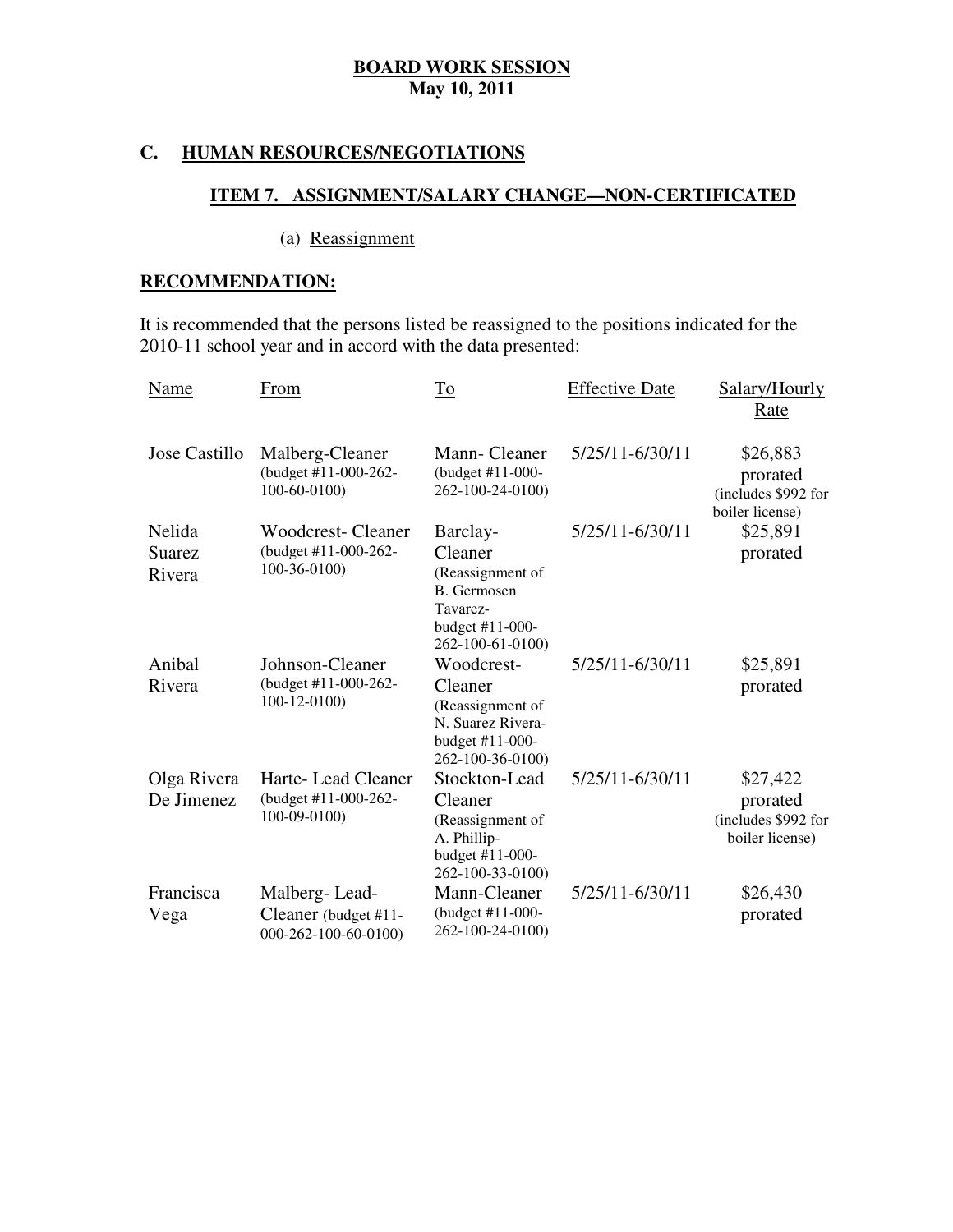**BOARD WORK SESSION**
**May 10, 2011**

## C. HUMAN RESOURCES/NEGOTIATIONS

### ITEM 7. ASSIGNMENT/SALARY CHANGE—NON-CERTIFICATED

(a) Reassignment

**RECOMMENDATION:**

It is recommended that the persons listed be reassigned to the positions indicated for the 2010-11 school year and in accord with the data presented:

| Name | From | To | Effective Date | Salary/Hourly Rate |
|---|---|---|---|---|
| Jose Castillo | Malberg-Cleaner (budget #11-000-262-100-60-0100) | Mann- Cleaner (budget #11-000-262-100-24-0100) | 5/25/11-6/30/11 | $26,883 prorated (includes $992 for boiler license) |
| Nelida Suarez Rivera | Woodcrest- Cleaner (budget #11-000-262-100-36-0100) | Barclay-Cleaner (Reassignment of B. Germosen Tavarez-budget #11-000-262-100-61-0100) | 5/25/11-6/30/11 | $25,891 prorated |
| Anibal Rivera | Johnson-Cleaner (budget #11-000-262-100-12-0100) | Woodcrest-Cleaner (Reassignment of N. Suarez Rivera-budget #11-000-262-100-36-0100) | 5/25/11-6/30/11 | $25,891 prorated |
| Olga Rivera De Jimenez | Harte- Lead Cleaner (budget #11-000-262-100-09-0100) | Stockton-Lead Cleaner (Reassignment of A. Phillip-budget #11-000-262-100-33-0100) | 5/25/11-6/30/11 | $27,422 prorated (includes $992 for boiler license) |
| Francisca Vega | Malberg- Lead-Cleaner (budget #11-000-262-100-60-0100) | Mann-Cleaner (budget #11-000-262-100-24-0100) | 5/25/11-6/30/11 | $26,430 prorated |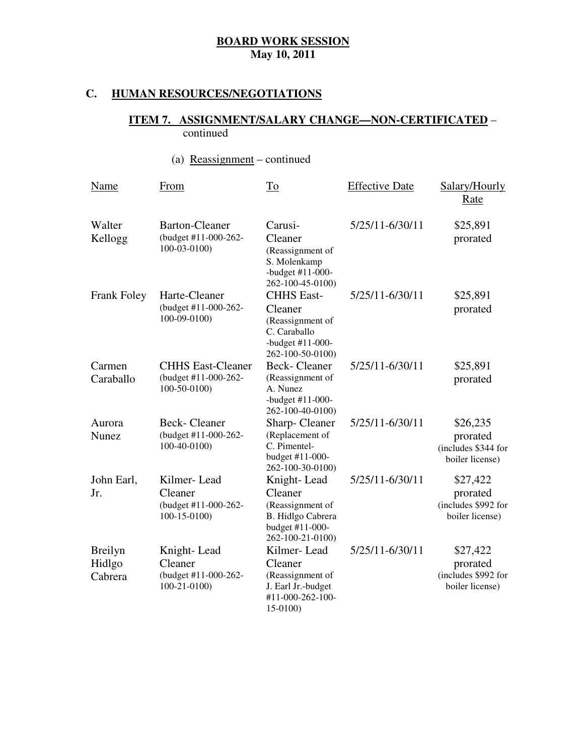**BOARD WORK SESSION**
**May 10, 2011**

## C. HUMAN RESOURCES/NEGOTIATIONS

### ITEM 7. ASSIGNMENT/SALARY CHANGE—NON-CERTIFICATED – continued

(a) Reassignment – continued

| Name | From | To | Effective Date | Salary/Hourly Rate |
|---|---|---|---|---|
| Walter Kellogg | Barton-Cleaner (budget #11-000-262-100-03-0100) | Carusi-Cleaner (Reassignment of S. Molenkamp -budget #11-000-262-100-45-0100) | 5/25/11-6/30/11 | $25,891 prorated |
| Frank Foley | Harte-Cleaner (budget #11-000-262-100-09-0100) | CHHS East-Cleaner (Reassignment of C. Caraballo -budget #11-000-262-100-50-0100) | 5/25/11-6/30/11 | $25,891 prorated |
| Carmen Caraballo | CHHS East-Cleaner (budget #11-000-262-100-50-0100) | Beck- Cleaner (Reassignment of A. Nunez -budget #11-000-262-100-40-0100) | 5/25/11-6/30/11 | $25,891 prorated |
| Aurora Nunez | Beck- Cleaner (budget #11-000-262-100-40-0100) | Sharp- Cleaner (Replacement of C. Pimentel-budget #11-000-262-100-30-0100) | 5/25/11-6/30/11 | $26,235 prorated (includes $344 for boiler license) |
| John Earl, Jr. | Kilmer- Lead Cleaner (budget #11-000-262-100-15-0100) | Knight- Lead Cleaner (Reassignment of B. Hidlgo Cabrera budget #11-000-262-100-21-0100) | 5/25/11-6/30/11 | $27,422 prorated (includes $992 for boiler license) |
| Breilyn Hidlgo Cabrera | Knight- Lead Cleaner (budget #11-000-262-100-21-0100) | Kilmer- Lead Cleaner (Reassignment of J. Earl Jr.-budget #11-000-262-100-15-0100) | 5/25/11-6/30/11 | $27,422 prorated (includes $992 for boiler license) |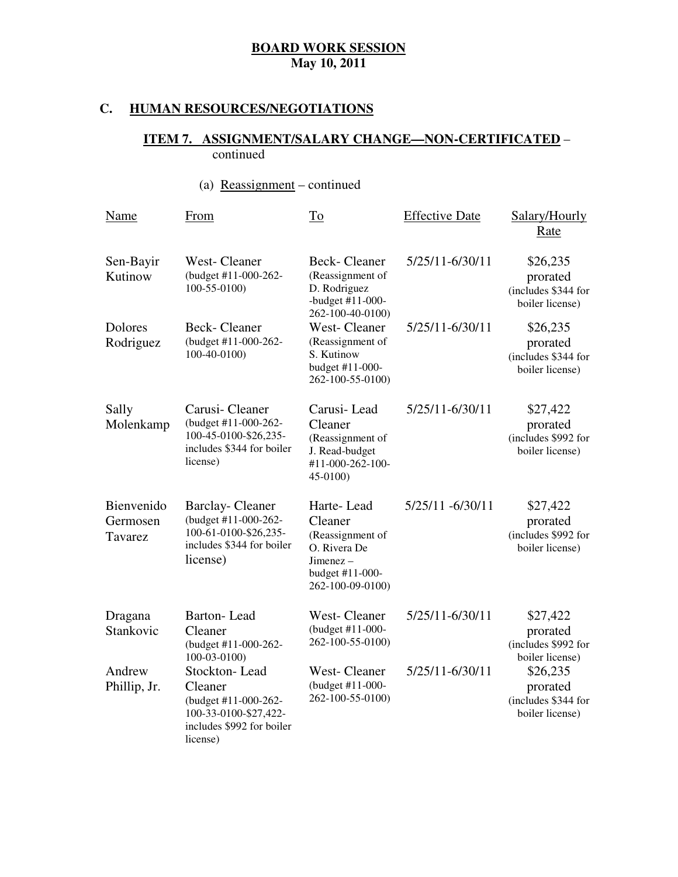**BOARD WORK SESSION**
**May 10, 2011**

## C. HUMAN RESOURCES/NEGOTIATIONS

### ITEM 7. ASSIGNMENT/SALARY CHANGE—NON-CERTIFICATED – continued

(a) Reassignment – continued

| Name | From | To | Effective Date | Salary/Hourly Rate |
|---|---|---|---|---|
| Sen-Bayir Kutinow | West- Cleaner (budget #11-000-262-100-55-0100) | Beck- Cleaner (Reassignment of D. Rodriguez -budget #11-000-262-100-40-0100) | 5/25/11-6/30/11 | $26,235 prorated (includes $344 for boiler license) |
| Dolores Rodriguez | Beck- Cleaner (budget #11-000-262-100-40-0100) | West- Cleaner (Reassignment of S. Kutinow budget #11-000-262-100-55-0100) | 5/25/11-6/30/11 | $26,235 prorated (includes $344 for boiler license) |
| Sally Molenkamp | Carusi- Cleaner (budget #11-000-262-100-45-0100-$26,235-includes $344 for boiler license) | Carusi- Lead Cleaner (Reassignment of J. Read-budget #11-000-262-100-45-0100) | 5/25/11-6/30/11 | $27,422 prorated (includes $992 for boiler license) |
| Bienvenido Germosen Tavarez | Barclay- Cleaner (budget #11-000-262-100-61-0100-$26,235-includes $344 for boiler license) | Harte- Lead Cleaner (Reassignment of O. Rivera De Jimenez – budget #11-000-262-100-09-0100) | 5/25/11 -6/30/11 | $27,422 prorated (includes $992 for boiler license) |
| Dragana Stankovic | Barton- Lead Cleaner (budget #11-000-262-100-03-0100) | West- Cleaner (budget #11-000-262-100-55-0100) | 5/25/11-6/30/11 | $27,422 prorated (includes $992 for boiler license) |
| Andrew Phillip, Jr. | Stockton- Lead Cleaner (budget #11-000-262-100-33-0100-$27,422-includes $992 for boiler license) | West- Cleaner (budget #11-000-262-100-55-0100) | 5/25/11-6/30/11 | $26,235 prorated (includes $344 for boiler license) |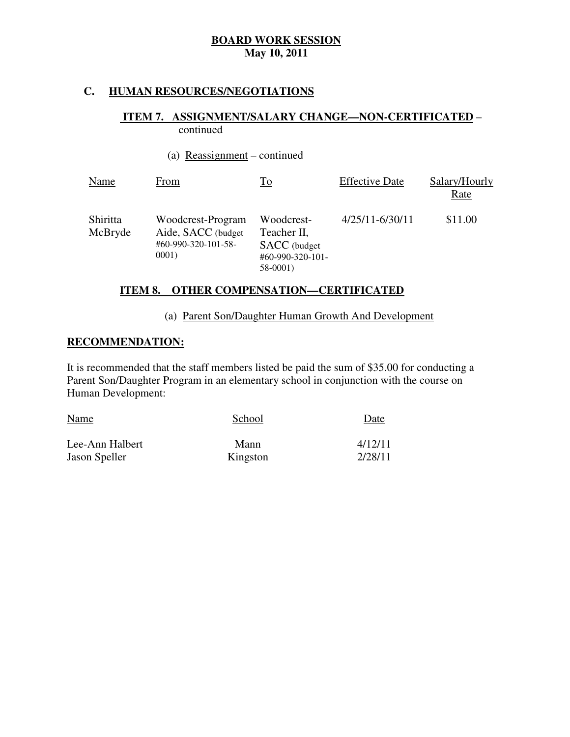**BOARD WORK SESSION**
**May 10, 2011**

## C. HUMAN RESOURCES/NEGOTIATIONS

### ITEM 7. ASSIGNMENT/SALARY CHANGE—NON-CERTIFICATED – continued

(a) Reassignment – continued

| Name | From | To | Effective Date | Salary/Hourly Rate |
|---|---|---|---|---|
| Shiritta McBryde | Woodcrest-Program Aide, SACC (budget #60-990-320-101-58-0001) | Woodcrest-Teacher II, SACC (budget #60-990-320-101-58-0001) | 4/25/11-6/30/11 | $11.00 |

### ITEM 8. OTHER COMPENSATION—CERTIFICATED

(a) Parent Son/Daughter Human Growth And Development

**RECOMMENDATION:**

It is recommended that the staff members listed be paid the sum of $35.00 for conducting a Parent Son/Daughter Program in an elementary school in conjunction with the course on Human Development:

| Name | School | Date |
|---|---|---|
| Lee-Ann Halbert | Mann | 4/12/11 |
| Jason Speller | Kingston | 2/28/11 |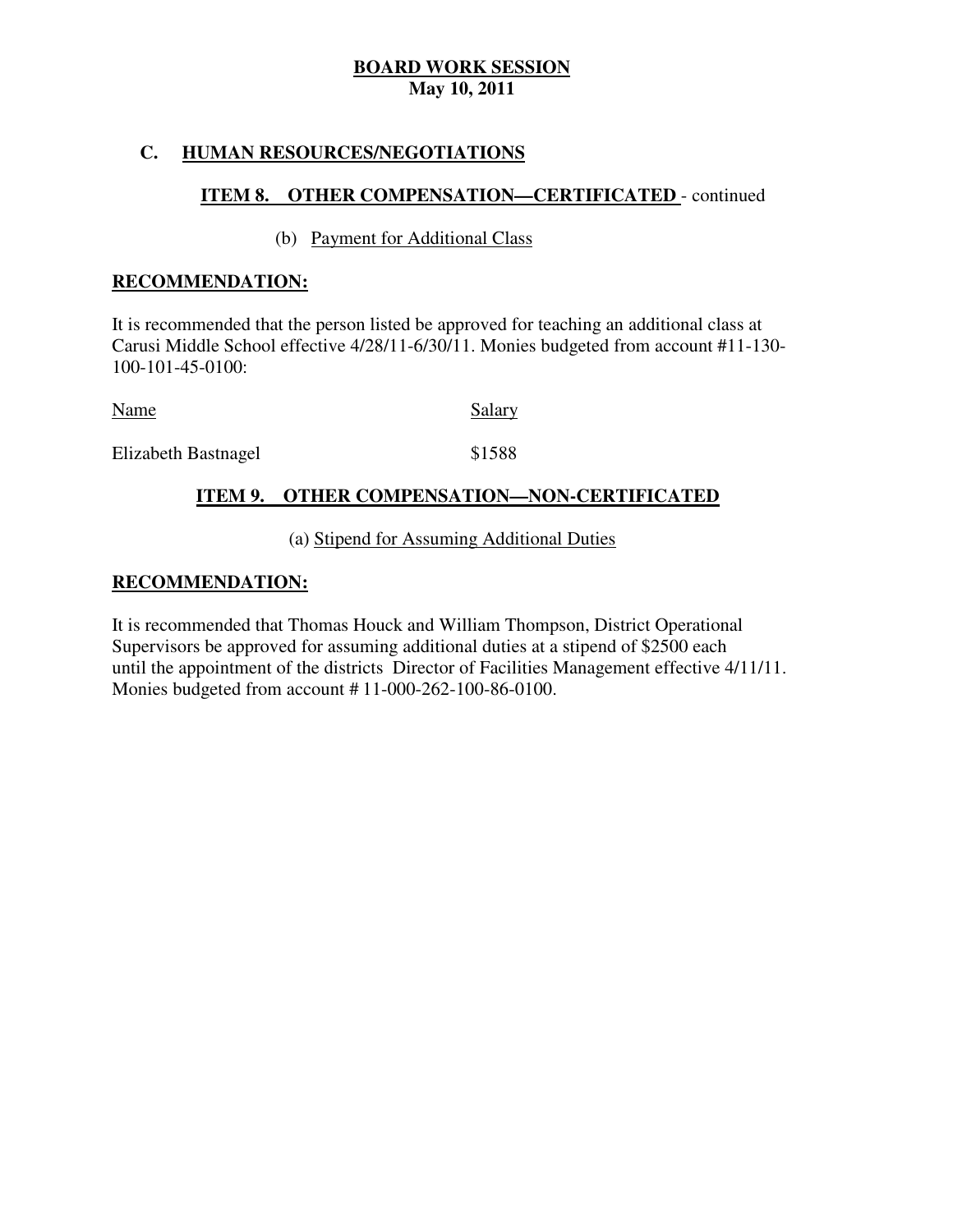**BOARD WORK SESSION**
**May 10, 2011**

## C. HUMAN RESOURCES/NEGOTIATIONS

### ITEM 8. OTHER COMPENSATION—CERTIFICATED - continued

(b) Payment for Additional Class

**RECOMMENDATION:**

It is recommended that the person listed be approved for teaching an additional class at Carusi Middle School effective 4/28/11-6/30/11. Monies budgeted from account #11-130-100-101-45-0100:

| Name | Salary |
| --- | --- |
| Elizabeth Bastnagel | $1588 |

### ITEM 9. OTHER COMPENSATION—NON-CERTIFICATED

(a) Stipend for Assuming Additional Duties

**RECOMMENDATION:**

It is recommended that Thomas Houck and William Thompson, District Operational Supervisors be approved for assuming additional duties at a stipend of $2500 each until the appointment of the districts Director of Facilities Management effective 4/11/11. Monies budgeted from account # 11-000-262-100-86-0100.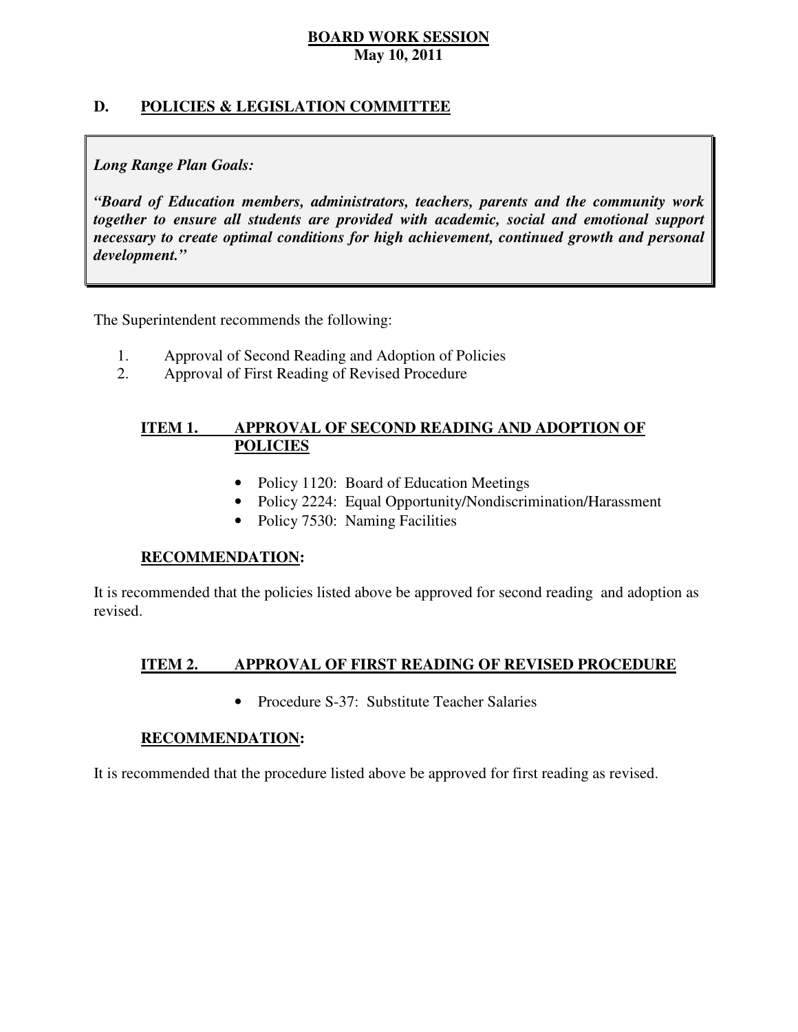**BOARD WORK SESSION**
**May 10, 2011**

## D. POLICIES & LEGISLATION COMMITTEE

> ***Long Range Plan Goals:***
>
> ***"Board of Education members, administrators, teachers, parents and the community work together to ensure all students are provided with academic, social and emotional support necessary to create optimal conditions for high achievement, continued growth and personal development."***

The Superintendent recommends the following:

1. Approval of Second Reading and Adoption of Policies
2. Approval of First Reading of Revised Procedure

### ITEM 1. APPROVAL OF SECOND READING AND ADOPTION OF POLICIES

- Policy 1120: Board of Education Meetings
- Policy 2224: Equal Opportunity/Nondiscrimination/Harassment
- Policy 7530: Naming Facilities

**RECOMMENDATION:**

It is recommended that the policies listed above be approved for second reading and adoption as revised.

### ITEM 2. APPROVAL OF FIRST READING OF REVISED PROCEDURE

- Procedure S-37: Substitute Teacher Salaries

**RECOMMENDATION:**

It is recommended that the procedure listed above be approved for first reading as revised.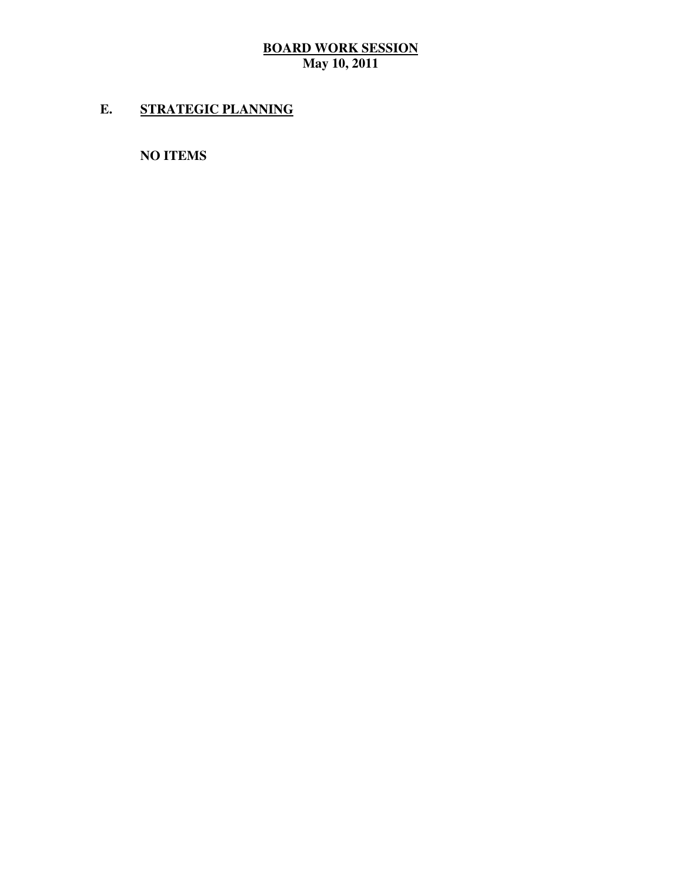## E. STRATEGIC PLANNING

**NO ITEMS**